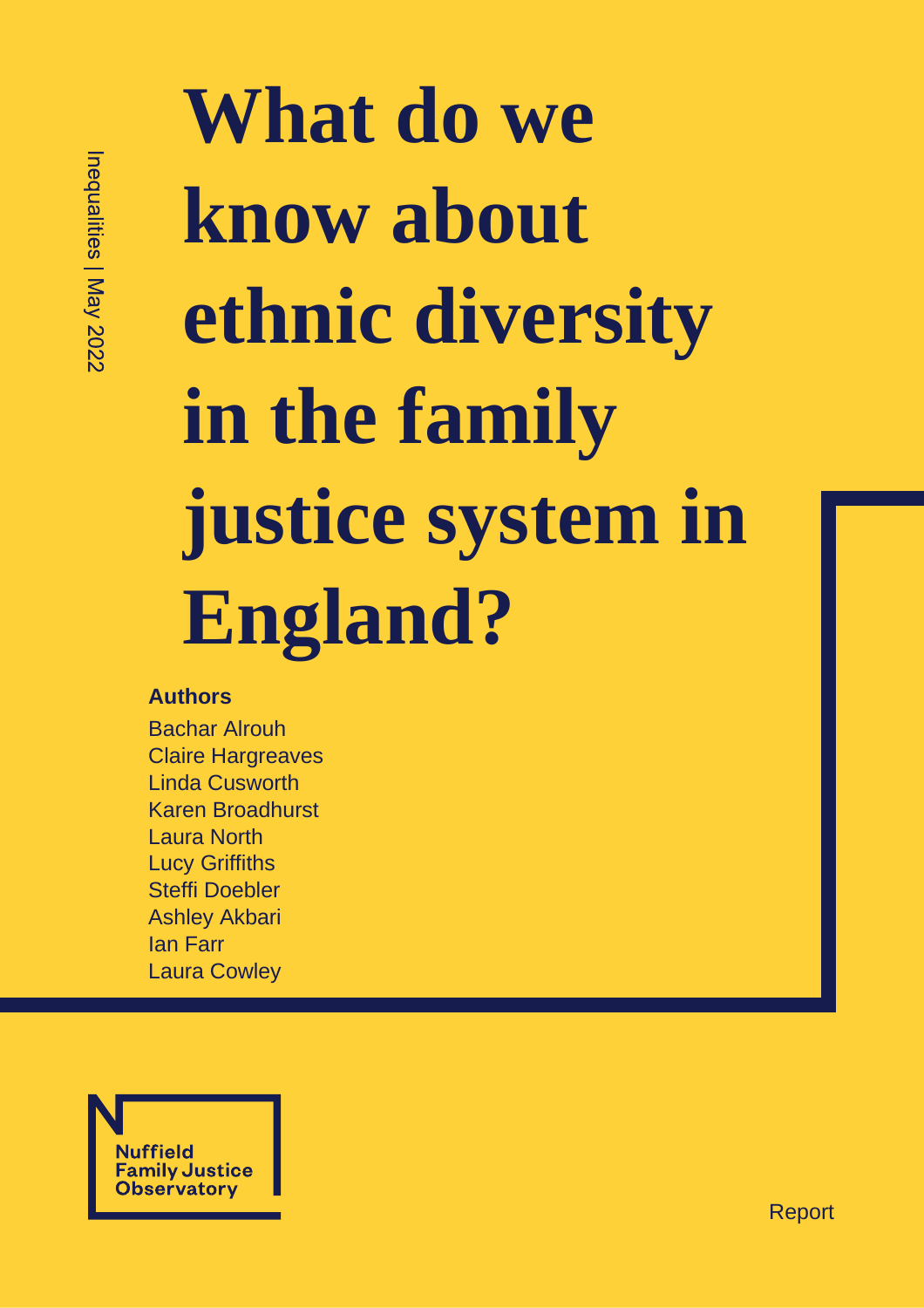Inequalities | May 2022

# What do we know about ethnic diversity in the family justice system in England?

**Authors**

Bachar Alrouh
Claire Hargreaves
Linda Cusworth
Karen Broadhurst
Laura North
Lucy Griffiths
Steffi Doebler
Ashley Akbari
Ian Farr
Laura Cowley

Nuffield Family Justice Observatory

Report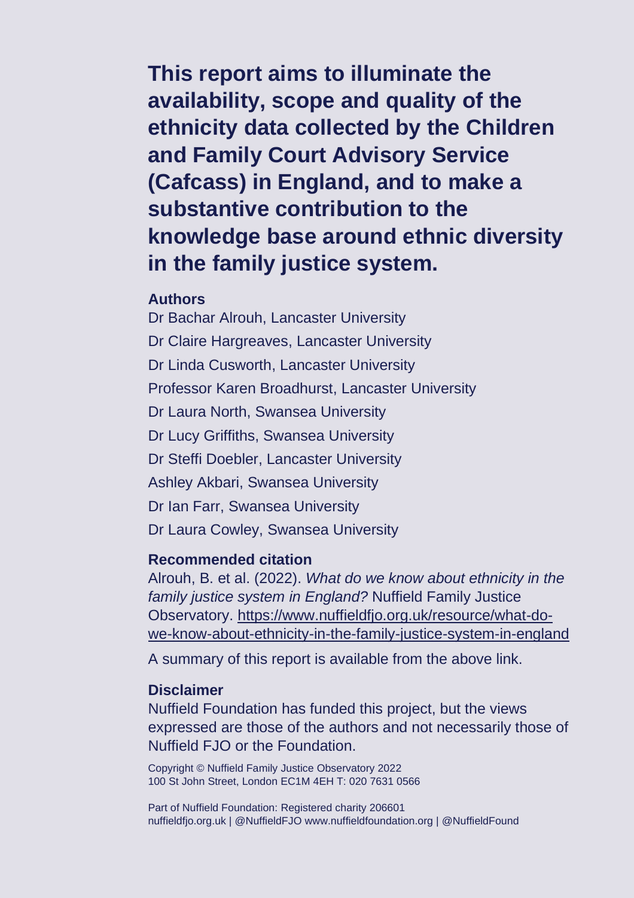**This report aims to illuminate the availability, scope and quality of the ethnicity data collected by the Children and Family Court Advisory Service (Cafcass) in England, and to make a substantive contribution to the knowledge base around ethnic diversity in the family justice system.**

### Authors

Dr Bachar Alrouh, Lancaster University

Dr Claire Hargreaves, Lancaster University

Dr Linda Cusworth, Lancaster University

Professor Karen Broadhurst, Lancaster University

Dr Laura North, Swansea University

Dr Lucy Griffiths, Swansea University

Dr Steffi Doebler, Lancaster University

Ashley Akbari, Swansea University

Dr Ian Farr, Swansea University

Dr Laura Cowley, Swansea University

### Recommended citation

Alrouh, B. et al. (2022). *What do we know about ethnicity in the family justice system in England?* Nuffield Family Justice Observatory. https://www.nuffieldfjo.org.uk/resource/what-do-we-know-about-ethnicity-in-the-family-justice-system-in-england

A summary of this report is available from the above link.

### Disclaimer

Nuffield Foundation has funded this project, but the views expressed are those of the authors and not necessarily those of Nuffield FJO or the Foundation.

Copyright © Nuffield Family Justice Observatory 2022
100 St John Street, London EC1M 4EH T: 020 7631 0566

Part of Nuffield Foundation: Registered charity 206601
nuffieldfjo.org.uk | @NuffieldFJO www.nuffieldfoundation.org | @NuffieldFound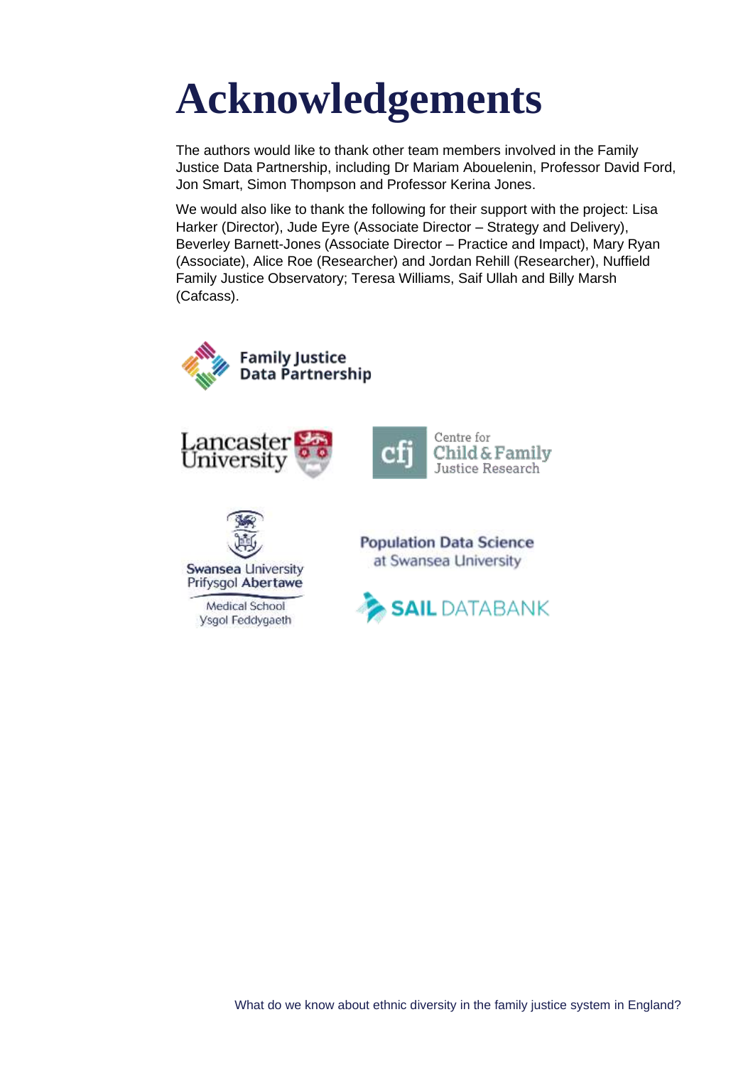# Acknowledgements

The authors would like to thank other team members involved in the Family Justice Data Partnership, including Dr Mariam Abouelenin, Professor David Ford, Jon Smart, Simon Thompson and Professor Kerina Jones.

We would also like to thank the following for their support with the project: Lisa Harker (Director), Jude Eyre (Associate Director – Strategy and Delivery), Beverley Barnett-Jones (Associate Director – Practice and Impact), Mary Ryan (Associate), Alice Roe (Researcher) and Jordan Rehill (Researcher), Nuffield Family Justice Observatory; Teresa Williams, Saif Ullah and Billy Marsh (Cafcass).

Family Justice Data Partnership

Lancaster University

Centre for Child & Family Justice Research

Swansea University
Prifysgol Abertawe
Medical School
Ysgol Feddygaeth

Population Data Science at Swansea University

SAIL DATABANK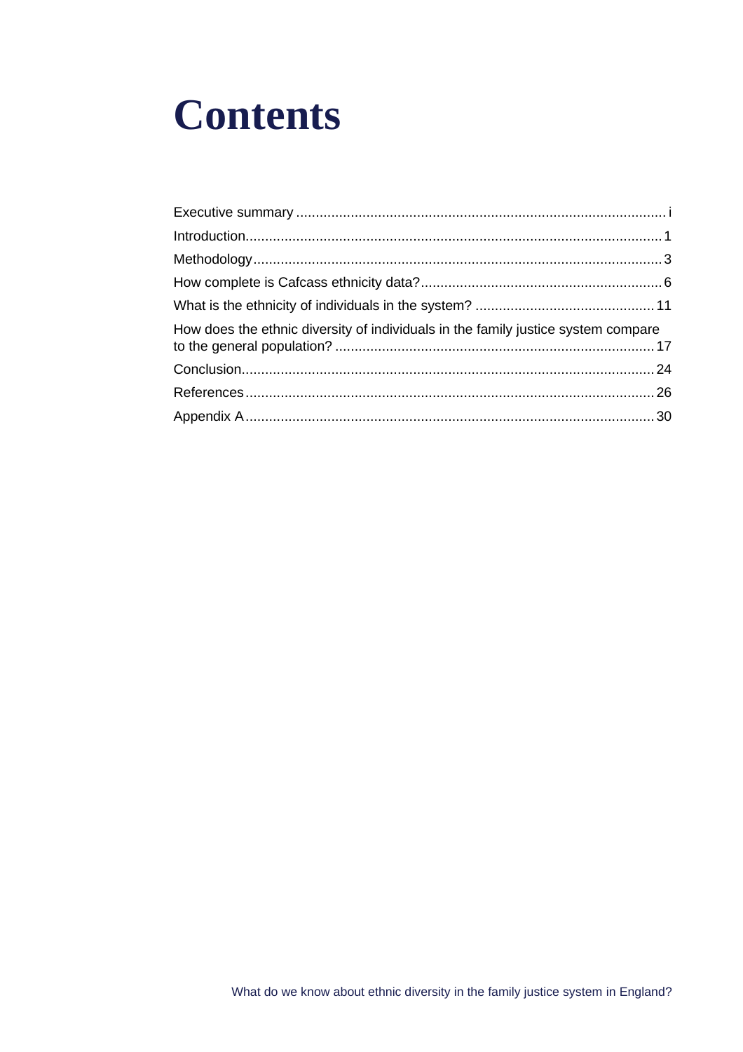# Contents

Executive summary ........................................................................................ i

Introduction........................................................................................................ 1

Methodology...................................................................................................... 3

How complete is Cafcass ethnicity data?........................................................ 6

What is the ethnicity of individuals in the system? ......................................... 11

How does the ethnic diversity of individuals in the family justice system compare to the general population? ............................................................................... 17

Conclusion........................................................................................................ 24

References........................................................................................................ 26

Appendix A........................................................................................................ 30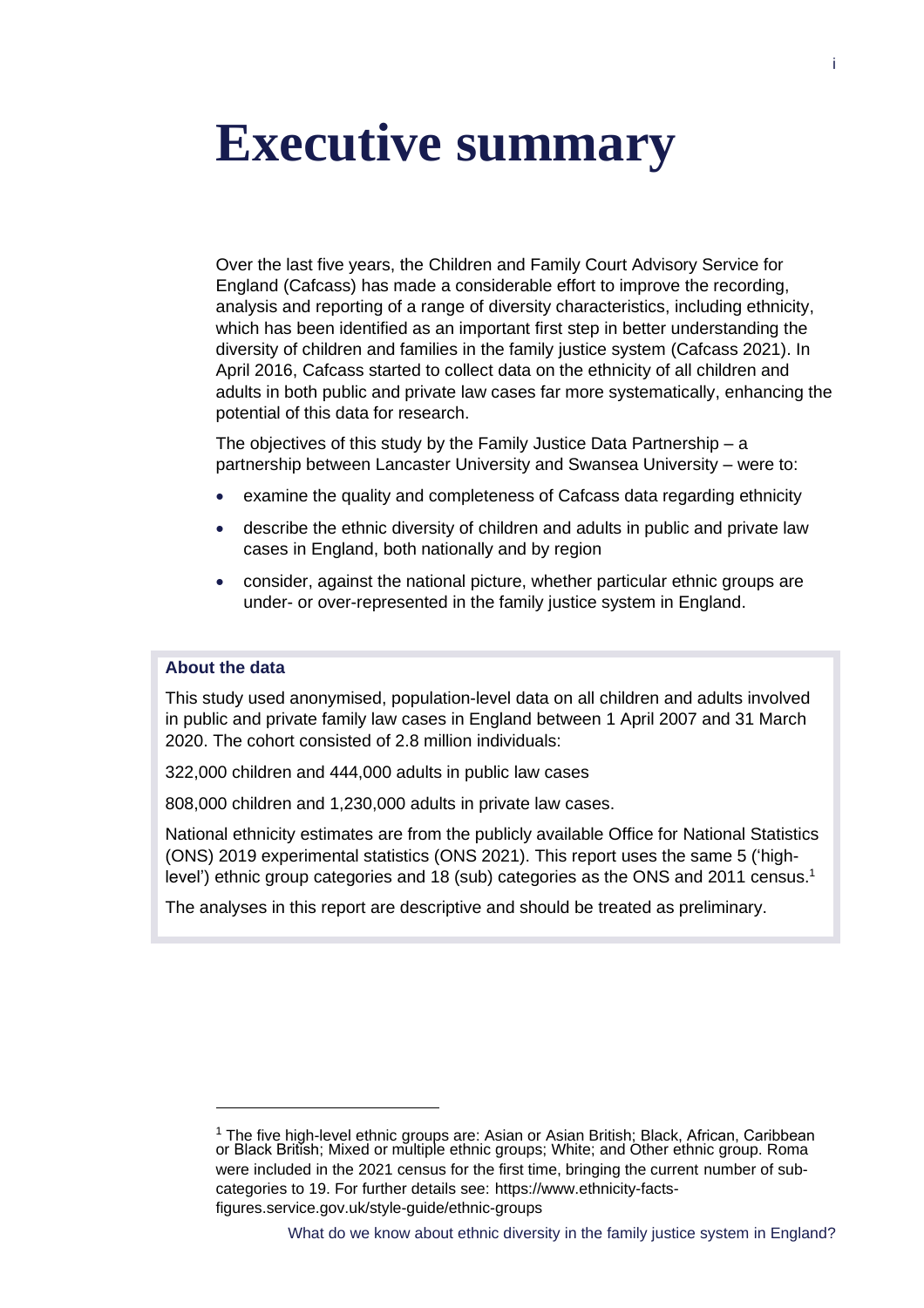# Executive summary

Over the last five years, the Children and Family Court Advisory Service for England (Cafcass) has made a considerable effort to improve the recording, analysis and reporting of a range of diversity characteristics, including ethnicity, which has been identified as an important first step in better understanding the diversity of children and families in the family justice system (Cafcass 2021). In April 2016, Cafcass started to collect data on the ethnicity of all children and adults in both public and private law cases far more systematically, enhancing the potential of this data for research.

The objectives of this study by the Family Justice Data Partnership – a partnership between Lancaster University and Swansea University – were to:

- examine the quality and completeness of Cafcass data regarding ethnicity
- describe the ethnic diversity of children and adults in public and private law cases in England, both nationally and by region
- consider, against the national picture, whether particular ethnic groups are under- or over-represented in the family justice system in England.

**About the data**

This study used anonymised, population-level data on all children and adults involved in public and private family law cases in England between 1 April 2007 and 31 March 2020. The cohort consisted of 2.8 million individuals:

322,000 children and 444,000 adults in public law cases

808,000 children and 1,230,000 adults in private law cases.

National ethnicity estimates are from the publicly available Office for National Statistics (ONS) 2019 experimental statistics (ONS 2021). This report uses the same 5 ('high-level') ethnic group categories and 18 (sub) categories as the ONS and 2011 census.[1]

The analyses in this report are descriptive and should be treated as preliminary.

---

[1] The five high-level ethnic groups are: Asian or Asian British; Black, African, Caribbean or Black British; Mixed or multiple ethnic groups; White; and Other ethnic group. Roma were included in the 2021 census for the first time, bringing the current number of sub-categories to 19. For further details see: https://www.ethnicity-facts-figures.service.gov.uk/style-guide/ethnic-groups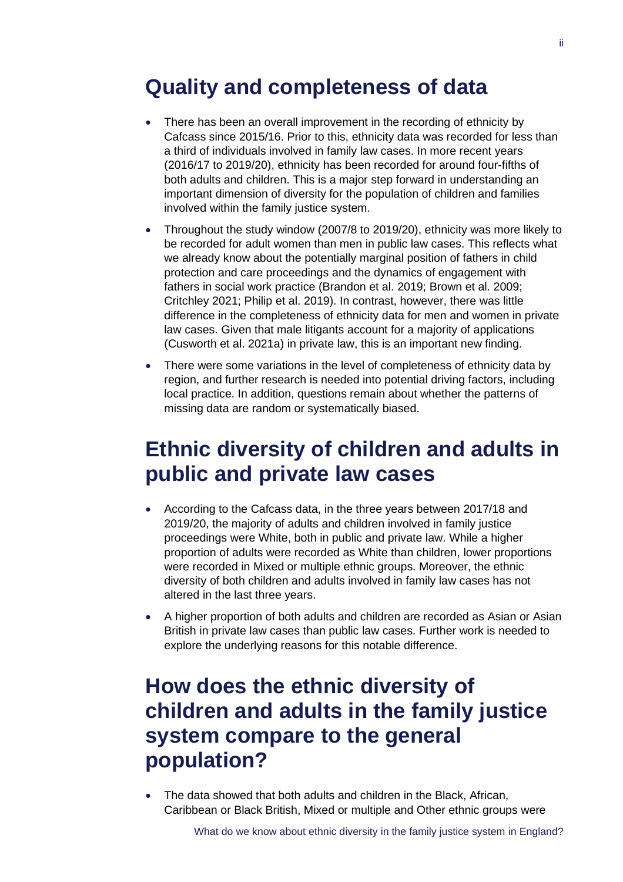## Quality and completeness of data

- There has been an overall improvement in the recording of ethnicity by Cafcass since 2015/16. Prior to this, ethnicity data was recorded for less than a third of individuals involved in family law cases. In more recent years (2016/17 to 2019/20), ethnicity has been recorded for around four-fifths of both adults and children. This is a major step forward in understanding an important dimension of diversity for the population of children and families involved within the family justice system.
- Throughout the study window (2007/8 to 2019/20), ethnicity was more likely to be recorded for adult women than men in public law cases. This reflects what we already know about the potentially marginal position of fathers in child protection and care proceedings and the dynamics of engagement with fathers in social work practice (Brandon et al. 2019; Brown et al. 2009; Critchley 2021; Philip et al. 2019). In contrast, however, there was little difference in the completeness of ethnicity data for men and women in private law cases. Given that male litigants account for a majority of applications (Cusworth et al. 2021a) in private law, this is an important new finding.
- There were some variations in the level of completeness of ethnicity data by region, and further research is needed into potential driving factors, including local practice. In addition, questions remain about whether the patterns of missing data are random or systematically biased.

## Ethnic diversity of children and adults in public and private law cases

- According to the Cafcass data, in the three years between 2017/18 and 2019/20, the majority of adults and children involved in family justice proceedings were White, both in public and private law. While a higher proportion of adults were recorded as White than children, lower proportions were recorded in Mixed or multiple ethnic groups. Moreover, the ethnic diversity of both children and adults involved in family law cases has not altered in the last three years.
- A higher proportion of both adults and children are recorded as Asian or Asian British in private law cases than public law cases. Further work is needed to explore the underlying reasons for this notable difference.

## How does the ethnic diversity of children and adults in the family justice system compare to the general population?

- The data showed that both adults and children in the Black, African, Caribbean or Black British, Mixed or multiple and Other ethnic groups were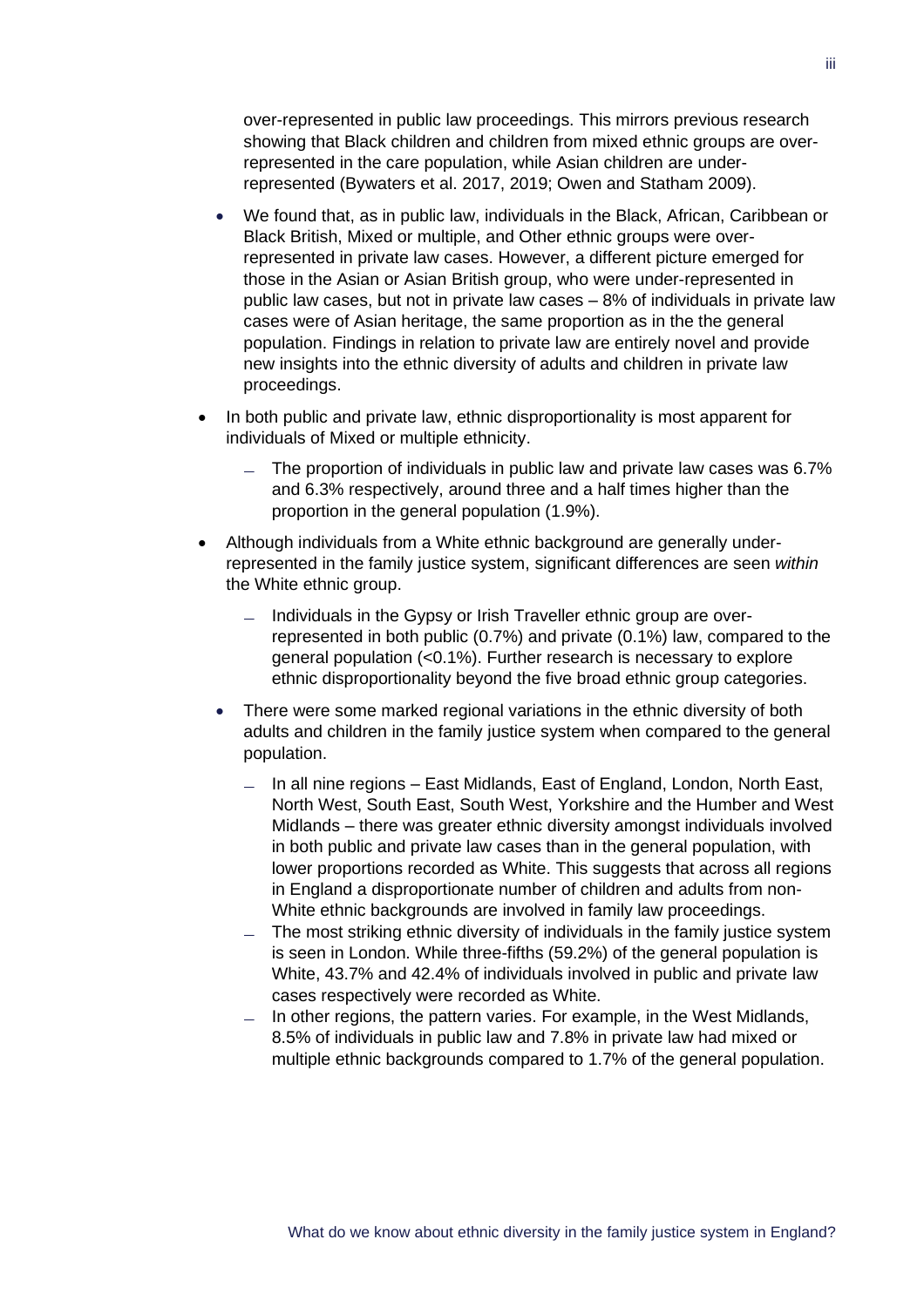over-represented in public law proceedings. This mirrors previous research showing that Black children and children from mixed ethnic groups are over-represented in the care population, while Asian children are under-represented (Bywaters et al. 2017, 2019; Owen and Statham 2009).

- We found that, as in public law, individuals in the Black, African, Caribbean or Black British, Mixed or multiple, and Other ethnic groups were over-represented in private law cases. However, a different picture emerged for those in the Asian or Asian British group, who were under-represented in public law cases, but not in private law cases – 8% of individuals in private law cases were of Asian heritage, the same proportion as in the the general population. Findings in relation to private law are entirely novel and provide new insights into the ethnic diversity of adults and children in private law proceedings.

- In both public and private law, ethnic disproportionality is most apparent for individuals of Mixed or multiple ethnicity.
  - The proportion of individuals in public law and private law cases was 6.7% and 6.3% respectively, around three and a half times higher than the proportion in the general population (1.9%).

- Although individuals from a White ethnic background are generally under-represented in the family justice system, significant differences are seen *within* the White ethnic group.
  - Individuals in the Gypsy or Irish Traveller ethnic group are over-represented in both public (0.7%) and private (0.1%) law, compared to the general population (<0.1%). Further research is necessary to explore ethnic disproportionality beyond the five broad ethnic group categories.

- There were some marked regional variations in the ethnic diversity of both adults and children in the family justice system when compared to the general population.
  - In all nine regions – East Midlands, East of England, London, North East, North West, South East, South West, Yorkshire and the Humber and West Midlands – there was greater ethnic diversity amongst individuals involved in both public and private law cases than in the general population, with lower proportions recorded as White. This suggests that across all regions in England a disproportionate number of children and adults from non-White ethnic backgrounds are involved in family law proceedings.
  - The most striking ethnic diversity of individuals in the family justice system is seen in London. While three-fifths (59.2%) of the general population is White, 43.7% and 42.4% of individuals involved in public and private law cases respectively were recorded as White.
  - In other regions, the pattern varies. For example, in the West Midlands, 8.5% of individuals in public law and 7.8% in private law had mixed or multiple ethnic backgrounds compared to 1.7% of the general population.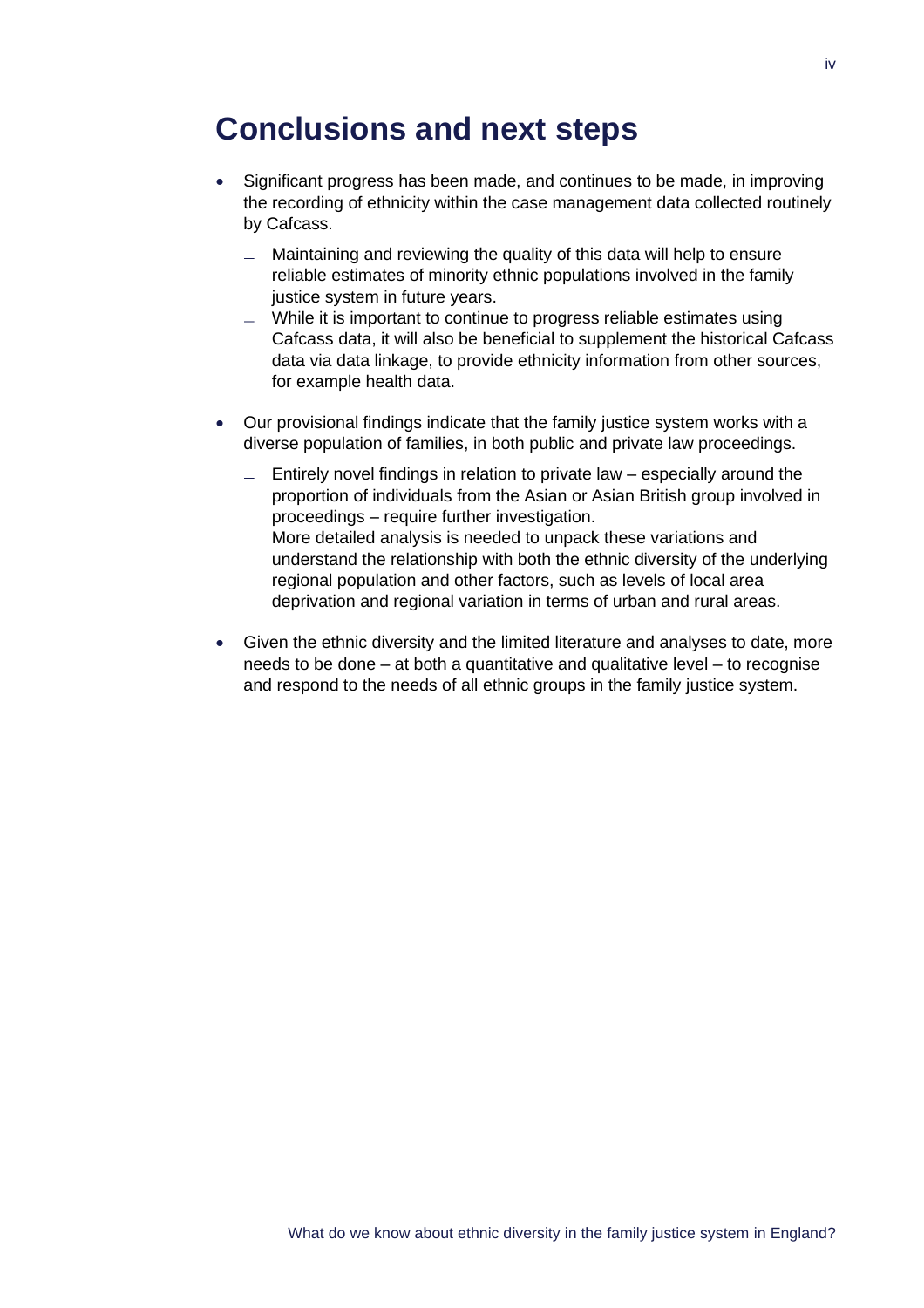# Conclusions and next steps

- Significant progress has been made, and continues to be made, in improving the recording of ethnicity within the case management data collected routinely by Cafcass.
  - Maintaining and reviewing the quality of this data will help to ensure reliable estimates of minority ethnic populations involved in the family justice system in future years.
  - While it is important to continue to progress reliable estimates using Cafcass data, it will also be beneficial to supplement the historical Cafcass data via data linkage, to provide ethnicity information from other sources, for example health data.
- Our provisional findings indicate that the family justice system works with a diverse population of families, in both public and private law proceedings.
  - Entirely novel findings in relation to private law – especially around the proportion of individuals from the Asian or Asian British group involved in proceedings – require further investigation.
  - More detailed analysis is needed to unpack these variations and understand the relationship with both the ethnic diversity of the underlying regional population and other factors, such as levels of local area deprivation and regional variation in terms of urban and rural areas.
- Given the ethnic diversity and the limited literature and analyses to date, more needs to be done – at both a quantitative and qualitative level – to recognise and respond to the needs of all ethnic groups in the family justice system.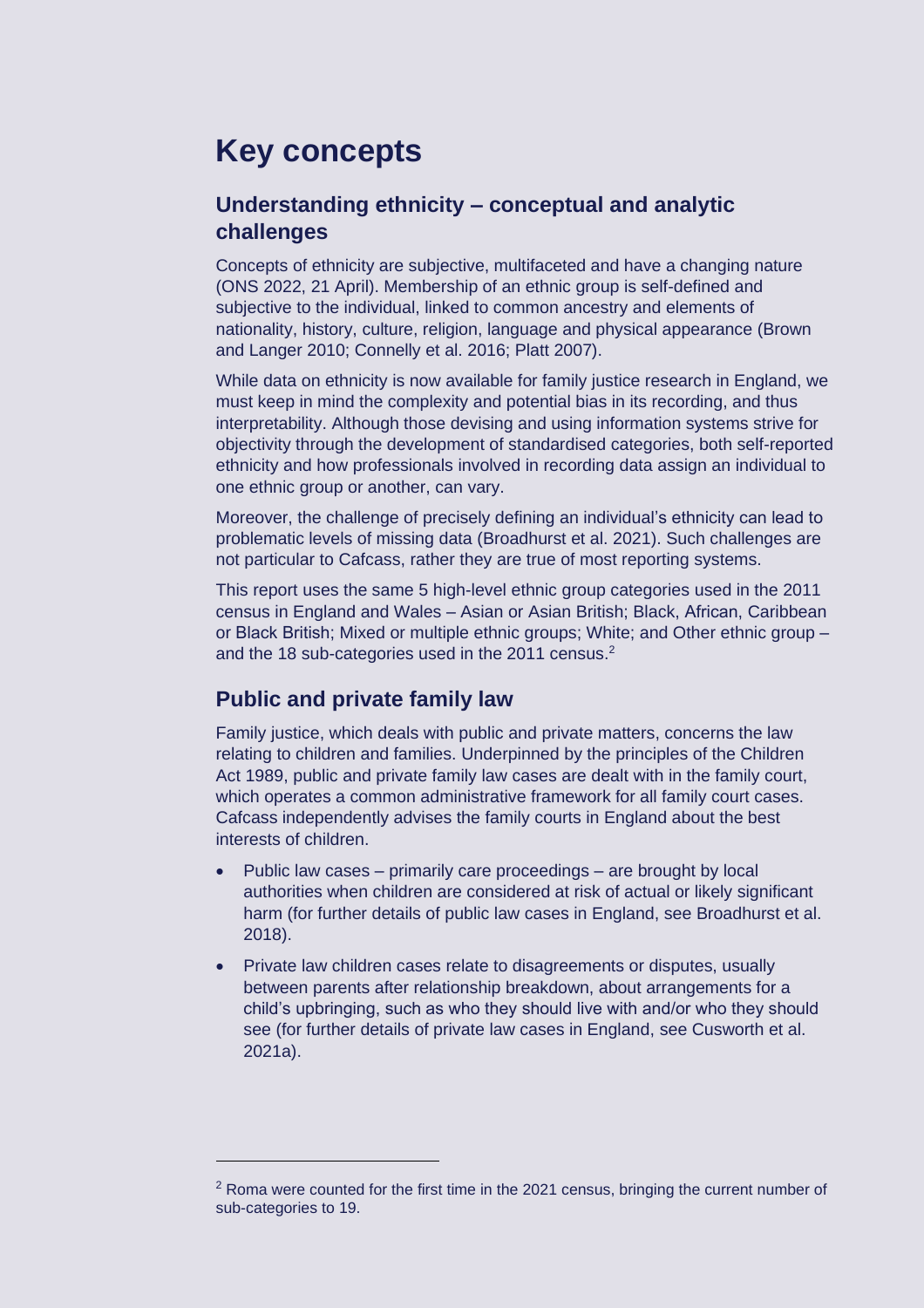# Key concepts

## Understanding ethnicity – conceptual and analytic challenges

Concepts of ethnicity are subjective, multifaceted and have a changing nature (ONS 2022, 21 April). Membership of an ethnic group is self-defined and subjective to the individual, linked to common ancestry and elements of nationality, history, culture, religion, language and physical appearance (Brown and Langer 2010; Connelly et al. 2016; Platt 2007).

While data on ethnicity is now available for family justice research in England, we must keep in mind the complexity and potential bias in its recording, and thus interpretability. Although those devising and using information systems strive for objectivity through the development of standardised categories, both self-reported ethnicity and how professionals involved in recording data assign an individual to one ethnic group or another, can vary.

Moreover, the challenge of precisely defining an individual's ethnicity can lead to problematic levels of missing data (Broadhurst et al. 2021). Such challenges are not particular to Cafcass, rather they are true of most reporting systems.

This report uses the same 5 high-level ethnic group categories used in the 2011 census in England and Wales – Asian or Asian British; Black, African, Caribbean or Black British; Mixed or multiple ethnic groups; White; and Other ethnic group – and the 18 sub-categories used in the 2011 census.[2]

## Public and private family law

Family justice, which deals with public and private matters, concerns the law relating to children and families. Underpinned by the principles of the Children Act 1989, public and private family law cases are dealt with in the family court, which operates a common administrative framework for all family court cases. Cafcass independently advises the family courts in England about the best interests of children.

- Public law cases – primarily care proceedings – are brought by local authorities when children are considered at risk of actual or likely significant harm (for further details of public law cases in England, see Broadhurst et al. 2018).
- Private law children cases relate to disagreements or disputes, usually between parents after relationship breakdown, about arrangements for a child's upbringing, such as who they should live with and/or who they should see (for further details of private law cases in England, see Cusworth et al. 2021a).

[2] Roma were counted for the first time in the 2021 census, bringing the current number of sub-categories to 19.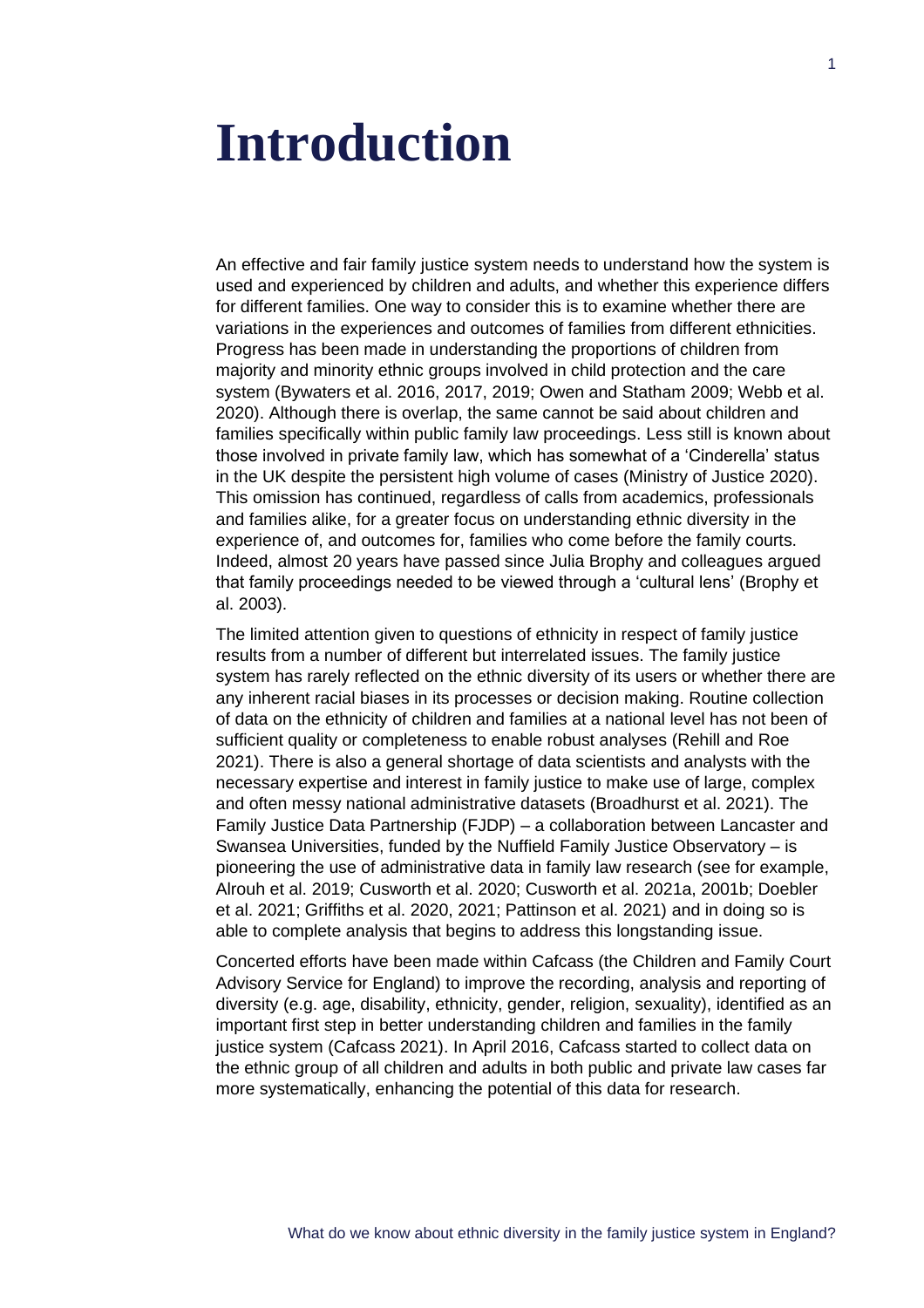# Introduction

An effective and fair family justice system needs to understand how the system is used and experienced by children and adults, and whether this experience differs for different families. One way to consider this is to examine whether there are variations in the experiences and outcomes of families from different ethnicities. Progress has been made in understanding the proportions of children from majority and minority ethnic groups involved in child protection and the care system (Bywaters et al. 2016, 2017, 2019; Owen and Statham 2009; Webb et al. 2020). Although there is overlap, the same cannot be said about children and families specifically within public family law proceedings. Less still is known about those involved in private family law, which has somewhat of a 'Cinderella' status in the UK despite the persistent high volume of cases (Ministry of Justice 2020). This omission has continued, regardless of calls from academics, professionals and families alike, for a greater focus on understanding ethnic diversity in the experience of, and outcomes for, families who come before the family courts. Indeed, almost 20 years have passed since Julia Brophy and colleagues argued that family proceedings needed to be viewed through a 'cultural lens' (Brophy et al. 2003).

The limited attention given to questions of ethnicity in respect of family justice results from a number of different but interrelated issues. The family justice system has rarely reflected on the ethnic diversity of its users or whether there are any inherent racial biases in its processes or decision making. Routine collection of data on the ethnicity of children and families at a national level has not been of sufficient quality or completeness to enable robust analyses (Rehill and Roe 2021). There is also a general shortage of data scientists and analysts with the necessary expertise and interest in family justice to make use of large, complex and often messy national administrative datasets (Broadhurst et al. 2021). The Family Justice Data Partnership (FJDP) – a collaboration between Lancaster and Swansea Universities, funded by the Nuffield Family Justice Observatory – is pioneering the use of administrative data in family law research (see for example, Alrouh et al. 2019; Cusworth et al. 2020; Cusworth et al. 2021a, 2001b; Doebler et al. 2021; Griffiths et al. 2020, 2021; Pattinson et al. 2021) and in doing so is able to complete analysis that begins to address this longstanding issue.

Concerted efforts have been made within Cafcass (the Children and Family Court Advisory Service for England) to improve the recording, analysis and reporting of diversity (e.g. age, disability, ethnicity, gender, religion, sexuality), identified as an important first step in better understanding children and families in the family justice system (Cafcass 2021). In April 2016, Cafcass started to collect data on the ethnic group of all children and adults in both public and private law cases far more systematically, enhancing the potential of this data for research.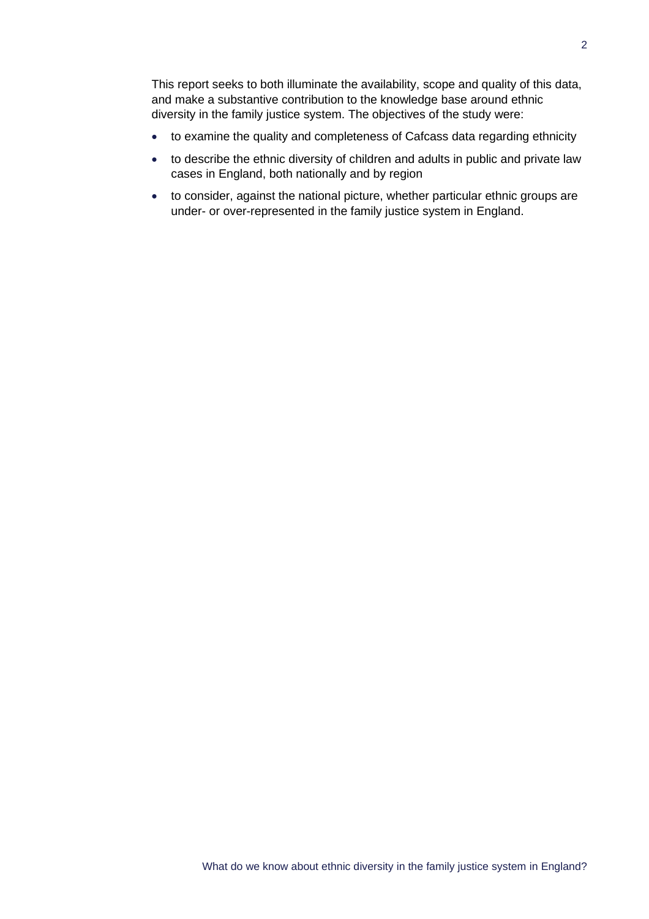This report seeks to both illuminate the availability, scope and quality of this data, and make a substantive contribution to the knowledge base around ethnic diversity in the family justice system. The objectives of the study were:

- to examine the quality and completeness of Cafcass data regarding ethnicity
- to describe the ethnic diversity of children and adults in public and private law cases in England, both nationally and by region
- to consider, against the national picture, whether particular ethnic groups are under- or over-represented in the family justice system in England.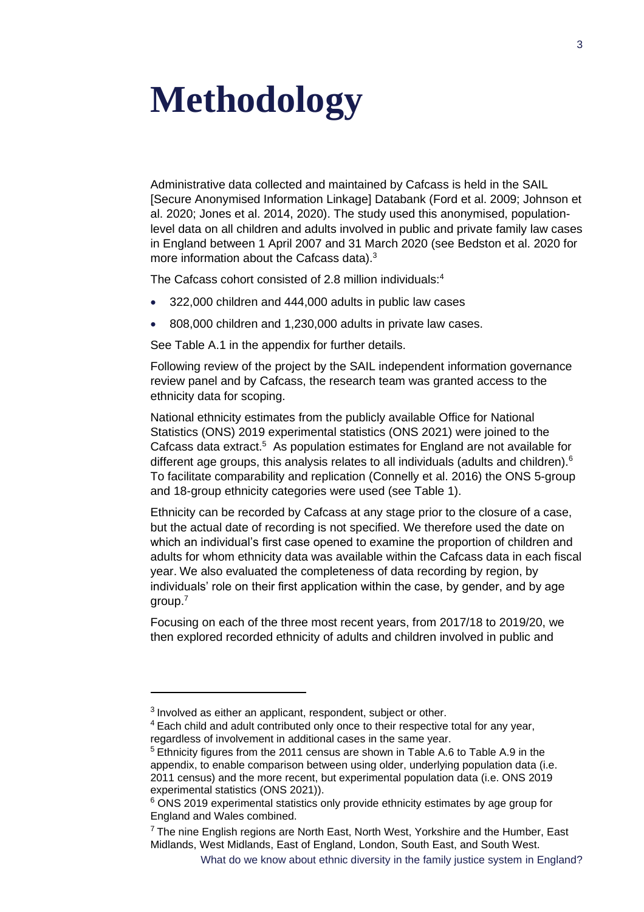# Methodology

Administrative data collected and maintained by Cafcass is held in the SAIL [Secure Anonymised Information Linkage] Databank (Ford et al. 2009; Johnson et al. 2020; Jones et al. 2014, 2020). The study used this anonymised, population-level data on all children and adults involved in public and private family law cases in England between 1 April 2007 and 31 March 2020 (see Bedston et al. 2020 for more information about the Cafcass data).[3]

The Cafcass cohort consisted of 2.8 million individuals:[4]

- 322,000 children and 444,000 adults in public law cases
- 808,000 children and 1,230,000 adults in private law cases.

See Table A.1 in the appendix for further details.

Following review of the project by the SAIL independent information governance review panel and by Cafcass, the research team was granted access to the ethnicity data for scoping.

National ethnicity estimates from the publicly available Office for National Statistics (ONS) 2019 experimental statistics (ONS 2021) were joined to the Cafcass data extract.[5] As population estimates for England are not available for different age groups, this analysis relates to all individuals (adults and children).[6] To facilitate comparability and replication (Connelly et al. 2016) the ONS 5-group and 18-group ethnicity categories were used (see Table 1).

Ethnicity can be recorded by Cafcass at any stage prior to the closure of a case, but the actual date of recording is not specified. We therefore used the date on which an individual's first case opened to examine the proportion of children and adults for whom ethnicity data was available within the Cafcass data in each fiscal year. We also evaluated the completeness of data recording by region, by individuals' role on their first application within the case, by gender, and by age group.[7]

Focusing on each of the three most recent years, from 2017/18 to 2019/20, we then explored recorded ethnicity of adults and children involved in public and

---

[3] Involved as either an applicant, respondent, subject or other.

[4] Each child and adult contributed only once to their respective total for any year, regardless of involvement in additional cases in the same year.

[5] Ethnicity figures from the 2011 census are shown in Table A.6 to Table A.9 in the appendix, to enable comparison between using older, underlying population data (i.e. 2011 census) and the more recent, but experimental population data (i.e. ONS 2019 experimental statistics (ONS 2021)).

[6] ONS 2019 experimental statistics only provide ethnicity estimates by age group for England and Wales combined.

[7] The nine English regions are North East, North West, Yorkshire and the Humber, East Midlands, West Midlands, East of England, London, South East, and South West.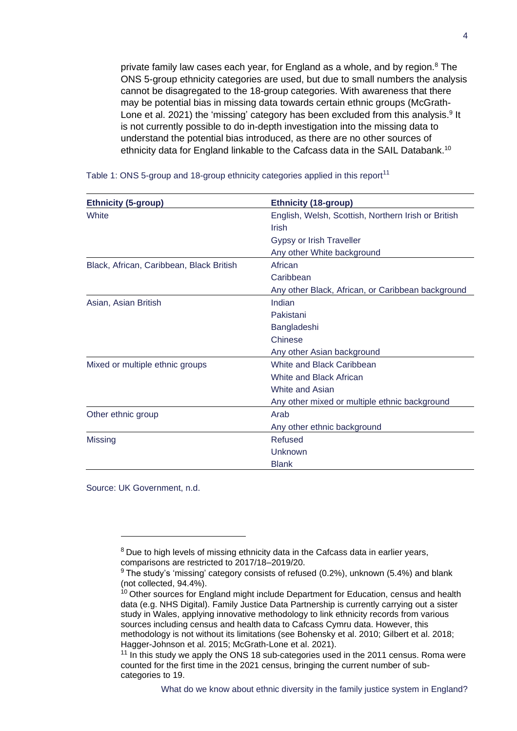private family law cases each year, for England as a whole, and by region.[8] The ONS 5-group ethnicity categories are used, but due to small numbers the analysis cannot be disagregated to the 18-group categories. With awareness that there may be potential bias in missing data towards certain ethnic groups (McGrath-Lone et al. 2021) the 'missing' category has been excluded from this analysis.[9] It is not currently possible to do in-depth investigation into the missing data to understand the potential bias introduced, as there are no other sources of ethnicity data for England linkable to the Cafcass data in the SAIL Databank.[10]

Table 1: ONS 5-group and 18-group ethnicity categories applied in this report[11]

| Ethnicity (5-group) | Ethnicity (18-group) |
|---|---|
| White | English, Welsh, Scottish, Northern Irish or British |
| | Irish |
| | Gypsy or Irish Traveller |
| | Any other White background |
| Black, African, Caribbean, Black British | African |
| | Caribbean |
| | Any other Black, African, or Caribbean background |
| Asian, Asian British | Indian |
| | Pakistani |
| | Bangladeshi |
| | Chinese |
| | Any other Asian background |
| Mixed or multiple ethnic groups | White and Black Caribbean |
| | White and Black African |
| | White and Asian |
| | Any other mixed or multiple ethnic background |
| Other ethnic group | Arab |
| | Any other ethnic background |
| Missing | Refused |
| | Unknown |
| | Blank |

Source: UK Government, n.d.

[8] Due to high levels of missing ethnicity data in the Cafcass data in earlier years, comparisons are restricted to 2017/18–2019/20.

[9] The study's 'missing' category consists of refused (0.2%), unknown (5.4%) and blank (not collected, 94.4%).

[10] Other sources for England might include Department for Education, census and health data (e.g. NHS Digital). Family Justice Data Partnership is currently carrying out a sister study in Wales, applying innovative methodology to link ethnicity records from various sources including census and health data to Cafcass Cymru data. However, this methodology is not without its limitations (see Bohensky et al. 2010; Gilbert et al. 2018; Hagger-Johnson et al. 2015; McGrath-Lone et al. 2021).

[11] In this study we apply the ONS 18 sub-categories used in the 2011 census. Roma were counted for the first time in the 2021 census, bringing the current number of sub-categories to 19.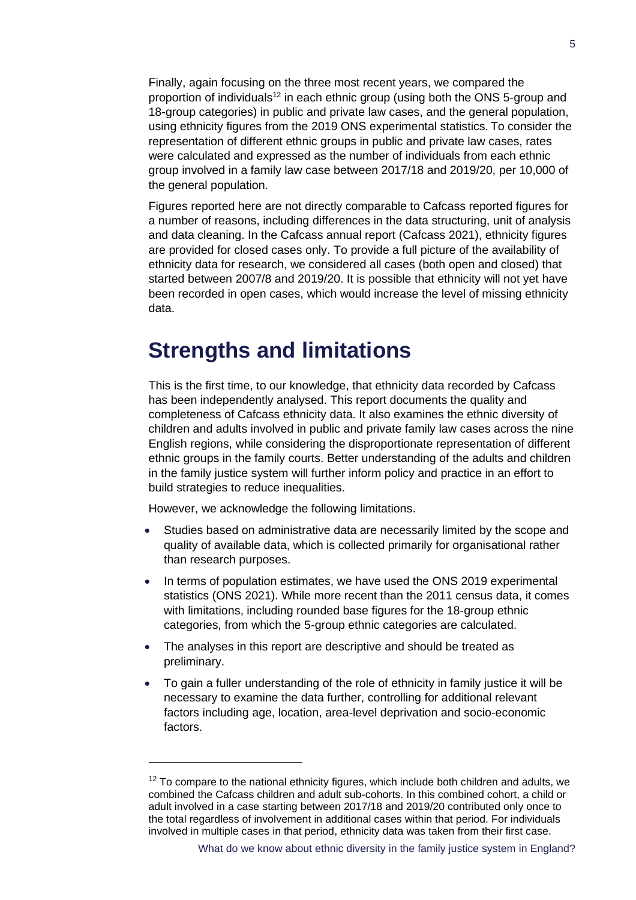Finally, again focusing on the three most recent years, we compared the proportion of individuals[12] in each ethnic group (using both the ONS 5-group and 18-group categories) in public and private law cases, and the general population, using ethnicity figures from the 2019 ONS experimental statistics. To consider the representation of different ethnic groups in public and private law cases, rates were calculated and expressed as the number of individuals from each ethnic group involved in a family law case between 2017/18 and 2019/20, per 10,000 of the general population.

Figures reported here are not directly comparable to Cafcass reported figures for a number of reasons, including differences in the data structuring, unit of analysis and data cleaning. In the Cafcass annual report (Cafcass 2021), ethnicity figures are provided for closed cases only. To provide a full picture of the availability of ethnicity data for research, we considered all cases (both open and closed) that started between 2007/8 and 2019/20. It is possible that ethnicity will not yet have been recorded in open cases, which would increase the level of missing ethnicity data.

# Strengths and limitations

This is the first time, to our knowledge, that ethnicity data recorded by Cafcass has been independently analysed. This report documents the quality and completeness of Cafcass ethnicity data. It also examines the ethnic diversity of children and adults involved in public and private family law cases across the nine English regions, while considering the disproportionate representation of different ethnic groups in the family courts. Better understanding of the adults and children in the family justice system will further inform policy and practice in an effort to build strategies to reduce inequalities.

However, we acknowledge the following limitations.

- Studies based on administrative data are necessarily limited by the scope and quality of available data, which is collected primarily for organisational rather than research purposes.
- In terms of population estimates, we have used the ONS 2019 experimental statistics (ONS 2021). While more recent than the 2011 census data, it comes with limitations, including rounded base figures for the 18-group ethnic categories, from which the 5-group ethnic categories are calculated.
- The analyses in this report are descriptive and should be treated as preliminary.
- To gain a fuller understanding of the role of ethnicity in family justice it will be necessary to examine the data further, controlling for additional relevant factors including age, location, area-level deprivation and socio-economic factors.

[12] To compare to the national ethnicity figures, which include both children and adults, we combined the Cafcass children and adult sub-cohorts. In this combined cohort, a child or adult involved in a case starting between 2017/18 and 2019/20 contributed only once to the total regardless of involvement in additional cases within that period. For individuals involved in multiple cases in that period, ethnicity data was taken from their first case.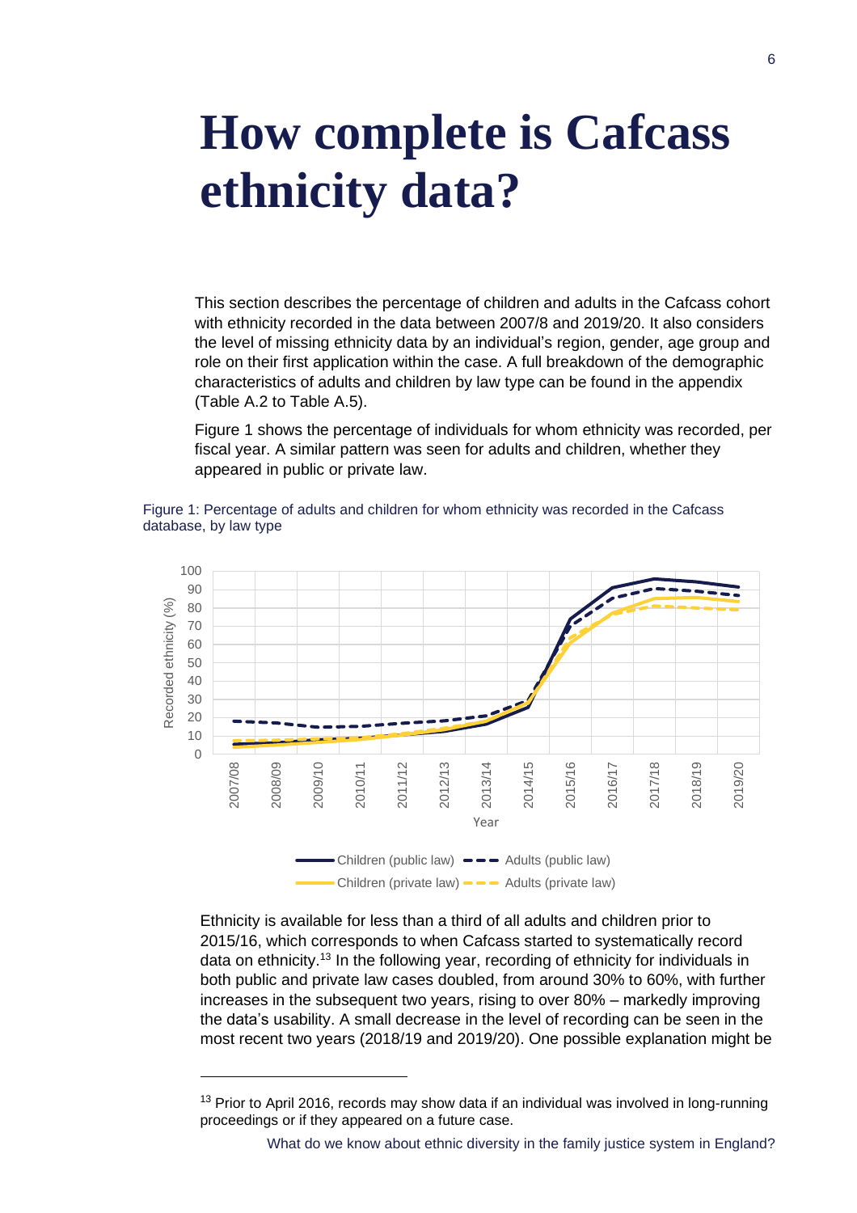# How complete is Cafcass ethnicity data?

This section describes the percentage of children and adults in the Cafcass cohort with ethnicity recorded in the data between 2007/8 and 2019/20. It also considers the level of missing ethnicity data by an individual's region, gender, age group and role on their first application within the case. A full breakdown of the demographic characteristics of adults and children by law type can be found in the appendix (Table A.2 to Table A.5).

Figure 1 shows the percentage of individuals for whom ethnicity was recorded, per fiscal year. A similar pattern was seen for adults and children, whether they appeared in public or private law.

Figure 1: Percentage of adults and children for whom ethnicity was recorded in the Cafcass database, by law type

Ethnicity is available for less than a third of all adults and children prior to 2015/16, which corresponds to when Cafcass started to systematically record data on ethnicity.[13] In the following year, recording of ethnicity for individuals in both public and private law cases doubled, from around 30% to 60%, with further increases in the subsequent two years, rising to over 80% – markedly improving the data's usability. A small decrease in the level of recording can be seen in the most recent two years (2018/19 and 2019/20). One possible explanation might be

[13] Prior to April 2016, records may show data if an individual was involved in long-running proceedings or if they appeared on a future case.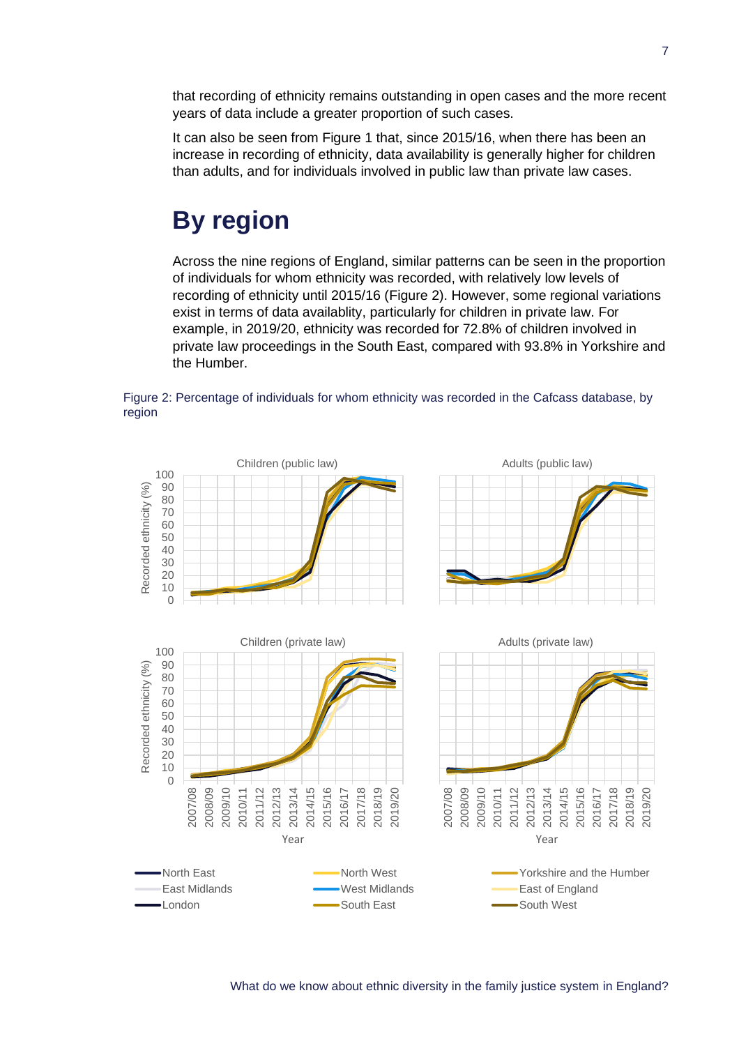that recording of ethnicity remains outstanding in open cases and the more recent years of data include a greater proportion of such cases.

It can also be seen from Figure 1 that, since 2015/16, when there has been an increase in recording of ethnicity, data availability is generally higher for children than adults, and for individuals involved in public law than private law cases.

## By region

Across the nine regions of England, similar patterns can be seen in the proportion of individuals for whom ethnicity was recorded, with relatively low levels of recording of ethnicity until 2015/16 (Figure 2). However, some regional variations exist in terms of data availablity, particularly for children in private law. For example, in 2019/20, ethnicity was recorded for 72.8% of children involved in private law proceedings in the South East, compared with 93.8% in Yorkshire and the Humber.

Figure 2: Percentage of individuals for whom ethnicity was recorded in the Cafcass database, by region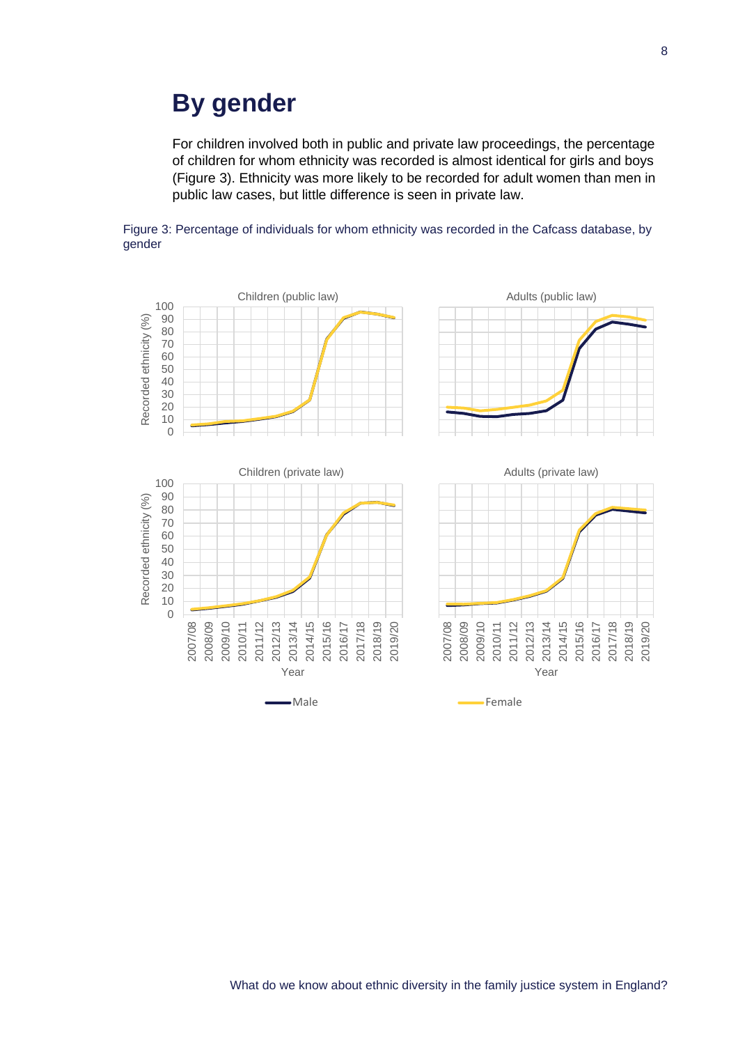## By gender

For children involved both in public and private law proceedings, the percentage of children for whom ethnicity was recorded is almost identical for girls and boys (Figure 3). Ethnicity was more likely to be recorded for adult women than men in public law cases, but little difference is seen in private law.

Figure 3: Percentage of individuals for whom ethnicity was recorded in the Cafcass database, by gender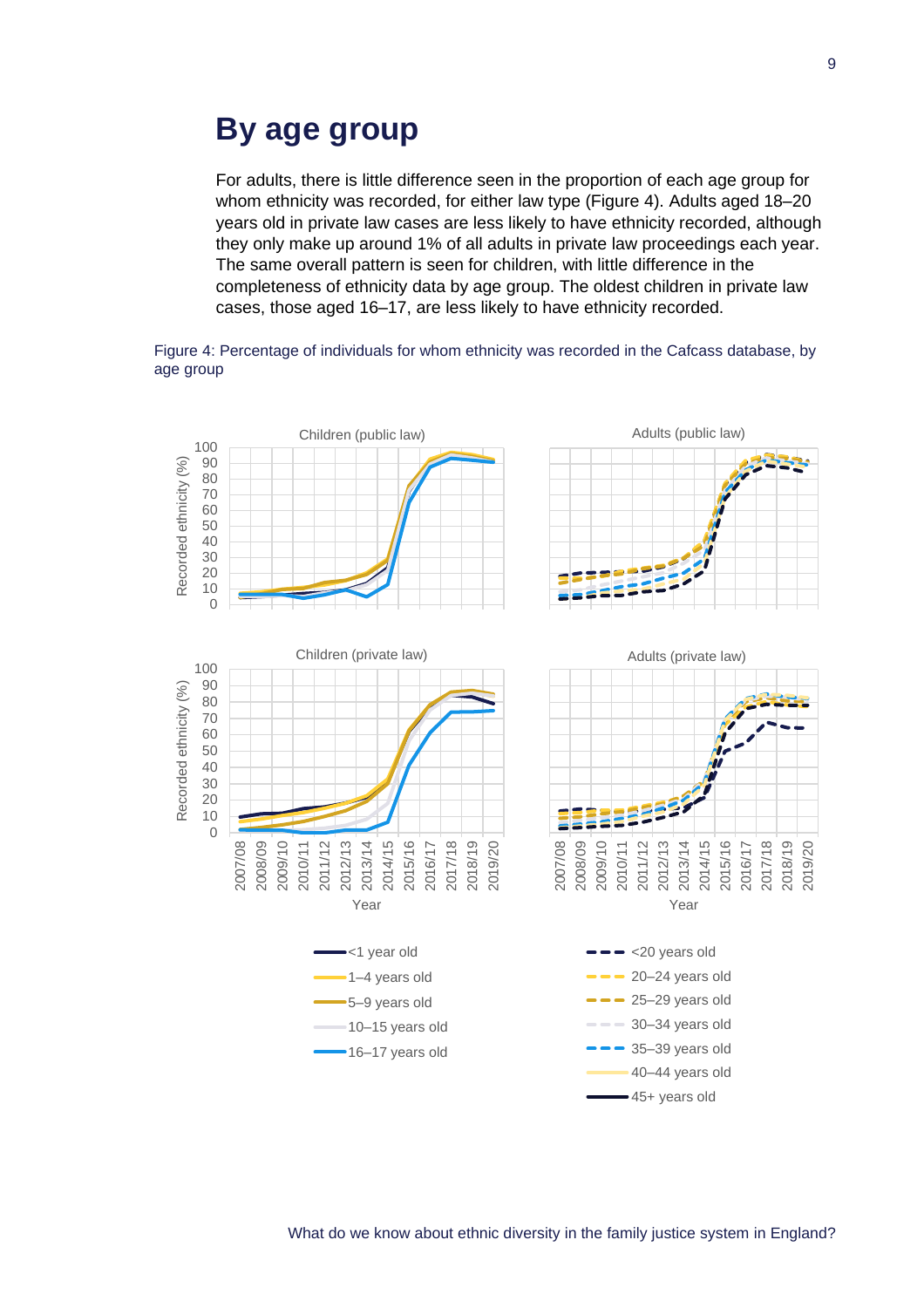## By age group

For adults, there is little difference seen in the proportion of each age group for whom ethnicity was recorded, for either law type (Figure 4). Adults aged 18–20 years old in private law cases are less likely to have ethnicity recorded, although they only make up around 1% of all adults in private law proceedings each year. The same overall pattern is seen for children, with little difference in the completeness of ethnicity data by age group. The oldest children in private law cases, those aged 16–17, are less likely to have ethnicity recorded.

Figure 4: Percentage of individuals for whom ethnicity was recorded in the Cafcass database, by age group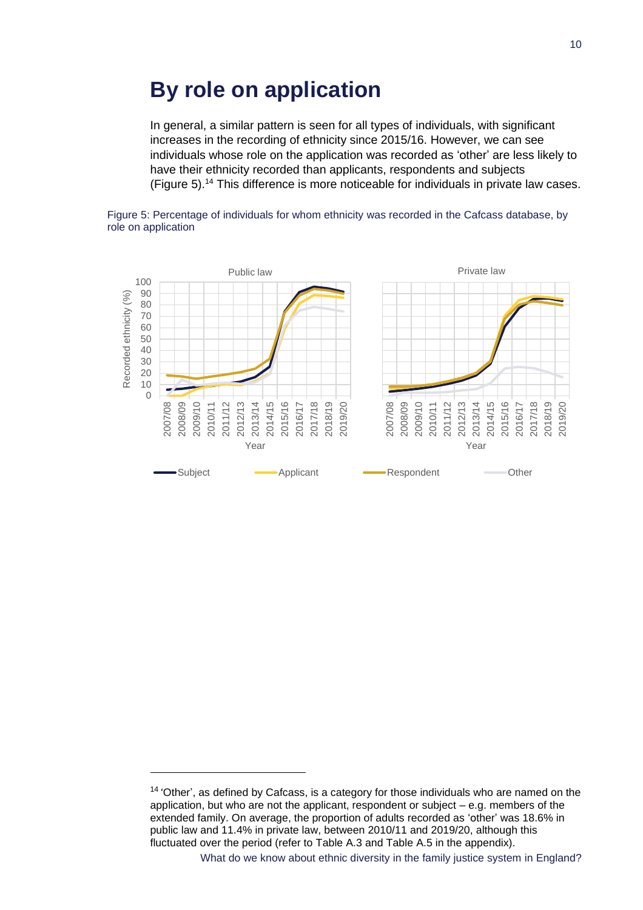## By role on application

In general, a similar pattern is seen for all types of individuals, with significant increases in the recording of ethnicity since 2015/16. However, we can see individuals whose role on the application was recorded as 'other' are less likely to have their ethnicity recorded than applicants, respondents and subjects (Figure 5).[14] This difference is more noticeable for individuals in private law cases.

Figure 5: Percentage of individuals for whom ethnicity was recorded in the Cafcass database, by role on application

[14] 'Other', as defined by Cafcass, is a category for those individuals who are named on the application, but who are not the applicant, respondent or subject – e.g. members of the extended family. On average, the proportion of adults recorded as 'other' was 18.6% in public law and 11.4% in private law, between 2010/11 and 2019/20, although this fluctuated over the period (refer to Table A.3 and Table A.5 in the appendix).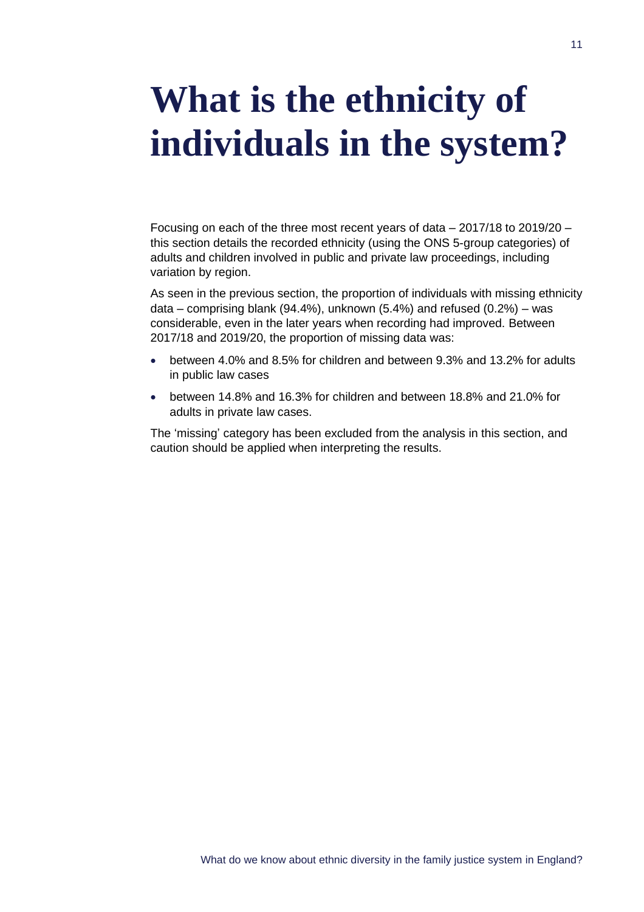# What is the ethnicity of individuals in the system?

Focusing on each of the three most recent years of data – 2017/18 to 2019/20 – this section details the recorded ethnicity (using the ONS 5-group categories) of adults and children involved in public and private law proceedings, including variation by region.

As seen in the previous section, the proportion of individuals with missing ethnicity data – comprising blank (94.4%), unknown (5.4%) and refused (0.2%) – was considerable, even in the later years when recording had improved. Between 2017/18 and 2019/20, the proportion of missing data was:

- between 4.0% and 8.5% for children and between 9.3% and 13.2% for adults in public law cases
- between 14.8% and 16.3% for children and between 18.8% and 21.0% for adults in private law cases.

The 'missing' category has been excluded from the analysis in this section, and caution should be applied when interpreting the results.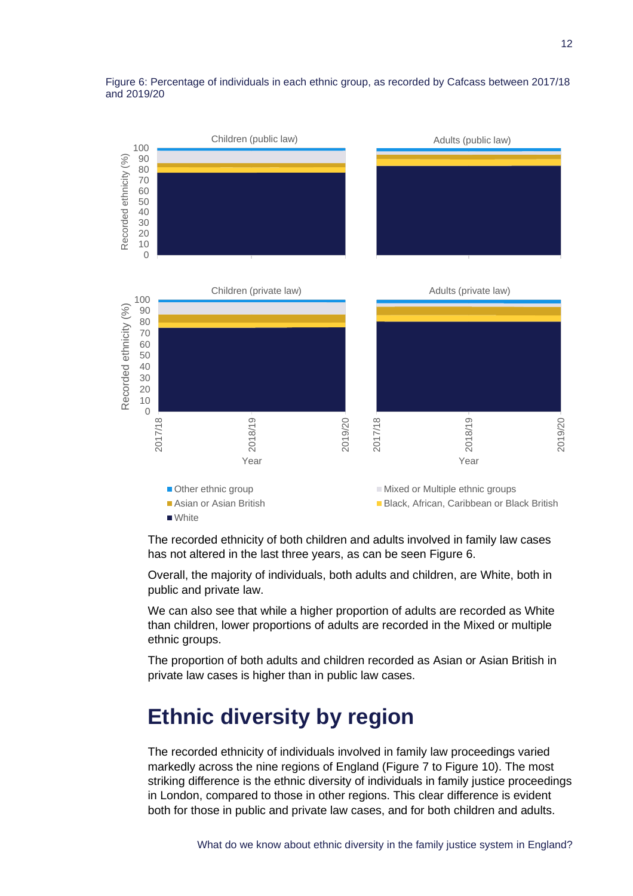Figure 6: Percentage of individuals in each ethnic group, as recorded by Cafcass between 2017/18 and 2019/20

The recorded ethnicity of both children and adults involved in family law cases has not altered in the last three years, as can be seen Figure 6.

Overall, the majority of individuals, both adults and children, are White, both in public and private law.

We can also see that while a higher proportion of adults are recorded as White than children, lower proportions of adults are recorded in the Mixed or multiple ethnic groups.

The proportion of both adults and children recorded as Asian or Asian British in private law cases is higher than in public law cases.

# Ethnic diversity by region

The recorded ethnicity of individuals involved in family law proceedings varied markedly across the nine regions of England (Figure 7 to Figure 10). The most striking difference is the ethnic diversity of individuals in family justice proceedings in London, compared to those in other regions. This clear difference is evident both for those in public and private law cases, and for both children and adults.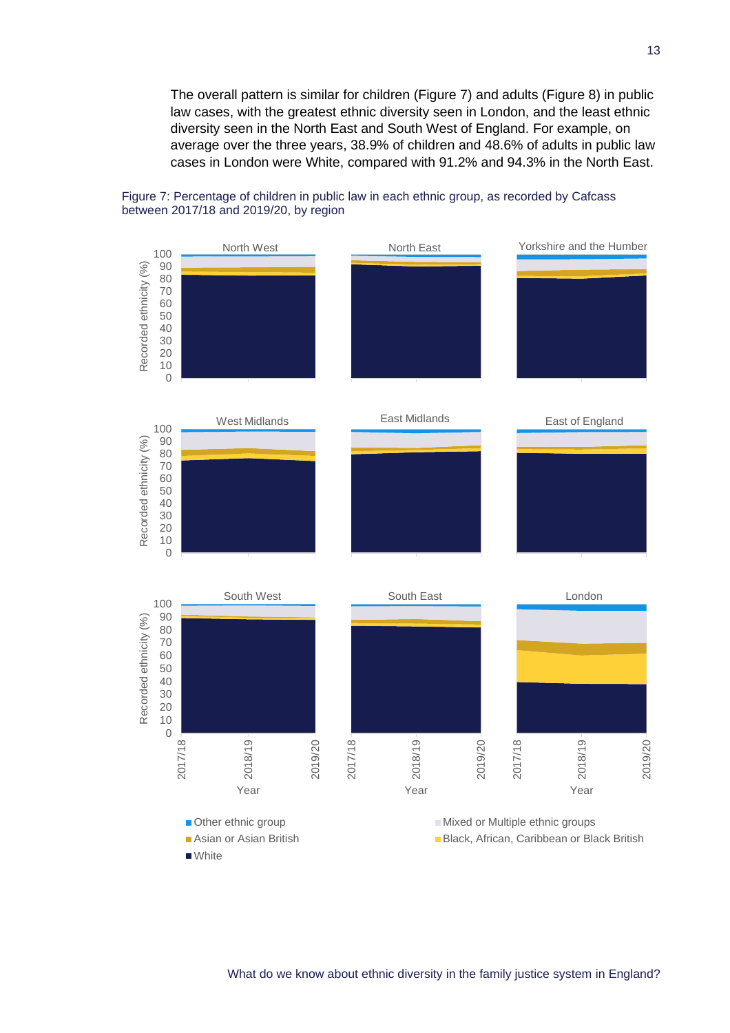The overall pattern is similar for children (Figure 7) and adults (Figure 8) in public law cases, with the greatest ethnic diversity seen in London, and the least ethnic diversity seen in the North East and South West of England. For example, on average over the three years, 38.9% of children and 48.6% of adults in public law cases in London were White, compared with 91.2% and 94.3% in the North East.

Figure 7: Percentage of children in public law in each ethnic group, as recorded by Cafcass between 2017/18 and 2019/20, by region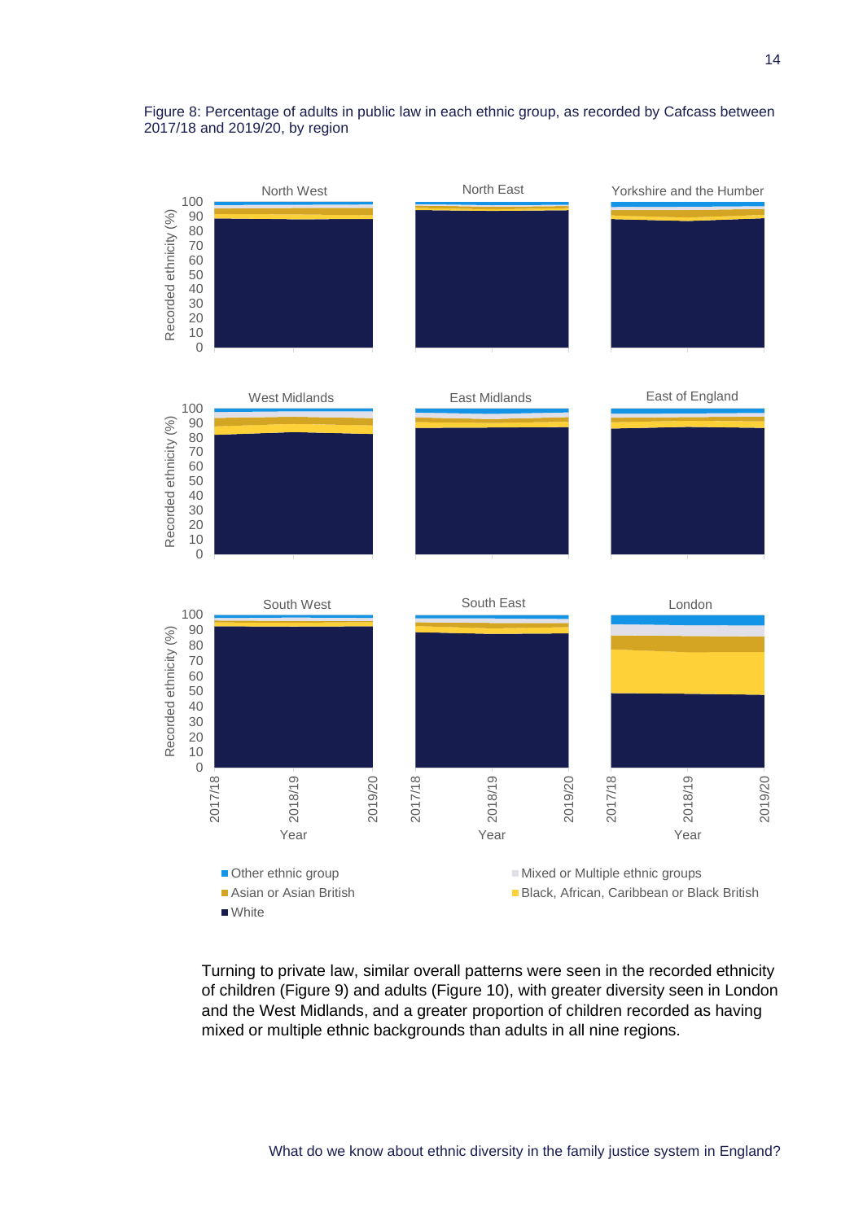Figure 8: Percentage of adults in public law in each ethnic group, as recorded by Cafcass between 2017/18 and 2019/20, by region

Turning to private law, similar overall patterns were seen in the recorded ethnicity of children (Figure 9) and adults (Figure 10), with greater diversity seen in London and the West Midlands, and a greater proportion of children recorded as having mixed or multiple ethnic backgrounds than adults in all nine regions.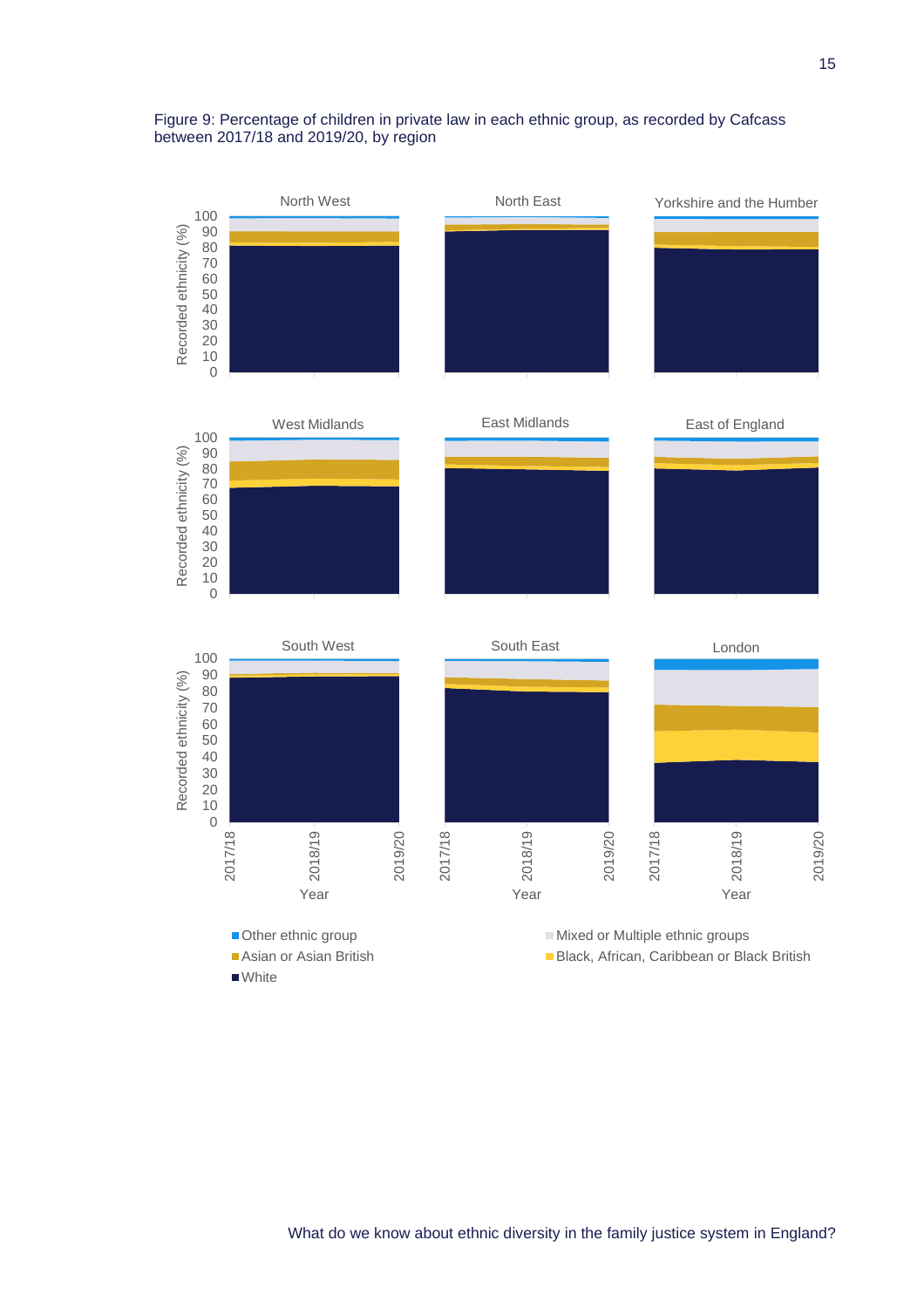Figure 9: Percentage of children in private law in each ethnic group, as recorded by Cafcass between 2017/18 and 2019/20, by region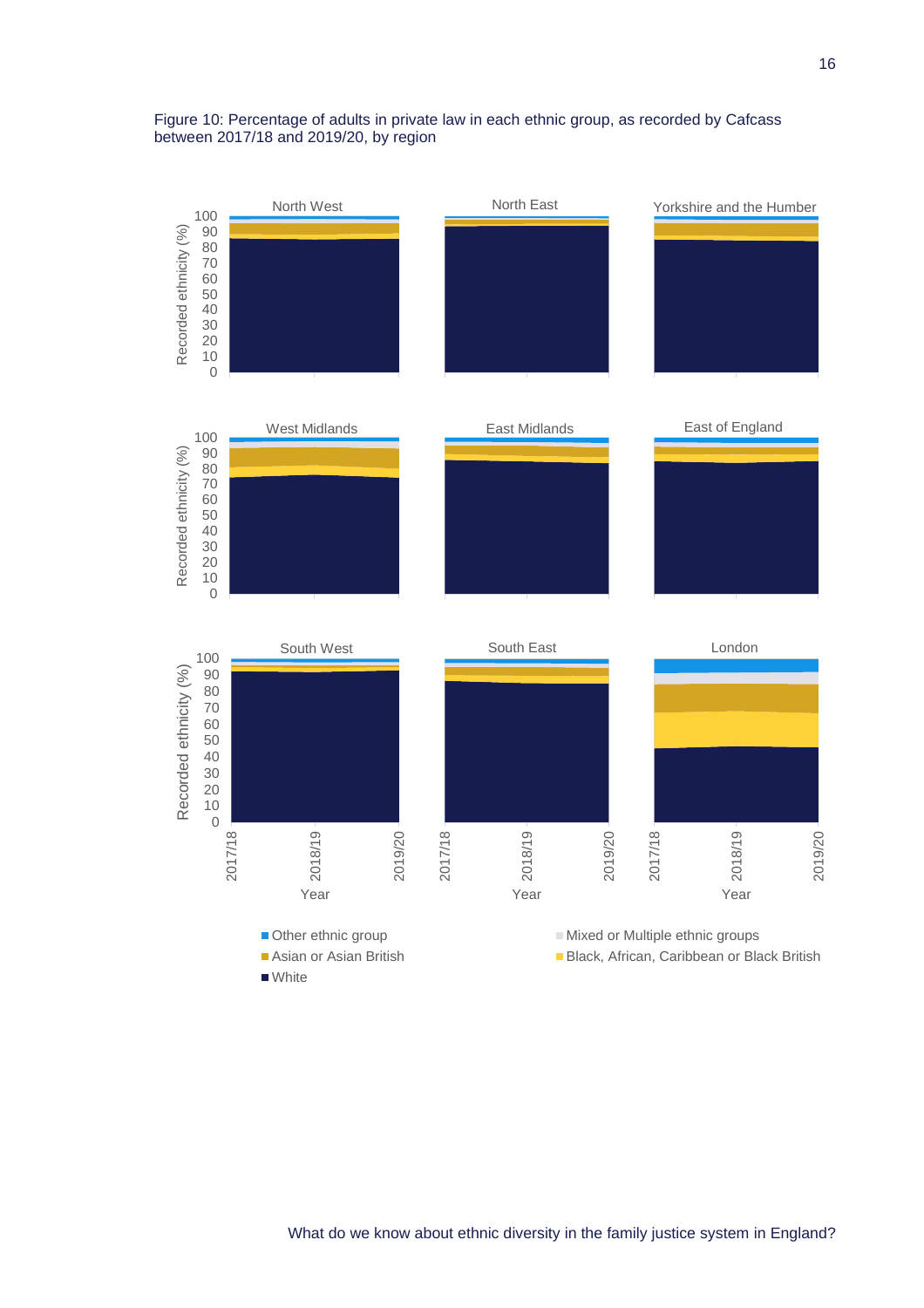Figure 10: Percentage of adults in private law in each ethnic group, as recorded by Cafcass between 2017/18 and 2019/20, by region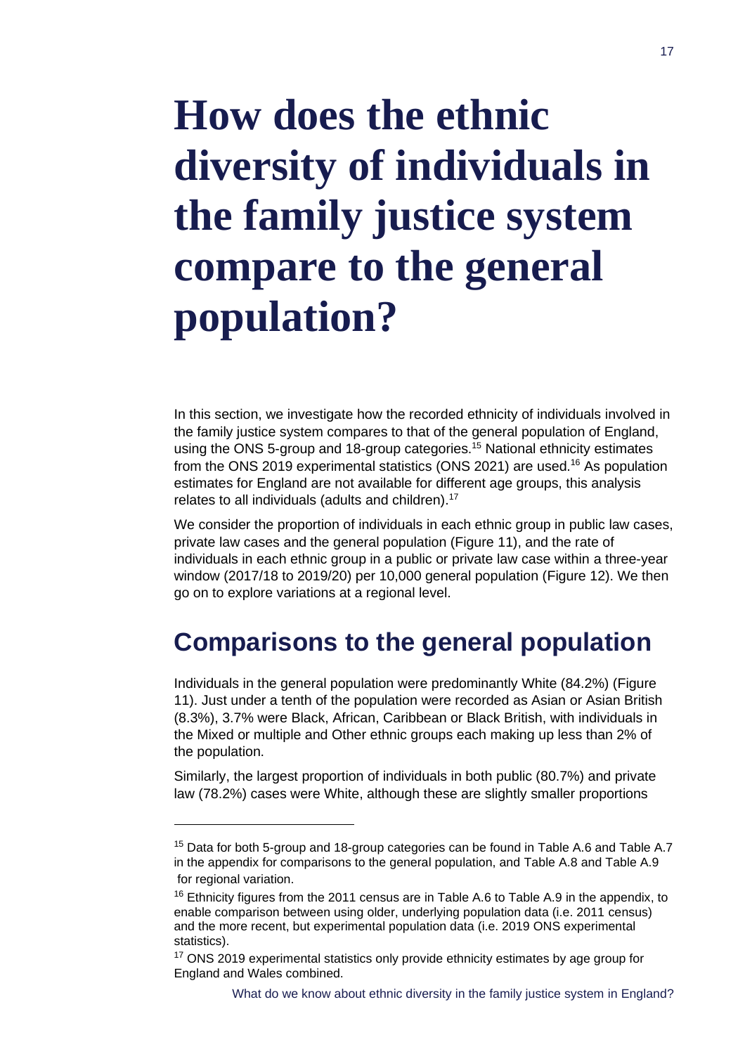# How does the ethnic diversity of individuals in the family justice system compare to the general population?

In this section, we investigate how the recorded ethnicity of individuals involved in the family justice system compares to that of the general population of England, using the ONS 5-group and 18-group categories.[15] National ethnicity estimates from the ONS 2019 experimental statistics (ONS 2021) are used.[16] As population estimates for England are not available for different age groups, this analysis relates to all individuals (adults and children).[17]

We consider the proportion of individuals in each ethnic group in public law cases, private law cases and the general population (Figure 11), and the rate of individuals in each ethnic group in a public or private law case within a three-year window (2017/18 to 2019/20) per 10,000 general population (Figure 12). We then go on to explore variations at a regional level.

## Comparisons to the general population

Individuals in the general population were predominantly White (84.2%) (Figure 11). Just under a tenth of the population were recorded as Asian or Asian British (8.3%), 3.7% were Black, African, Caribbean or Black British, with individuals in the Mixed or multiple and Other ethnic groups each making up less than 2% of the population.

Similarly, the largest proportion of individuals in both public (80.7%) and private law (78.2%) cases were White, although these are slightly smaller proportions

---

[15] Data for both 5-group and 18-group categories can be found in Table A.6 and Table A.7 in the appendix for comparisons to the general population, and Table A.8 and Table A.9 for regional variation.

[16] Ethnicity figures from the 2011 census are in Table A.6 to Table A.9 in the appendix, to enable comparison between using older, underlying population data (i.e. 2011 census) and the more recent, but experimental population data (i.e. 2019 ONS experimental statistics).

[17] ONS 2019 experimental statistics only provide ethnicity estimates by age group for England and Wales combined.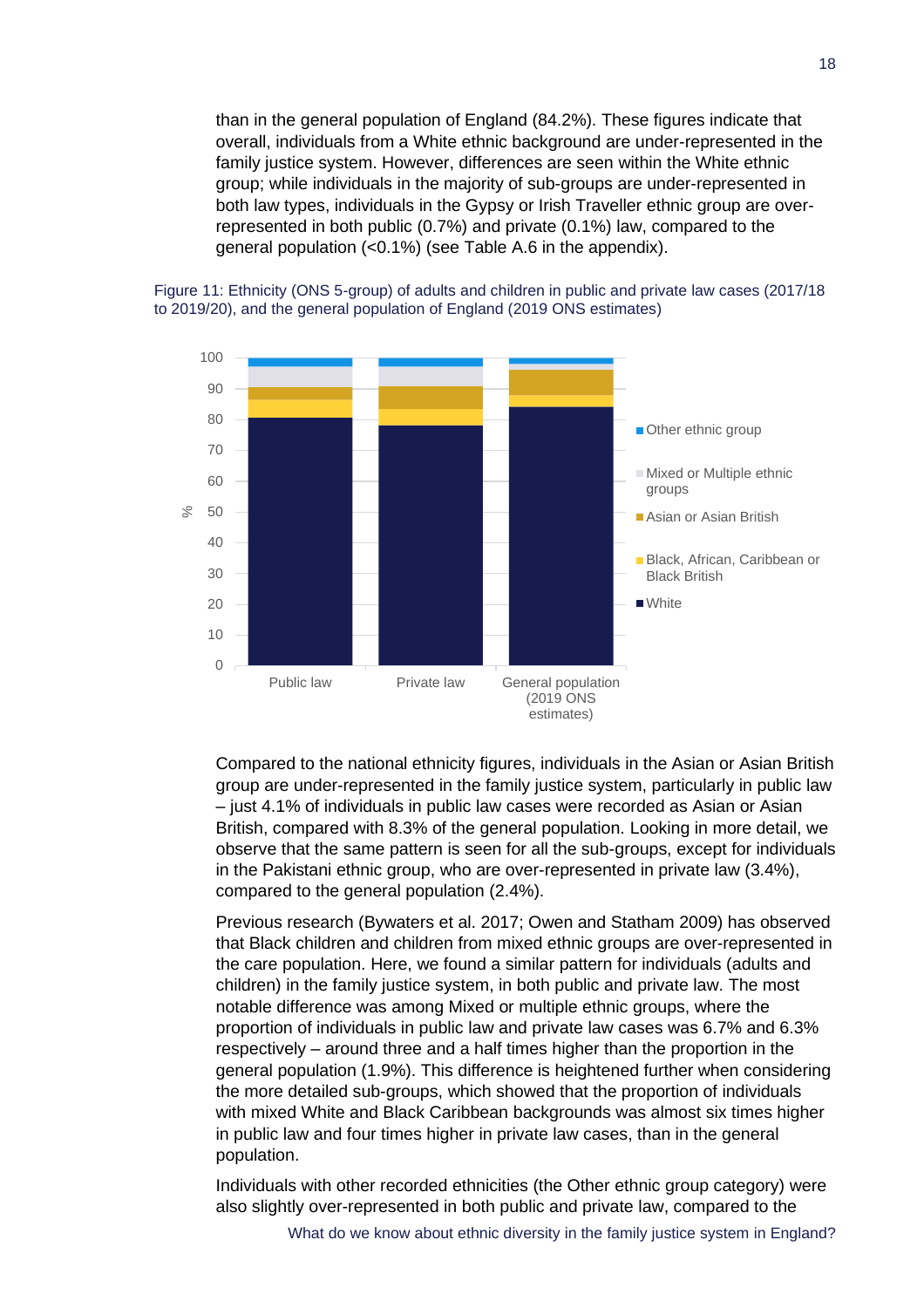than in the general population of England (84.2%). These figures indicate that overall, individuals from a White ethnic background are under-represented in the family justice system. However, differences are seen within the White ethnic group; while individuals in the majority of sub-groups are under-represented in both law types, individuals in the Gypsy or Irish Traveller ethnic group are over-represented in both public (0.7%) and private (0.1%) law, compared to the general population (<0.1%) (see Table A.6 in the appendix).

Figure 11: Ethnicity (ONS 5-group) of adults and children in public and private law cases (2017/18 to 2019/20), and the general population of England (2019 ONS estimates)

Compared to the national ethnicity figures, individuals in the Asian or Asian British group are under-represented in the family justice system, particularly in public law – just 4.1% of individuals in public law cases were recorded as Asian or Asian British, compared with 8.3% of the general population. Looking in more detail, we observe that the same pattern is seen for all the sub-groups, except for individuals in the Pakistani ethnic group, who are over-represented in private law (3.4%), compared to the general population (2.4%).

Previous research (Bywaters et al. 2017; Owen and Statham 2009) has observed that Black children and children from mixed ethnic groups are over-represented in the care population. Here, we found a similar pattern for individuals (adults and children) in the family justice system, in both public and private law. The most notable difference was among Mixed or multiple ethnic groups, where the proportion of individuals in public law and private law cases was 6.7% and 6.3% respectively – around three and a half times higher than the proportion in the general population (1.9%). This difference is heightened further when considering the more detailed sub-groups, which showed that the proportion of individuals with mixed White and Black Caribbean backgrounds was almost six times higher in public law and four times higher in private law cases, than in the general population.

Individuals with other recorded ethnicities (the Other ethnic group category) were also slightly over-represented in both public and private law, compared to the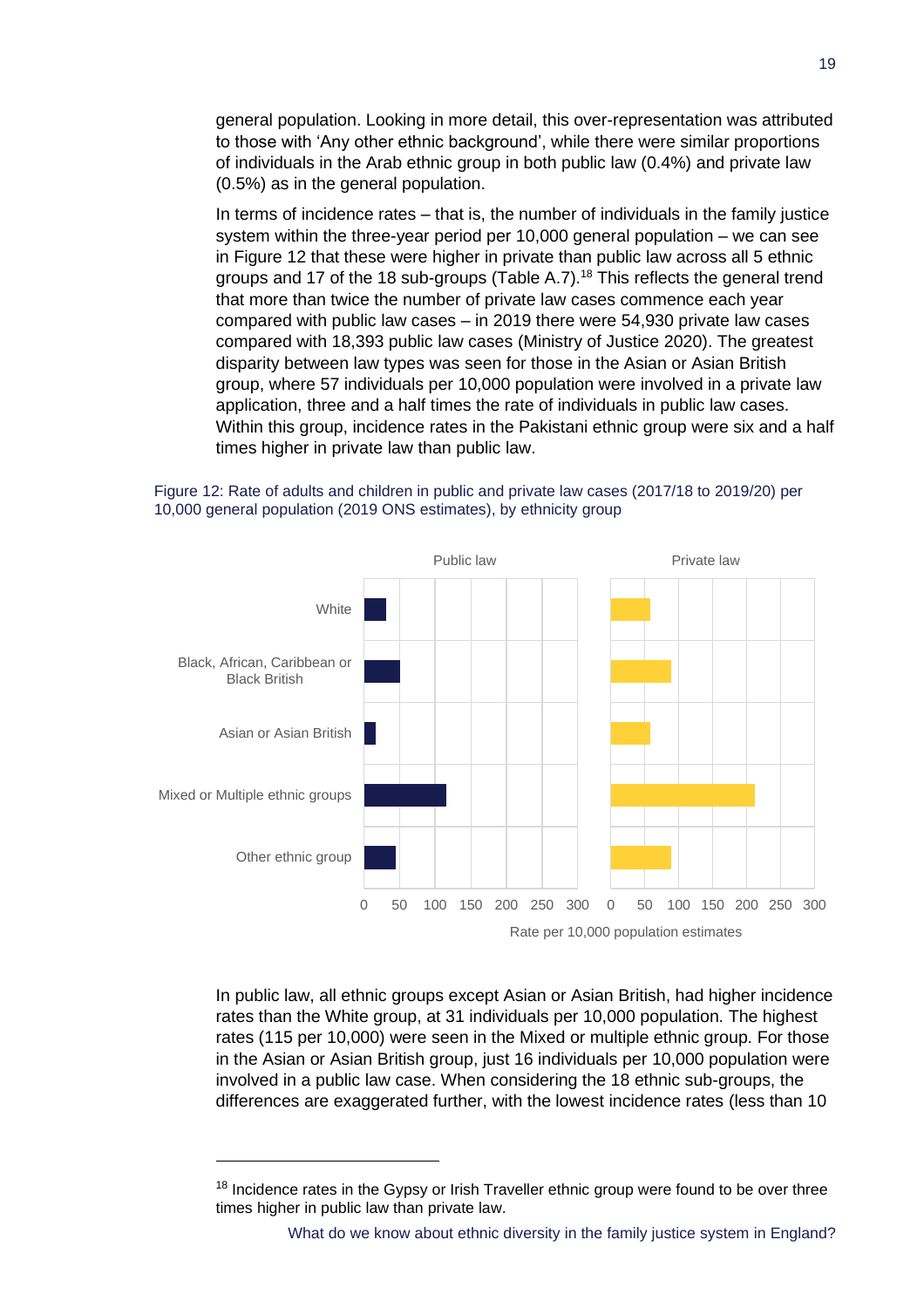general population. Looking in more detail, this over-representation was attributed to those with ‘Any other ethnic background’, while there were similar proportions of individuals in the Arab ethnic group in both public law (0.4%) and private law (0.5%) as in the general population.

In terms of incidence rates – that is, the number of individuals in the family justice system within the three-year period per 10,000 general population – we can see in Figure 12 that these were higher in private than public law across all 5 ethnic groups and 17 of the 18 sub-groups (Table A.7).[18] This reflects the general trend that more than twice the number of private law cases commence each year compared with public law cases – in 2019 there were 54,930 private law cases compared with 18,393 public law cases (Ministry of Justice 2020). The greatest disparity between law types was seen for those in the Asian or Asian British group, where 57 individuals per 10,000 population were involved in a private law application, three and a half times the rate of individuals in public law cases. Within this group, incidence rates in the Pakistani ethnic group were six and a half times higher in private law than public law.

Figure 12: Rate of adults and children in public and private law cases (2017/18 to 2019/20) per 10,000 general population (2019 ONS estimates), by ethnicity group

In public law, all ethnic groups except Asian or Asian British, had higher incidence rates than the White group, at 31 individuals per 10,000 population. The highest rates (115 per 10,000) were seen in the Mixed or multiple ethnic group. For those in the Asian or Asian British group, just 16 individuals per 10,000 population were involved in a public law case. When considering the 18 ethnic sub-groups, the differences are exaggerated further, with the lowest incidence rates (less than 10

[18] Incidence rates in the Gypsy or Irish Traveller ethnic group were found to be over three times higher in public law than private law.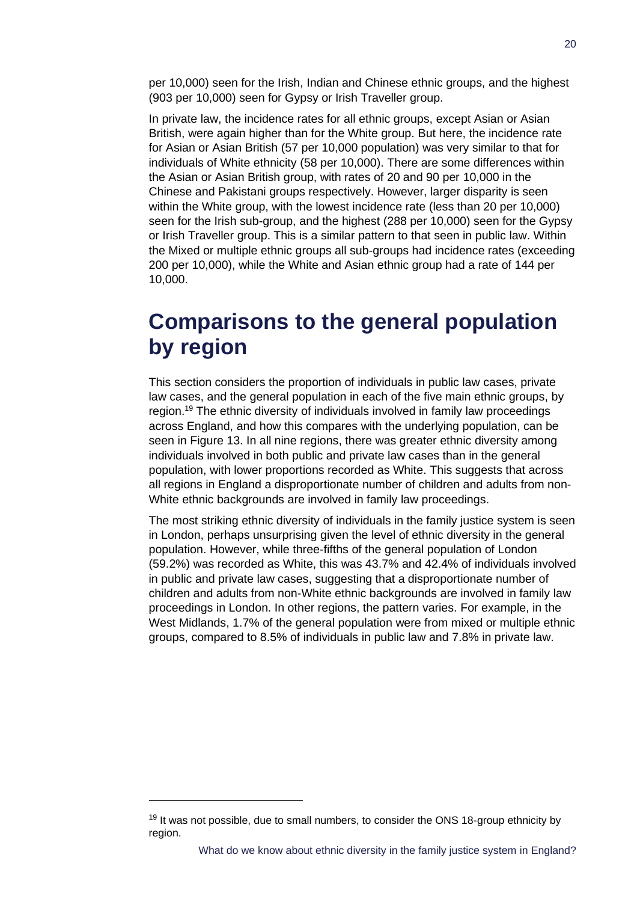per 10,000) seen for the Irish, Indian and Chinese ethnic groups, and the highest (903 per 10,000) seen for Gypsy or Irish Traveller group.

In private law, the incidence rates for all ethnic groups, except Asian or Asian British, were again higher than for the White group. But here, the incidence rate for Asian or Asian British (57 per 10,000 population) was very similar to that for individuals of White ethnicity (58 per 10,000). There are some differences within the Asian or Asian British group, with rates of 20 and 90 per 10,000 in the Chinese and Pakistani groups respectively. However, larger disparity is seen within the White group, with the lowest incidence rate (less than 20 per 10,000) seen for the Irish sub-group, and the highest (288 per 10,000) seen for the Gypsy or Irish Traveller group. This is a similar pattern to that seen in public law. Within the Mixed or multiple ethnic groups all sub-groups had incidence rates (exceeding 200 per 10,000), while the White and Asian ethnic group had a rate of 144 per 10,000.

# Comparisons to the general population by region

This section considers the proportion of individuals in public law cases, private law cases, and the general population in each of the five main ethnic groups, by region.[19] The ethnic diversity of individuals involved in family law proceedings across England, and how this compares with the underlying population, can be seen in Figure 13. In all nine regions, there was greater ethnic diversity among individuals involved in both public and private law cases than in the general population, with lower proportions recorded as White. This suggests that across all regions in England a disproportionate number of children and adults from non-White ethnic backgrounds are involved in family law proceedings.

The most striking ethnic diversity of individuals in the family justice system is seen in London, perhaps unsurprising given the level of ethnic diversity in the general population. However, while three-fifths of the general population of London (59.2%) was recorded as White, this was 43.7% and 42.4% of individuals involved in public and private law cases, suggesting that a disproportionate number of children and adults from non-White ethnic backgrounds are involved in family law proceedings in London. In other regions, the pattern varies. For example, in the West Midlands, 1.7% of the general population were from mixed or multiple ethnic groups, compared to 8.5% of individuals in public law and 7.8% in private law.

[19] It was not possible, due to small numbers, to consider the ONS 18-group ethnicity by region.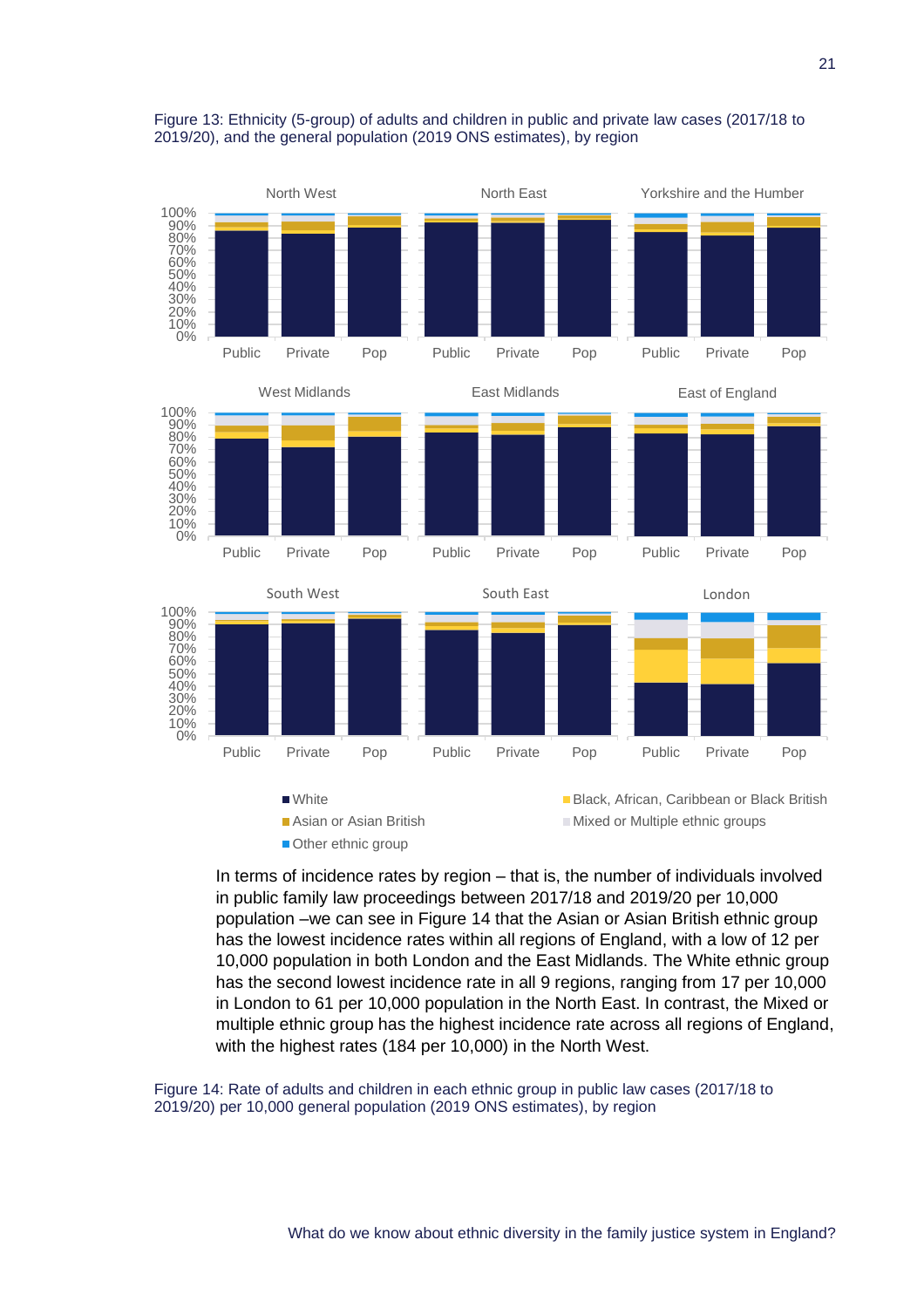Figure 13: Ethnicity (5-group) of adults and children in public and private law cases (2017/18 to 2019/20), and the general population (2019 ONS estimates), by region

In terms of incidence rates by region – that is, the number of individuals involved in public family law proceedings between 2017/18 and 2019/20 per 10,000 population –we can see in Figure 14 that the Asian or Asian British ethnic group has the lowest incidence rates within all regions of England, with a low of 12 per 10,000 population in both London and the East Midlands. The White ethnic group has the second lowest incidence rate in all 9 regions, ranging from 17 per 10,000 in London to 61 per 10,000 population in the North East. In contrast, the Mixed or multiple ethnic group has the highest incidence rate across all regions of England, with the highest rates (184 per 10,000) in the North West.

Figure 14: Rate of adults and children in each ethnic group in public law cases (2017/18 to 2019/20) per 10,000 general population (2019 ONS estimates), by region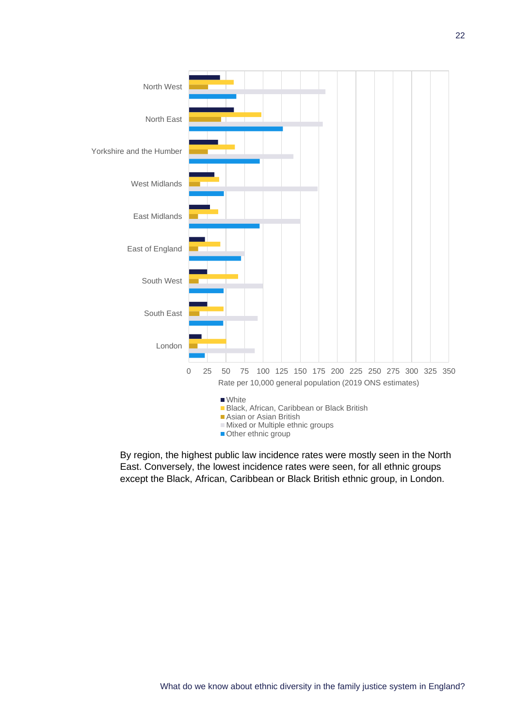North West

North East

Yorkshire and the Humber

West Midlands

East Midlands

East of England

South West

South East

London

0 25 50 75 100 125 150 175 200 225 250 275 300 325 350

Rate per 10,000 general population (2019 ONS estimates)

- White
- Black, African, Caribbean or Black British
- Asian or Asian British
- Mixed or Multiple ethnic groups
- Other ethnic group

By region, the highest public law incidence rates were mostly seen in the North East. Conversely, the lowest incidence rates were seen, for all ethnic groups except the Black, African, Caribbean or Black British ethnic group, in London.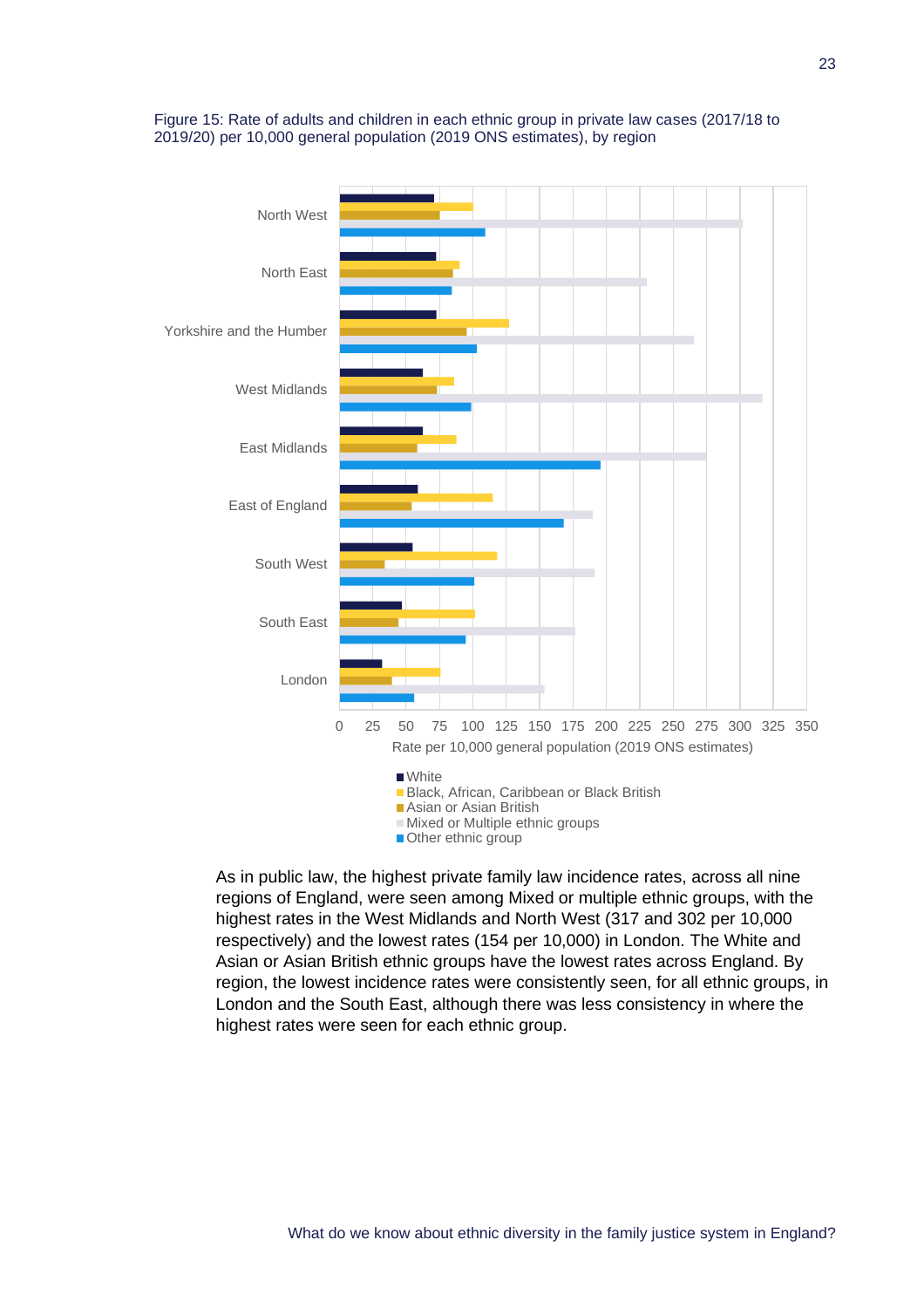Figure 15: Rate of adults and children in each ethnic group in private law cases (2017/18 to 2019/20) per 10,000 general population (2019 ONS estimates), by region

As in public law, the highest private family law incidence rates, across all nine regions of England, were seen among Mixed or multiple ethnic groups, with the highest rates in the West Midlands and North West (317 and 302 per 10,000 respectively) and the lowest rates (154 per 10,000) in London. The White and Asian or Asian British ethnic groups have the lowest rates across England. By region, the lowest incidence rates were consistently seen, for all ethnic groups, in London and the South East, although there was less consistency in where the highest rates were seen for each ethnic group.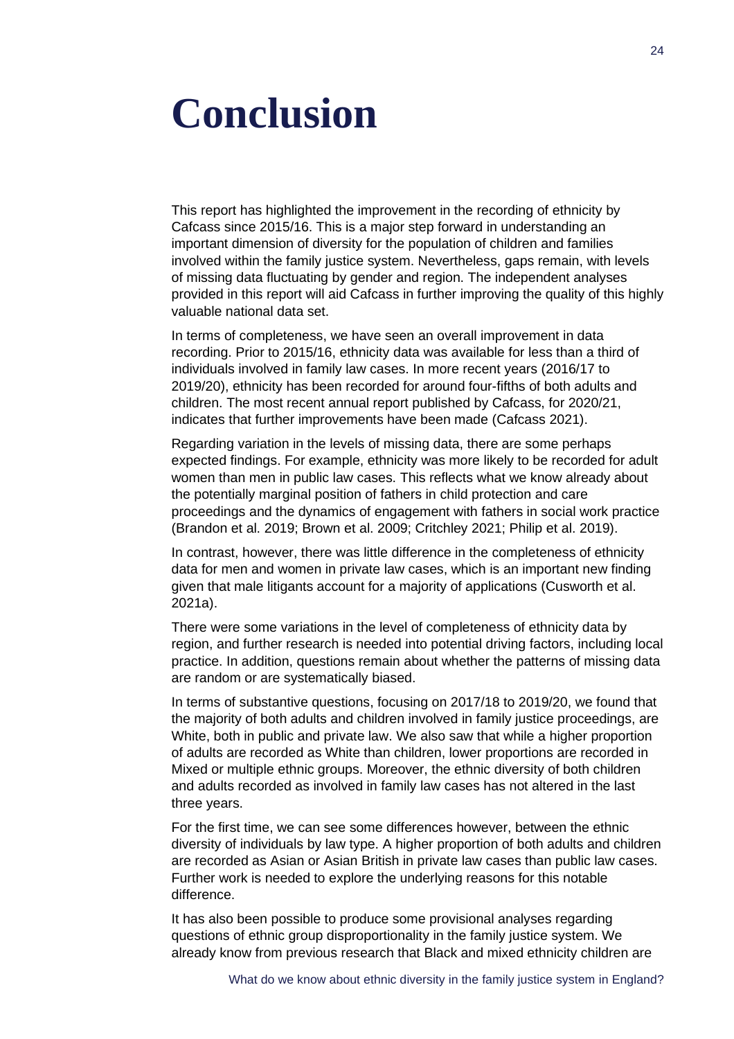# Conclusion

This report has highlighted the improvement in the recording of ethnicity by Cafcass since 2015/16. This is a major step forward in understanding an important dimension of diversity for the population of children and families involved within the family justice system. Nevertheless, gaps remain, with levels of missing data fluctuating by gender and region. The independent analyses provided in this report will aid Cafcass in further improving the quality of this highly valuable national data set.

In terms of completeness, we have seen an overall improvement in data recording. Prior to 2015/16, ethnicity data was available for less than a third of individuals involved in family law cases. In more recent years (2016/17 to 2019/20), ethnicity has been recorded for around four-fifths of both adults and children. The most recent annual report published by Cafcass, for 2020/21, indicates that further improvements have been made (Cafcass 2021).

Regarding variation in the levels of missing data, there are some perhaps expected findings. For example, ethnicity was more likely to be recorded for adult women than men in public law cases. This reflects what we know already about the potentially marginal position of fathers in child protection and care proceedings and the dynamics of engagement with fathers in social work practice (Brandon et al. 2019; Brown et al. 2009; Critchley 2021; Philip et al. 2019).

In contrast, however, there was little difference in the completeness of ethnicity data for men and women in private law cases, which is an important new finding given that male litigants account for a majority of applications (Cusworth et al. 2021a).

There were some variations in the level of completeness of ethnicity data by region, and further research is needed into potential driving factors, including local practice. In addition, questions remain about whether the patterns of missing data are random or are systematically biased.

In terms of substantive questions, focusing on 2017/18 to 2019/20, we found that the majority of both adults and children involved in family justice proceedings, are White, both in public and private law. We also saw that while a higher proportion of adults are recorded as White than children, lower proportions are recorded in Mixed or multiple ethnic groups. Moreover, the ethnic diversity of both children and adults recorded as involved in family law cases has not altered in the last three years.

For the first time, we can see some differences however, between the ethnic diversity of individuals by law type. A higher proportion of both adults and children are recorded as Asian or Asian British in private law cases than public law cases. Further work is needed to explore the underlying reasons for this notable difference.

It has also been possible to produce some provisional analyses regarding questions of ethnic group disproportionality in the family justice system. We already know from previous research that Black and mixed ethnicity children are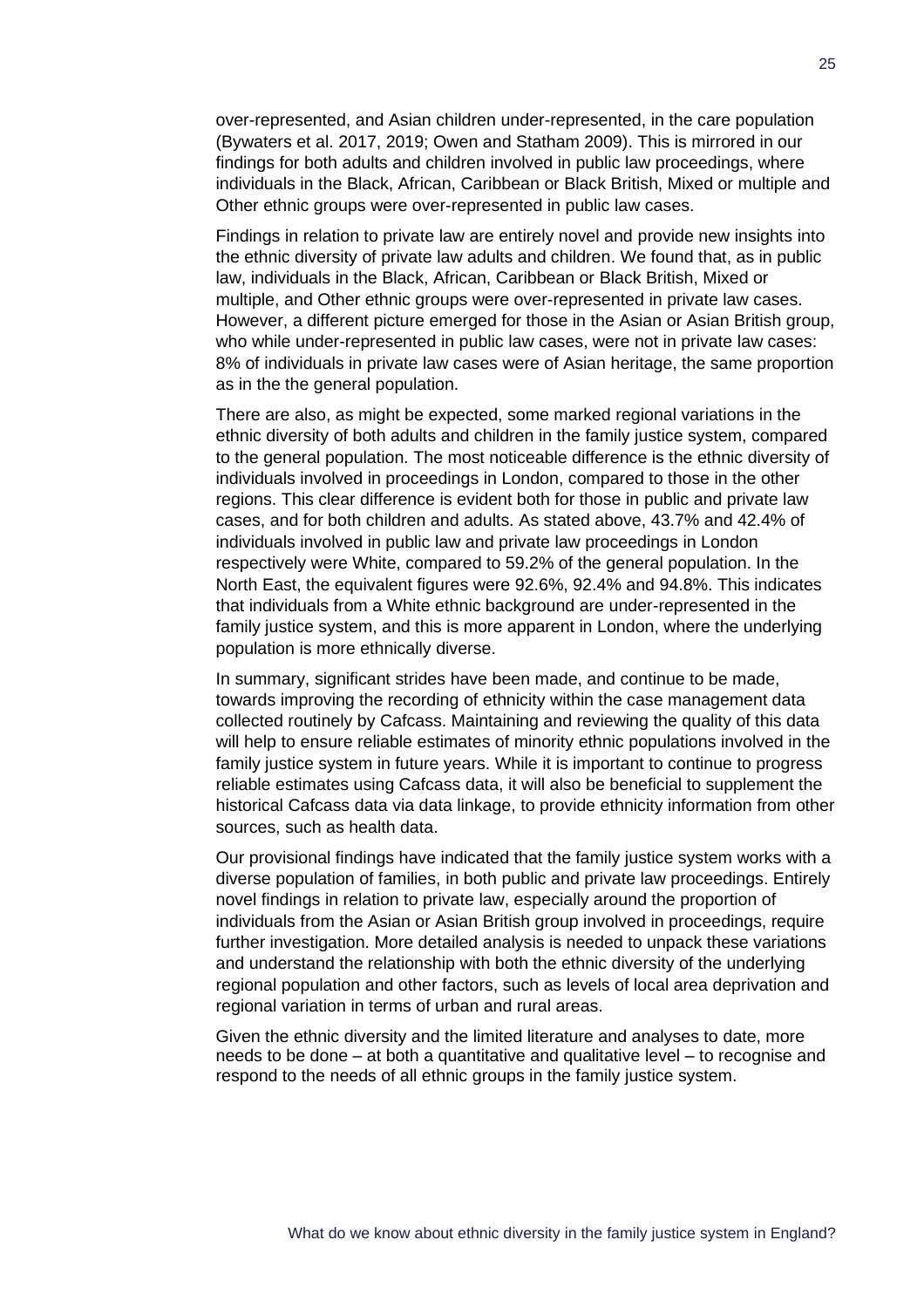over-represented, and Asian children under-represented, in the care population (Bywaters et al. 2017, 2019; Owen and Statham 2009). This is mirrored in our findings for both adults and children involved in public law proceedings, where individuals in the Black, African, Caribbean or Black British, Mixed or multiple and Other ethnic groups were over-represented in public law cases.

Findings in relation to private law are entirely novel and provide new insights into the ethnic diversity of private law adults and children. We found that, as in public law, individuals in the Black, African, Caribbean or Black British, Mixed or multiple, and Other ethnic groups were over-represented in private law cases. However, a different picture emerged for those in the Asian or Asian British group, who while under-represented in public law cases, were not in private law cases: 8% of individuals in private law cases were of Asian heritage, the same proportion as in the the general population.

There are also, as might be expected, some marked regional variations in the ethnic diversity of both adults and children in the family justice system, compared to the general population. The most noticeable difference is the ethnic diversity of individuals involved in proceedings in London, compared to those in the other regions. This clear difference is evident both for those in public and private law cases, and for both children and adults. As stated above, 43.7% and 42.4% of individuals involved in public law and private law proceedings in London respectively were White, compared to 59.2% of the general population. In the North East, the equivalent figures were 92.6%, 92.4% and 94.8%. This indicates that individuals from a White ethnic background are under-represented in the family justice system, and this is more apparent in London, where the underlying population is more ethnically diverse.

In summary, significant strides have been made, and continue to be made, towards improving the recording of ethnicity within the case management data collected routinely by Cafcass. Maintaining and reviewing the quality of this data will help to ensure reliable estimates of minority ethnic populations involved in the family justice system in future years. While it is important to continue to progress reliable estimates using Cafcass data, it will also be beneficial to supplement the historical Cafcass data via data linkage, to provide ethnicity information from other sources, such as health data.

Our provisional findings have indicated that the family justice system works with a diverse population of families, in both public and private law proceedings. Entirely novel findings in relation to private law, especially around the proportion of individuals from the Asian or Asian British group involved in proceedings, require further investigation. More detailed analysis is needed to unpack these variations and understand the relationship with both the ethnic diversity of the underlying regional population and other factors, such as levels of local area deprivation and regional variation in terms of urban and rural areas.

Given the ethnic diversity and the limited literature and analyses to date, more needs to be done – at both a quantitative and qualitative level – to recognise and respond to the needs of all ethnic groups in the family justice system.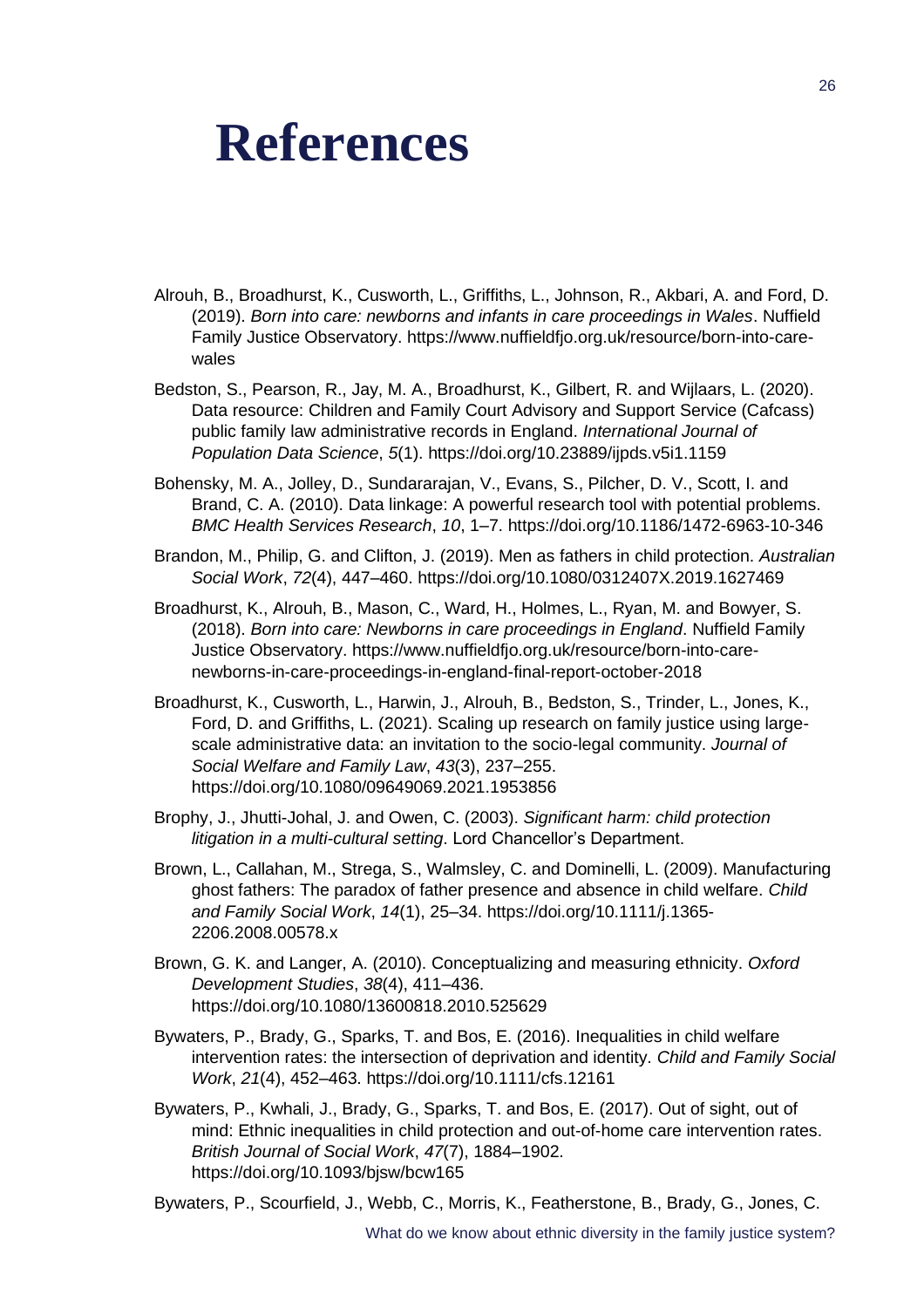# References

Alrouh, B., Broadhurst, K., Cusworth, L., Griffiths, L., Johnson, R., Akbari, A. and Ford, D. (2019). *Born into care: newborns and infants in care proceedings in Wales*. Nuffield Family Justice Observatory. https://www.nuffieldfjo.org.uk/resource/born-into-care-wales

Bedston, S., Pearson, R., Jay, M. A., Broadhurst, K., Gilbert, R. and Wijlaars, L. (2020). Data resource: Children and Family Court Advisory and Support Service (Cafcass) public family law administrative records in England. *International Journal of Population Data Science*, *5*(1). https://doi.org/10.23889/ijpds.v5i1.1159

Bohensky, M. A., Jolley, D., Sundararajan, V., Evans, S., Pilcher, D. V., Scott, I. and Brand, C. A. (2010). Data linkage: A powerful research tool with potential problems. *BMC Health Services Research*, *10*, 1–7. https://doi.org/10.1186/1472-6963-10-346

Brandon, M., Philip, G. and Clifton, J. (2019). Men as fathers in child protection. *Australian Social Work*, *72*(4), 447–460. https://doi.org/10.1080/0312407X.2019.1627469

Broadhurst, K., Alrouh, B., Mason, C., Ward, H., Holmes, L., Ryan, M. and Bowyer, S. (2018). *Born into care: Newborns in care proceedings in England*. Nuffield Family Justice Observatory. https://www.nuffieldfjo.org.uk/resource/born-into-care-newborns-in-care-proceedings-in-england-final-report-october-2018

Broadhurst, K., Cusworth, L., Harwin, J., Alrouh, B., Bedston, S., Trinder, L., Jones, K., Ford, D. and Griffiths, L. (2021). Scaling up research on family justice using large-scale administrative data: an invitation to the socio-legal community. *Journal of Social Welfare and Family Law*, *43*(3), 237–255. https://doi.org/10.1080/09649069.2021.1953856

Brophy, J., Jhutti-Johal, J. and Owen, C. (2003). *Significant harm: child protection litigation in a multi-cultural setting*. Lord Chancellor's Department.

Brown, L., Callahan, M., Strega, S., Walmsley, C. and Dominelli, L. (2009). Manufacturing ghost fathers: The paradox of father presence and absence in child welfare. *Child and Family Social Work*, *14*(1), 25–34. https://doi.org/10.1111/j.1365-2206.2008.00578.x

Brown, G. K. and Langer, A. (2010). Conceptualizing and measuring ethnicity. *Oxford Development Studies*, *38*(4), 411–436. https://doi.org/10.1080/13600818.2010.525629

Bywaters, P., Brady, G., Sparks, T. and Bos, E. (2016). Inequalities in child welfare intervention rates: the intersection of deprivation and identity. *Child and Family Social Work*, *21*(4), 452–463. https://doi.org/10.1111/cfs.12161

Bywaters, P., Kwhali, J., Brady, G., Sparks, T. and Bos, E. (2017). Out of sight, out of mind: Ethnic inequalities in child protection and out-of-home care intervention rates. *British Journal of Social Work*, *47*(7), 1884–1902. https://doi.org/10.1093/bjsw/bcw165

Bywaters, P., Scourfield, J., Webb, C., Morris, K., Featherstone, B., Brady, G., Jones, C.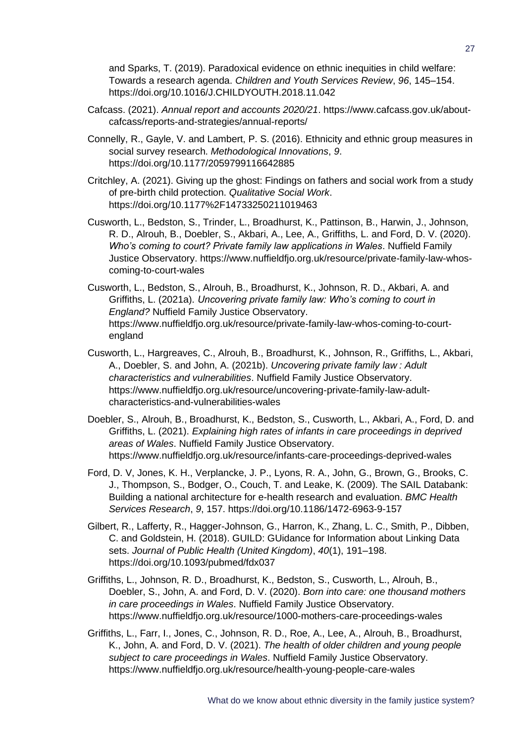and Sparks, T. (2019). Paradoxical evidence on ethnic inequities in child welfare: Towards a research agenda. *Children and Youth Services Review*, *96*, 145–154. https://doi.org/10.1016/J.CHILDYOUTH.2018.11.042

Cafcass. (2021). *Annual report and accounts 2020/21*. https://www.cafcass.gov.uk/about-cafcass/reports-and-strategies/annual-reports/

Connelly, R., Gayle, V. and Lambert, P. S. (2016). Ethnicity and ethnic group measures in social survey research. *Methodological Innovations*, *9*. https://doi.org/10.1177/2059799116642885

Critchley, A. (2021). Giving up the ghost: Findings on fathers and social work from a study of pre-birth child protection. *Qualitative Social Work*. https://doi.org/10.1177%2F14733250211019463

Cusworth, L., Bedston, S., Trinder, L., Broadhurst, K., Pattinson, B., Harwin, J., Johnson, R. D., Alrouh, B., Doebler, S., Akbari, A., Lee, A., Griffiths, L. and Ford, D. V. (2020). *Who's coming to court? Private family law applications in Wales*. Nuffield Family Justice Observatory. https://www.nuffieldfjo.org.uk/resource/private-family-law-whos-coming-to-court-wales

Cusworth, L., Bedston, S., Alrouh, B., Broadhurst, K., Johnson, R. D., Akbari, A. and Griffiths, L. (2021a). *Uncovering private family law: Who's coming to court in England?* Nuffield Family Justice Observatory. https://www.nuffieldfjo.org.uk/resource/private-family-law-whos-coming-to-court-england

Cusworth, L., Hargreaves, C., Alrouh, B., Broadhurst, K., Johnson, R., Griffiths, L., Akbari, A., Doebler, S. and John, A. (2021b). *Uncovering private family law : Adult characteristics and vulnerabilities*. Nuffield Family Justice Observatory. https://www.nuffieldfjo.org.uk/resource/uncovering-private-family-law-adult-characteristics-and-vulnerabilities-wales

Doebler, S., Alrouh, B., Broadhurst, K., Bedston, S., Cusworth, L., Akbari, A., Ford, D. and Griffiths, L. (2021). *Explaining high rates of infants in care proceedings in deprived areas of Wales*. Nuffield Family Justice Observatory. https://www.nuffieldfjo.org.uk/resource/infants-care-proceedings-deprived-wales

Ford, D. V, Jones, K. H., Verplancke, J. P., Lyons, R. A., John, G., Brown, G., Brooks, C. J., Thompson, S., Bodger, O., Couch, T. and Leake, K. (2009). The SAIL Databank: Building a national architecture for e-health research and evaluation. *BMC Health Services Research*, *9*, 157. https://doi.org/10.1186/1472-6963-9-157

Gilbert, R., Lafferty, R., Hagger-Johnson, G., Harron, K., Zhang, L. C., Smith, P., Dibben, C. and Goldstein, H. (2018). GUILD: GUidance for Information about Linking Data sets. *Journal of Public Health (United Kingdom)*, *40*(1), 191–198. https://doi.org/10.1093/pubmed/fdx037

Griffiths, L., Johnson, R. D., Broadhurst, K., Bedston, S., Cusworth, L., Alrouh, B., Doebler, S., John, A. and Ford, D. V. (2020). *Born into care: one thousand mothers in care proceedings in Wales*. Nuffield Family Justice Observatory. https://www.nuffieldfjo.org.uk/resource/1000-mothers-care-proceedings-wales

Griffiths, L., Farr, I., Jones, C., Johnson, R. D., Roe, A., Lee, A., Alrouh, B., Broadhurst, K., John, A. and Ford, D. V. (2021). *The health of older children and young people subject to care proceedings in Wales*. Nuffield Family Justice Observatory. https://www.nuffieldfjo.org.uk/resource/health-young-people-care-wales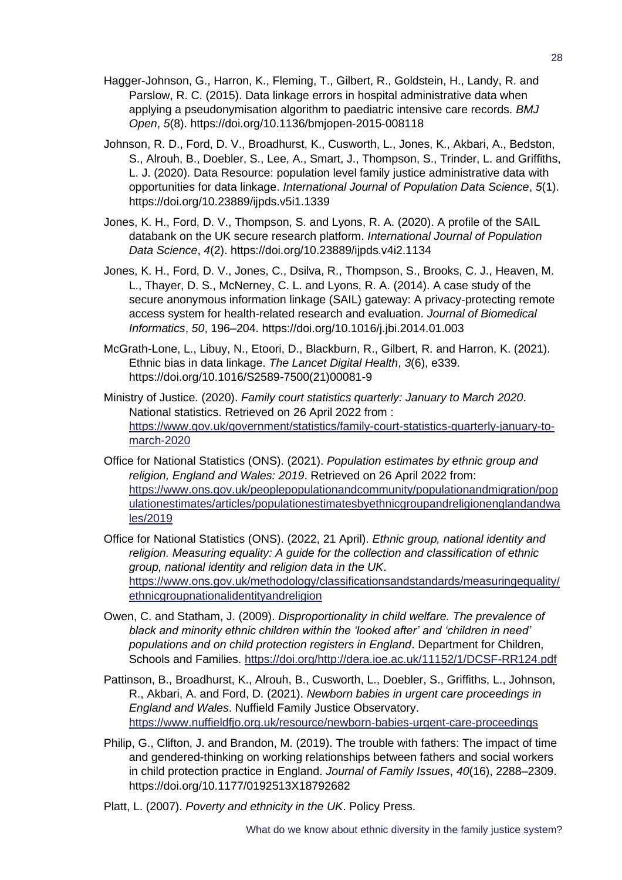Hagger-Johnson, G., Harron, K., Fleming, T., Gilbert, R., Goldstein, H., Landy, R. and Parslow, R. C. (2015). Data linkage errors in hospital administrative data when applying a pseudonymisation algorithm to paediatric intensive care records. *BMJ Open*, *5*(8). https://doi.org/10.1136/bmjopen-2015-008118

Johnson, R. D., Ford, D. V., Broadhurst, K., Cusworth, L., Jones, K., Akbari, A., Bedston, S., Alrouh, B., Doebler, S., Lee, A., Smart, J., Thompson, S., Trinder, L. and Griffiths, L. J. (2020). Data Resource: population level family justice administrative data with opportunities for data linkage. *International Journal of Population Data Science*, *5*(1). https://doi.org/10.23889/ijpds.v5i1.1339

Jones, K. H., Ford, D. V., Thompson, S. and Lyons, R. A. (2020). A profile of the SAIL databank on the UK secure research platform. *International Journal of Population Data Science*, *4*(2). https://doi.org/10.23889/ijpds.v4i2.1134

Jones, K. H., Ford, D. V., Jones, C., Dsilva, R., Thompson, S., Brooks, C. J., Heaven, M. L., Thayer, D. S., McNerney, C. L. and Lyons, R. A. (2014). A case study of the secure anonymous information linkage (SAIL) gateway: A privacy-protecting remote access system for health-related research and evaluation. *Journal of Biomedical Informatics*, *50*, 196–204. https://doi.org/10.1016/j.jbi.2014.01.003

McGrath-Lone, L., Libuy, N., Etoori, D., Blackburn, R., Gilbert, R. and Harron, K. (2021). Ethnic bias in data linkage. *The Lancet Digital Health*, *3*(6), e339. https://doi.org/10.1016/S2589-7500(21)00081-9

Ministry of Justice. (2020). *Family court statistics quarterly: January to March 2020*. National statistics. Retrieved on 26 April 2022 from : https://www.gov.uk/government/statistics/family-court-statistics-quarterly-january-to-march-2020

Office for National Statistics (ONS). (2021). *Population estimates by ethnic group and religion, England and Wales: 2019*. Retrieved on 26 April 2022 from: https://www.ons.gov.uk/peoplepopulationandcommunity/populationandmigration/populationestimates/articles/populationestimatesbyethnicgroupandreligionenglandandwales/2019

Office for National Statistics (ONS). (2022, 21 April). *Ethnic group, national identity and religion. Measuring equality: A guide for the collection and classification of ethnic group, national identity and religion data in the UK*. https://www.ons.gov.uk/methodology/classificationsandstandards/measuringequality/ethnicgroupnationalidentityandreligion

Owen, C. and Statham, J. (2009). *Disproportionality in child welfare. The prevalence of black and minority ethnic children within the 'looked after' and 'children in need' populations and on child protection registers in England*. Department for Children, Schools and Families. https://doi.org/http://dera.ioe.ac.uk/11152/1/DCSF-RR124.pdf

Pattinson, B., Broadhurst, K., Alrouh, B., Cusworth, L., Doebler, S., Griffiths, L., Johnson, R., Akbari, A. and Ford, D. (2021). *Newborn babies in urgent care proceedings in England and Wales*. Nuffield Family Justice Observatory. https://www.nuffieldfjo.org.uk/resource/newborn-babies-urgent-care-proceedings

Philip, G., Clifton, J. and Brandon, M. (2019). The trouble with fathers: The impact of time and gendered-thinking on working relationships between fathers and social workers in child protection practice in England. *Journal of Family Issues*, *40*(16), 2288–2309. https://doi.org/10.1177/0192513X18792682

Platt, L. (2007). *Poverty and ethnicity in the UK*. Policy Press.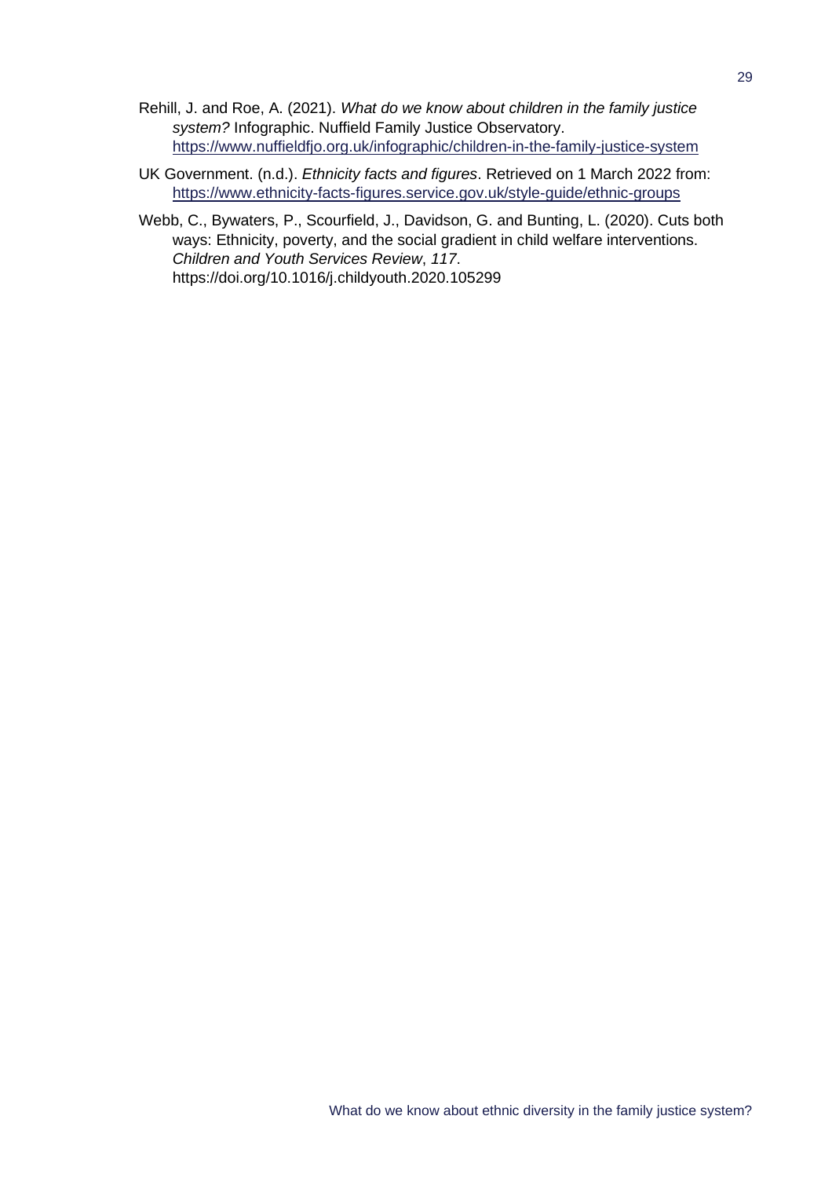Rehill, J. and Roe, A. (2021). *What do we know about children in the family justice system?* Infographic. Nuffield Family Justice Observatory. https://www.nuffieldfjo.org.uk/infographic/children-in-the-family-justice-system

UK Government. (n.d.). *Ethnicity facts and figures*. Retrieved on 1 March 2022 from: https://www.ethnicity-facts-figures.service.gov.uk/style-guide/ethnic-groups

Webb, C., Bywaters, P., Scourfield, J., Davidson, G. and Bunting, L. (2020). Cuts both ways: Ethnicity, poverty, and the social gradient in child welfare interventions. *Children and Youth Services Review*, *117*. https://doi.org/10.1016/j.childyouth.2020.105299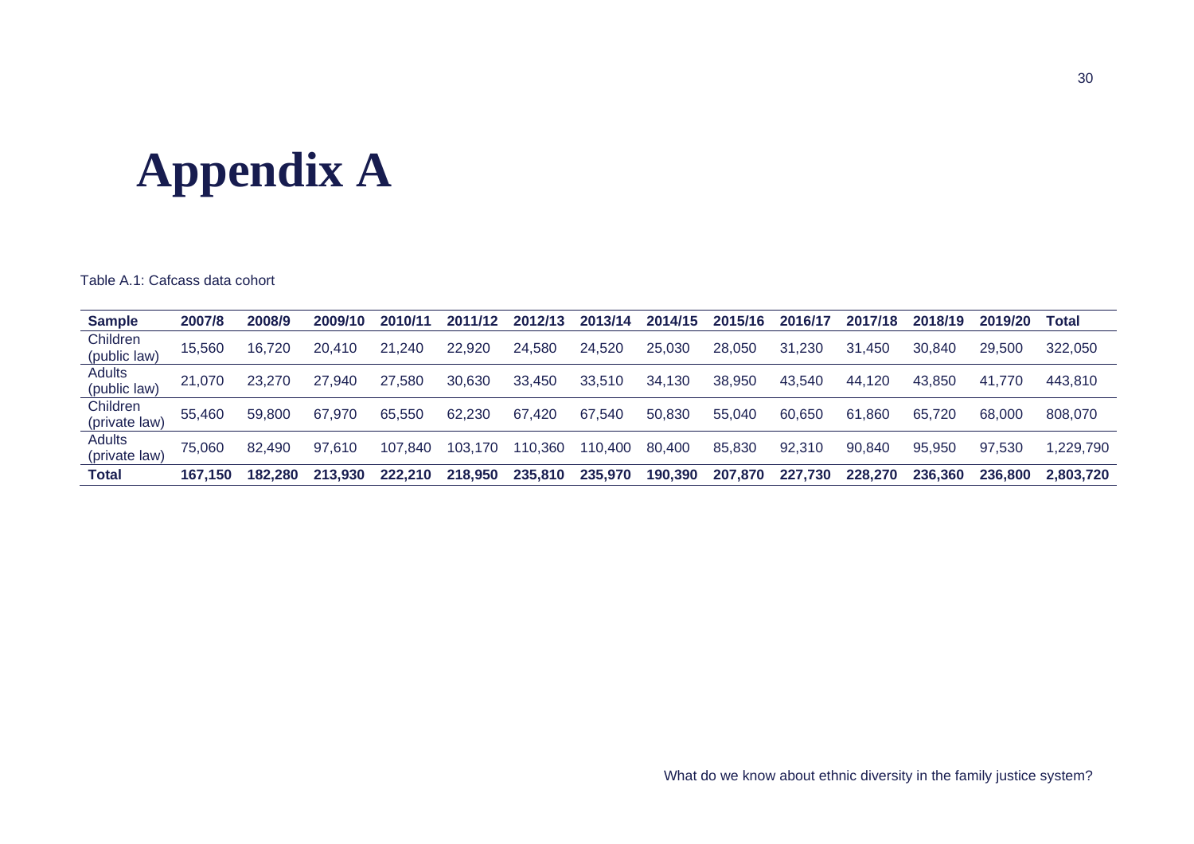# Appendix A

Table A.1: Cafcass data cohort

| Sample | 2007/8 | 2008/9 | 2009/10 | 2010/11 | 2011/12 | 2012/13 | 2013/14 | 2014/15 | 2015/16 | 2016/17 | 2017/18 | 2018/19 | 2019/20 | Total |
|---|---|---|---|---|---|---|---|---|---|---|---|---|---|---|
| Children (public law) | 15,560 | 16,720 | 20,410 | 21,240 | 22,920 | 24,580 | 24,520 | 25,030 | 28,050 | 31,230 | 31,450 | 30,840 | 29,500 | 322,050 |
| Adults (public law) | 21,070 | 23,270 | 27,940 | 27,580 | 30,630 | 33,450 | 33,510 | 34,130 | 38,950 | 43,540 | 44,120 | 43,850 | 41,770 | 443,810 |
| Children (private law) | 55,460 | 59,800 | 67,970 | 65,550 | 62,230 | 67,420 | 67,540 | 50,830 | 55,040 | 60,650 | 61,860 | 65,720 | 68,000 | 808,070 |
| Adults (private law) | 75,060 | 82,490 | 97,610 | 107,840 | 103,170 | 110,360 | 110,400 | 80,400 | 85,830 | 92,310 | 90,840 | 95,950 | 97,530 | 1,229,790 |
| **Total** | **167,150** | **182,280** | **213,930** | **222,210** | **218,950** | **235,810** | **235,970** | **190,390** | **207,870** | **227,730** | **228,270** | **236,360** | **236,800** | **2,803,720** |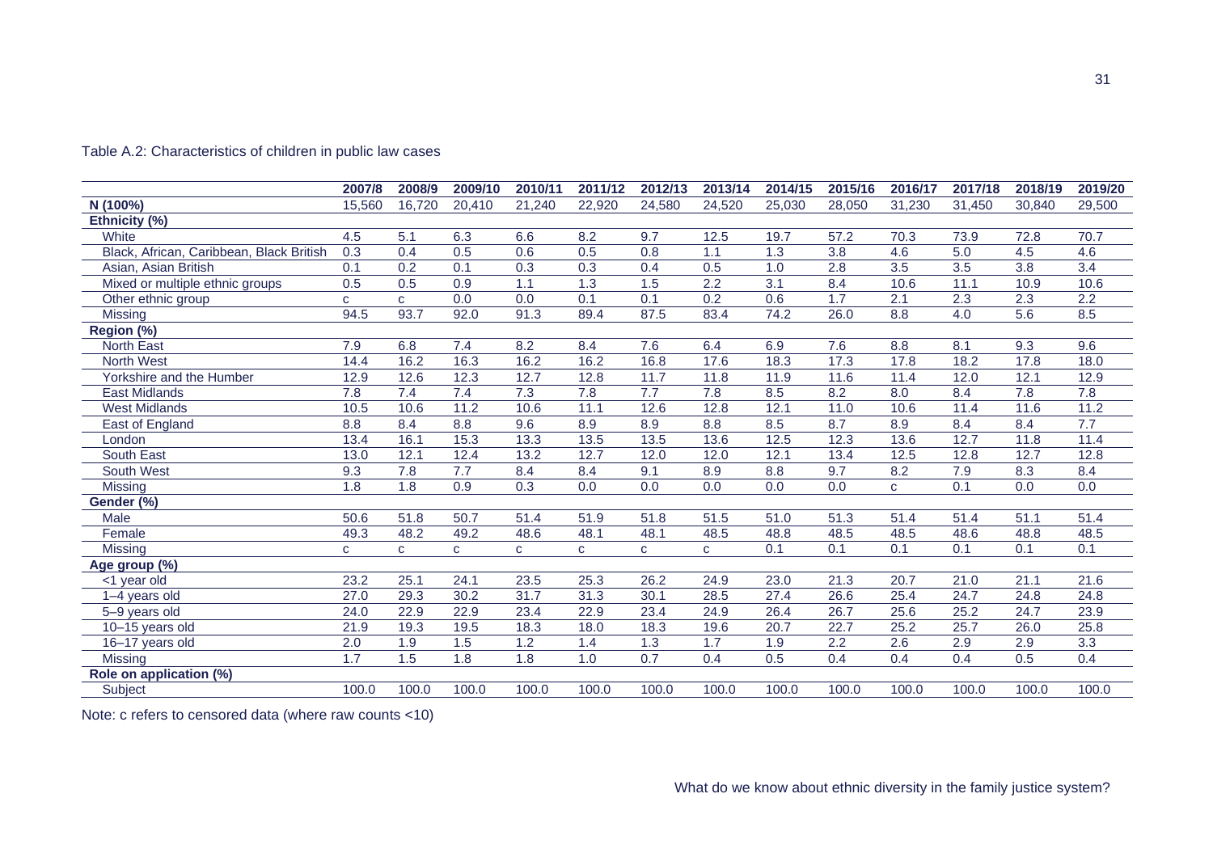Table A.2: Characteristics of children in public law cases

| | 2007/8 | 2008/9 | 2009/10 | 2010/11 | 2011/12 | 2012/13 | 2013/14 | 2014/15 | 2015/16 | 2016/17 | 2017/18 | 2018/19 | 2019/20 |
|---|---|---|---|---|---|---|---|---|---|---|---|---|---|
| **N (100%)** | 15,560 | 16,720 | 20,410 | 21,240 | 22,920 | 24,580 | 24,520 | 25,030 | 28,050 | 31,230 | 31,450 | 30,840 | 29,500 |
| **Ethnicity (%)** | | | | | | | | | | | | | |
| White | 4.5 | 5.1 | 6.3 | 6.6 | 8.2 | 9.7 | 12.5 | 19.7 | 57.2 | 70.3 | 73.9 | 72.8 | 70.7 |
| Black, African, Caribbean, Black British | 0.3 | 0.4 | 0.5 | 0.6 | 0.5 | 0.8 | 1.1 | 1.3 | 3.8 | 4.6 | 5.0 | 4.5 | 4.6 |
| Asian, Asian British | 0.1 | 0.2 | 0.1 | 0.3 | 0.3 | 0.4 | 0.5 | 1.0 | 2.8 | 3.5 | 3.5 | 3.8 | 3.4 |
| Mixed or multiple ethnic groups | 0.5 | 0.5 | 0.9 | 1.1 | 1.3 | 1.5 | 2.2 | 3.1 | 8.4 | 10.6 | 11.1 | 10.9 | 10.6 |
| Other ethnic group | c | c | 0.0 | 0.0 | 0.1 | 0.1 | 0.2 | 0.6 | 1.7 | 2.1 | 2.3 | 2.3 | 2.2 |
| Missing | 94.5 | 93.7 | 92.0 | 91.3 | 89.4 | 87.5 | 83.4 | 74.2 | 26.0 | 8.8 | 4.0 | 5.6 | 8.5 |
| **Region (%)** | | | | | | | | | | | | | |
| North East | 7.9 | 6.8 | 7.4 | 8.2 | 8.4 | 7.6 | 6.4 | 6.9 | 7.6 | 8.8 | 8.1 | 9.3 | 9.6 |
| North West | 14.4 | 16.2 | 16.3 | 16.2 | 16.2 | 16.8 | 17.6 | 18.3 | 17.3 | 17.8 | 18.2 | 17.8 | 18.0 |
| Yorkshire and the Humber | 12.9 | 12.6 | 12.3 | 12.7 | 12.8 | 11.7 | 11.8 | 11.9 | 11.6 | 11.4 | 12.0 | 12.1 | 12.9 |
| East Midlands | 7.8 | 7.4 | 7.4 | 7.3 | 7.8 | 7.7 | 7.8 | 8.5 | 8.2 | 8.0 | 8.4 | 7.8 | 7.8 |
| West Midlands | 10.5 | 10.6 | 11.2 | 10.6 | 11.1 | 12.6 | 12.8 | 12.1 | 11.0 | 10.6 | 11.4 | 11.6 | 11.2 |
| East of England | 8.8 | 8.4 | 8.8 | 9.6 | 8.9 | 8.9 | 8.8 | 8.5 | 8.7 | 8.9 | 8.4 | 8.4 | 7.7 |
| London | 13.4 | 16.1 | 15.3 | 13.3 | 13.5 | 13.5 | 13.6 | 12.5 | 12.3 | 13.6 | 12.7 | 11.8 | 11.4 |
| South East | 13.0 | 12.1 | 12.4 | 13.2 | 12.7 | 12.0 | 12.0 | 12.1 | 13.4 | 12.5 | 12.8 | 12.7 | 12.8 |
| South West | 9.3 | 7.8 | 7.7 | 8.4 | 8.4 | 9.1 | 8.9 | 8.8 | 9.7 | 8.2 | 7.9 | 8.3 | 8.4 |
| Missing | 1.8 | 1.8 | 0.9 | 0.3 | 0.0 | 0.0 | 0.0 | 0.0 | 0.0 | c | 0.1 | 0.0 | 0.0 |
| **Gender (%)** | | | | | | | | | | | | | |
| Male | 50.6 | 51.8 | 50.7 | 51.4 | 51.9 | 51.8 | 51.5 | 51.0 | 51.3 | 51.4 | 51.4 | 51.1 | 51.4 |
| Female | 49.3 | 48.2 | 49.2 | 48.6 | 48.1 | 48.1 | 48.5 | 48.8 | 48.5 | 48.5 | 48.6 | 48.8 | 48.5 |
| Missing | c | c | c | c | c | c | c | 0.1 | 0.1 | 0.1 | 0.1 | 0.1 | 0.1 |
| **Age group (%)** | | | | | | | | | | | | | |
| <1 year old | 23.2 | 25.1 | 24.1 | 23.5 | 25.3 | 26.2 | 24.9 | 23.0 | 21.3 | 20.7 | 21.0 | 21.1 | 21.6 |
| 1–4 years old | 27.0 | 29.3 | 30.2 | 31.7 | 31.3 | 30.1 | 28.5 | 27.4 | 26.6 | 25.4 | 24.7 | 24.8 | 24.8 |
| 5–9 years old | 24.0 | 22.9 | 22.9 | 23.4 | 22.9 | 23.4 | 24.9 | 26.4 | 26.7 | 25.6 | 25.2 | 24.7 | 23.9 |
| 10–15 years old | 21.9 | 19.3 | 19.5 | 18.3 | 18.0 | 18.3 | 19.6 | 20.7 | 22.7 | 25.2 | 25.7 | 26.0 | 25.8 |
| 16–17 years old | 2.0 | 1.9 | 1.5 | 1.2 | 1.4 | 1.3 | 1.7 | 1.9 | 2.2 | 2.6 | 2.9 | 2.9 | 3.3 |
| Missing | 1.7 | 1.5 | 1.8 | 1.8 | 1.0 | 0.7 | 0.4 | 0.5 | 0.4 | 0.4 | 0.4 | 0.5 | 0.4 |
| **Role on application (%)** | | | | | | | | | | | | | |
| Subject | 100.0 | 100.0 | 100.0 | 100.0 | 100.0 | 100.0 | 100.0 | 100.0 | 100.0 | 100.0 | 100.0 | 100.0 | 100.0 |

Note: c refers to censored data (where raw counts <10)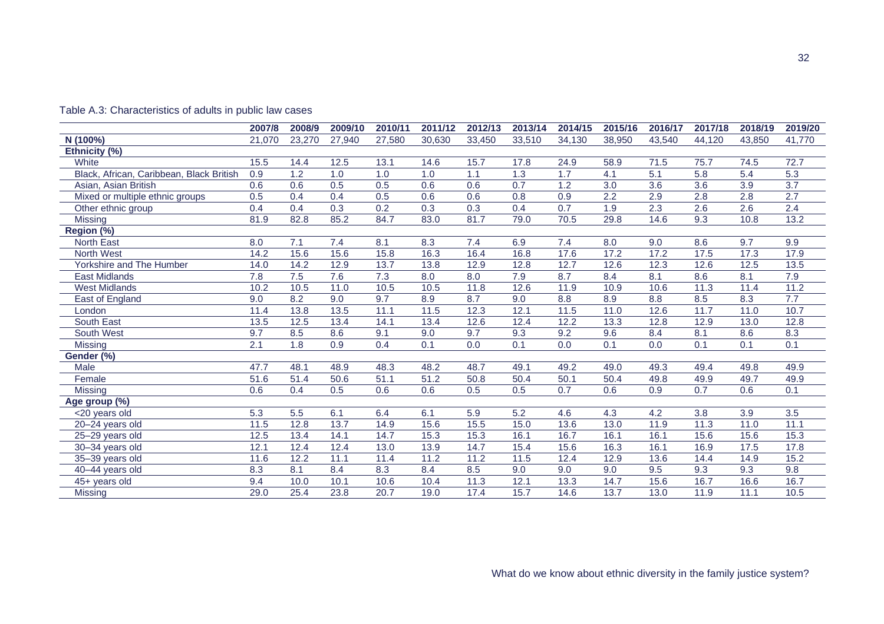Table A.3: Characteristics of adults in public law cases

| | 2007/8 | 2008/9 | 2009/10 | 2010/11 | 2011/12 | 2012/13 | 2013/14 | 2014/15 | 2015/16 | 2016/17 | 2017/18 | 2018/19 | 2019/20 |
|---|---|---|---|---|---|---|---|---|---|---|---|---|---|
| **N (100%)** | 21,070 | 23,270 | 27,940 | 27,580 | 30,630 | 33,450 | 33,510 | 34,130 | 38,950 | 43,540 | 44,120 | 43,850 | 41,770 |
| **Ethnicity (%)** | | | | | | | | | | | | | |
| White | 15.5 | 14.4 | 12.5 | 13.1 | 14.6 | 15.7 | 17.8 | 24.9 | 58.9 | 71.5 | 75.7 | 74.5 | 72.7 |
| Black, African, Caribbean, Black British | 0.9 | 1.2 | 1.0 | 1.0 | 1.0 | 1.1 | 1.3 | 1.7 | 4.1 | 5.1 | 5.8 | 5.4 | 5.3 |
| Asian, Asian British | 0.6 | 0.6 | 0.5 | 0.5 | 0.6 | 0.6 | 0.7 | 1.2 | 3.0 | 3.6 | 3.6 | 3.9 | 3.7 |
| Mixed or multiple ethnic groups | 0.5 | 0.4 | 0.4 | 0.5 | 0.6 | 0.6 | 0.8 | 0.9 | 2.2 | 2.9 | 2.8 | 2.8 | 2.7 |
| Other ethnic group | 0.4 | 0.4 | 0.3 | 0.2 | 0.3 | 0.3 | 0.4 | 0.7 | 1.9 | 2.3 | 2.6 | 2.6 | 2.4 |
| Missing | 81.9 | 82.8 | 85.2 | 84.7 | 83.0 | 81.7 | 79.0 | 70.5 | 29.8 | 14.6 | 9.3 | 10.8 | 13.2 |
| **Region (%)** | | | | | | | | | | | | | |
| North East | 8.0 | 7.1 | 7.4 | 8.1 | 8.3 | 7.4 | 6.9 | 7.4 | 8.0 | 9.0 | 8.6 | 9.7 | 9.9 |
| North West | 14.2 | 15.6 | 15.6 | 15.8 | 16.3 | 16.4 | 16.8 | 17.6 | 17.2 | 17.2 | 17.5 | 17.3 | 17.9 |
| Yorkshire and The Humber | 14.0 | 14.2 | 12.9 | 13.7 | 13.8 | 12.9 | 12.8 | 12.7 | 12.6 | 12.3 | 12.6 | 12.5 | 13.5 |
| East Midlands | 7.8 | 7.5 | 7.6 | 7.3 | 8.0 | 8.0 | 7.9 | 8.7 | 8.4 | 8.1 | 8.6 | 8.1 | 7.9 |
| West Midlands | 10.2 | 10.5 | 11.0 | 10.5 | 10.5 | 11.8 | 12.6 | 11.9 | 10.9 | 10.6 | 11.3 | 11.4 | 11.2 |
| East of England | 9.0 | 8.2 | 9.0 | 9.7 | 8.9 | 8.7 | 9.0 | 8.8 | 8.9 | 8.8 | 8.5 | 8.3 | 7.7 |
| London | 11.4 | 13.8 | 13.5 | 11.1 | 11.5 | 12.3 | 12.1 | 11.5 | 11.0 | 12.6 | 11.7 | 11.0 | 10.7 |
| South East | 13.5 | 12.5 | 13.4 | 14.1 | 13.4 | 12.6 | 12.4 | 12.2 | 13.3 | 12.8 | 12.9 | 13.0 | 12.8 |
| South West | 9.7 | 8.5 | 8.6 | 9.1 | 9.0 | 9.7 | 9.3 | 9.2 | 9.6 | 8.4 | 8.1 | 8.6 | 8.3 |
| Missing | 2.1 | 1.8 | 0.9 | 0.4 | 0.1 | 0.0 | 0.1 | 0.0 | 0.1 | 0.0 | 0.1 | 0.1 | 0.1 |
| **Gender (%)** | | | | | | | | | | | | | |
| Male | 47.7 | 48.1 | 48.9 | 48.3 | 48.2 | 48.7 | 49.1 | 49.2 | 49.0 | 49.3 | 49.4 | 49.8 | 49.9 |
| Female | 51.6 | 51.4 | 50.6 | 51.1 | 51.2 | 50.8 | 50.4 | 50.1 | 50.4 | 49.8 | 49.9 | 49.7 | 49.9 |
| Missing | 0.6 | 0.4 | 0.5 | 0.6 | 0.6 | 0.5 | 0.5 | 0.7 | 0.6 | 0.9 | 0.7 | 0.6 | 0.1 |
| **Age group (%)** | | | | | | | | | | | | | |
| <20 years old | 5.3 | 5.5 | 6.1 | 6.4 | 6.1 | 5.9 | 5.2 | 4.6 | 4.3 | 4.2 | 3.8 | 3.9 | 3.5 |
| 20–24 years old | 11.5 | 12.8 | 13.7 | 14.9 | 15.6 | 15.5 | 15.0 | 13.6 | 13.0 | 11.9 | 11.3 | 11.0 | 11.1 |
| 25–29 years old | 12.5 | 13.4 | 14.1 | 14.7 | 15.3 | 15.3 | 16.1 | 16.7 | 16.1 | 16.1 | 15.6 | 15.6 | 15.3 |
| 30–34 years old | 12.1 | 12.4 | 12.4 | 13.0 | 13.9 | 14.7 | 15.4 | 15.6 | 16.3 | 16.1 | 16.9 | 17.5 | 17.8 |
| 35–39 years old | 11.6 | 12.2 | 11.1 | 11.4 | 11.2 | 11.2 | 11.5 | 12.4 | 12.9 | 13.6 | 14.4 | 14.9 | 15.2 |
| 40–44 years old | 8.3 | 8.1 | 8.4 | 8.3 | 8.4 | 8.5 | 9.0 | 9.0 | 9.0 | 9.5 | 9.3 | 9.3 | 9.8 |
| 45+ years old | 9.4 | 10.0 | 10.1 | 10.6 | 10.4 | 11.3 | 12.1 | 13.3 | 14.7 | 15.6 | 16.7 | 16.6 | 16.7 |
| Missing | 29.0 | 25.4 | 23.8 | 20.7 | 19.0 | 17.4 | 15.7 | 14.6 | 13.7 | 13.0 | 11.9 | 11.1 | 10.5 |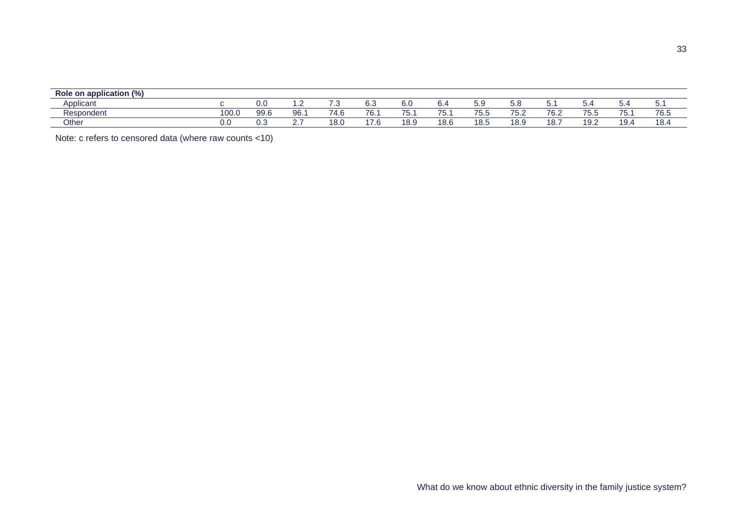| Role on application (%) | | | | | | | | | | | | | |
|---|---|---|---|---|---|---|---|---|---|---|---|---|---|
| Applicant | c | 0.0 | 1.2 | 7.3 | 6.3 | 6.0 | 6.4 | 5.9 | 5.8 | 5.1 | 5.4 | 5.4 | 5.1 |
| Respondent | 100.0 | 99.6 | 96.1 | 74.6 | 76.1 | 75.1 | 75.1 | 75.5 | 75.2 | 76.2 | 75.5 | 75.1 | 76.5 |
| Other | 0.0 | 0.3 | 2.7 | 18.0 | 17.6 | 18.9 | 18.6 | 18.5 | 18.9 | 18.7 | 19.2 | 19.4 | 18.4 |

Note: c refers to censored data (where raw counts <10)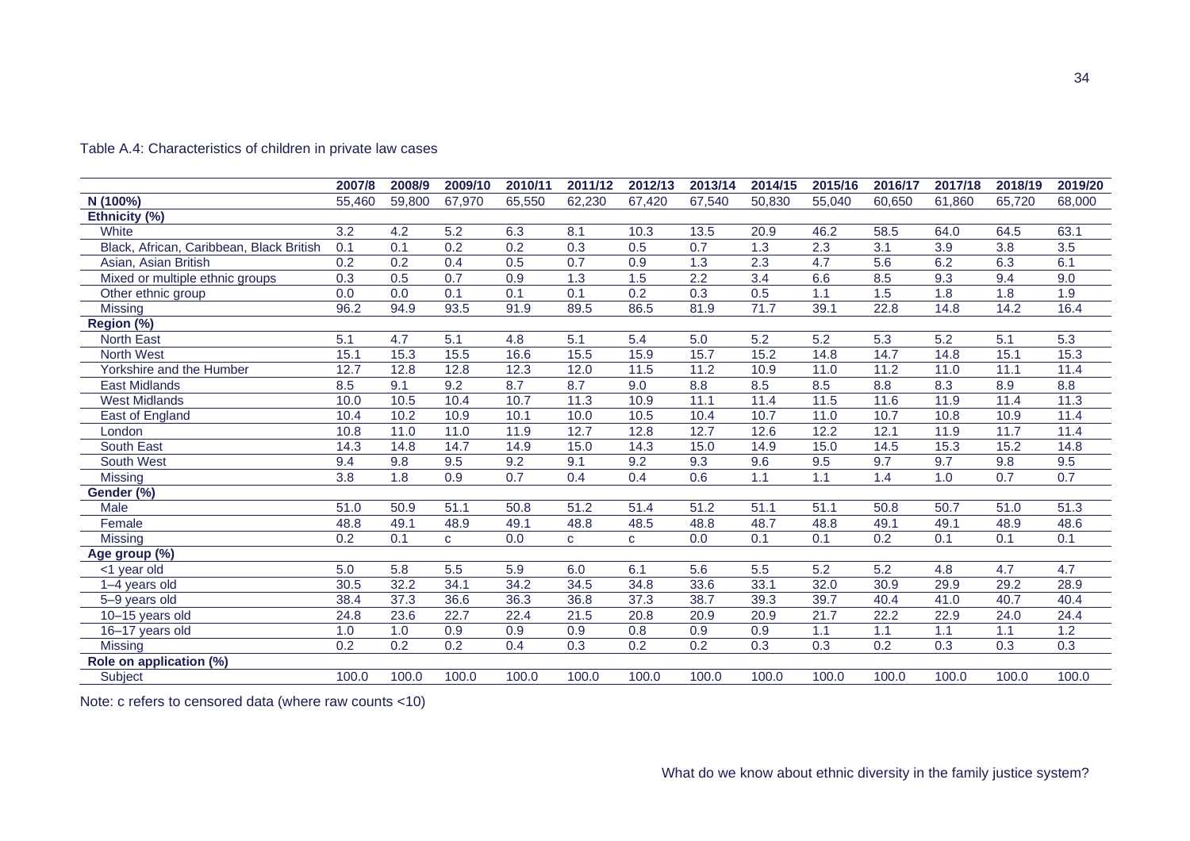Table A.4: Characteristics of children in private law cases

| | 2007/8 | 2008/9 | 2009/10 | 2010/11 | 2011/12 | 2012/13 | 2013/14 | 2014/15 | 2015/16 | 2016/17 | 2017/18 | 2018/19 | 2019/20 |
|---|---|---|---|---|---|---|---|---|---|---|---|---|---|
| **N (100%)** | 55,460 | 59,800 | 67,970 | 65,550 | 62,230 | 67,420 | 67,540 | 50,830 | 55,040 | 60,650 | 61,860 | 65,720 | 68,000 |
| **Ethnicity (%)** | | | | | | | | | | | | | |
| White | 3.2 | 4.2 | 5.2 | 6.3 | 8.1 | 10.3 | 13.5 | 20.9 | 46.2 | 58.5 | 64.0 | 64.5 | 63.1 |
| Black, African, Caribbean, Black British | 0.1 | 0.1 | 0.2 | 0.2 | 0.3 | 0.5 | 0.7 | 1.3 | 2.3 | 3.1 | 3.9 | 3.8 | 3.5 |
| Asian, Asian British | 0.2 | 0.2 | 0.4 | 0.5 | 0.7 | 0.9 | 1.3 | 2.3 | 4.7 | 5.6 | 6.2 | 6.3 | 6.1 |
| Mixed or multiple ethnic groups | 0.3 | 0.5 | 0.7 | 0.9 | 1.3 | 1.5 | 2.2 | 3.4 | 6.6 | 8.5 | 9.3 | 9.4 | 9.0 |
| Other ethnic group | 0.0 | 0.0 | 0.1 | 0.1 | 0.1 | 0.2 | 0.3 | 0.5 | 1.1 | 1.5 | 1.8 | 1.8 | 1.9 |
| Missing | 96.2 | 94.9 | 93.5 | 91.9 | 89.5 | 86.5 | 81.9 | 71.7 | 39.1 | 22.8 | 14.8 | 14.2 | 16.4 |
| **Region (%)** | | | | | | | | | | | | | |
| North East | 5.1 | 4.7 | 5.1 | 4.8 | 5.1 | 5.4 | 5.0 | 5.2 | 5.2 | 5.3 | 5.2 | 5.1 | 5.3 |
| North West | 15.1 | 15.3 | 15.5 | 16.6 | 15.5 | 15.9 | 15.7 | 15.2 | 14.8 | 14.7 | 14.8 | 15.1 | 15.3 |
| Yorkshire and the Humber | 12.7 | 12.8 | 12.8 | 12.3 | 12.0 | 11.5 | 11.2 | 10.9 | 11.0 | 11.2 | 11.0 | 11.1 | 11.4 |
| East Midlands | 8.5 | 9.1 | 9.2 | 8.7 | 8.7 | 9.0 | 8.8 | 8.5 | 8.5 | 8.8 | 8.3 | 8.9 | 8.8 |
| West Midlands | 10.0 | 10.5 | 10.4 | 10.7 | 11.3 | 10.9 | 11.1 | 11.4 | 11.5 | 11.6 | 11.9 | 11.4 | 11.3 |
| East of England | 10.4 | 10.2 | 10.9 | 10.1 | 10.0 | 10.5 | 10.4 | 10.7 | 11.0 | 10.7 | 10.8 | 10.9 | 11.4 |
| London | 10.8 | 11.0 | 11.0 | 11.9 | 12.7 | 12.8 | 12.7 | 12.6 | 12.2 | 12.1 | 11.9 | 11.7 | 11.4 |
| South East | 14.3 | 14.8 | 14.7 | 14.9 | 15.0 | 14.3 | 15.0 | 14.9 | 15.0 | 14.5 | 15.3 | 15.2 | 14.8 |
| South West | 9.4 | 9.8 | 9.5 | 9.2 | 9.1 | 9.2 | 9.3 | 9.6 | 9.5 | 9.7 | 9.7 | 9.8 | 9.5 |
| Missing | 3.8 | 1.8 | 0.9 | 0.7 | 0.4 | 0.4 | 0.6 | 1.1 | 1.1 | 1.4 | 1.0 | 0.7 | 0.7 |
| **Gender (%)** | | | | | | | | | | | | | |
| Male | 51.0 | 50.9 | 51.1 | 50.8 | 51.2 | 51.4 | 51.2 | 51.1 | 51.1 | 50.8 | 50.7 | 51.0 | 51.3 |
| Female | 48.8 | 49.1 | 48.9 | 49.1 | 48.8 | 48.5 | 48.8 | 48.7 | 48.8 | 49.1 | 49.1 | 48.9 | 48.6 |
| Missing | 0.2 | 0.1 | c | 0.0 | c | c | 0.0 | 0.1 | 0.1 | 0.2 | 0.1 | 0.1 | 0.1 |
| **Age group (%)** | | | | | | | | | | | | | |
| <1 year old | 5.0 | 5.8 | 5.5 | 5.9 | 6.0 | 6.1 | 5.6 | 5.5 | 5.2 | 5.2 | 4.8 | 4.7 | 4.7 |
| 1–4 years old | 30.5 | 32.2 | 34.1 | 34.2 | 34.5 | 34.8 | 33.6 | 33.1 | 32.0 | 30.9 | 29.9 | 29.2 | 28.9 |
| 5–9 years old | 38.4 | 37.3 | 36.6 | 36.3 | 36.8 | 37.3 | 38.7 | 39.3 | 39.7 | 40.4 | 41.0 | 40.7 | 40.4 |
| 10–15 years old | 24.8 | 23.6 | 22.7 | 22.4 | 21.5 | 20.8 | 20.9 | 20.9 | 21.7 | 22.2 | 22.9 | 24.0 | 24.4 |
| 16–17 years old | 1.0 | 1.0 | 0.9 | 0.9 | 0.9 | 0.8 | 0.9 | 0.9 | 1.1 | 1.1 | 1.1 | 1.1 | 1.2 |
| Missing | 0.2 | 0.2 | 0.2 | 0.4 | 0.3 | 0.2 | 0.2 | 0.3 | 0.3 | 0.2 | 0.3 | 0.3 | 0.3 |
| **Role on application (%)** | | | | | | | | | | | | | |
| Subject | 100.0 | 100.0 | 100.0 | 100.0 | 100.0 | 100.0 | 100.0 | 100.0 | 100.0 | 100.0 | 100.0 | 100.0 | 100.0 |

Note: c refers to censored data (where raw counts <10)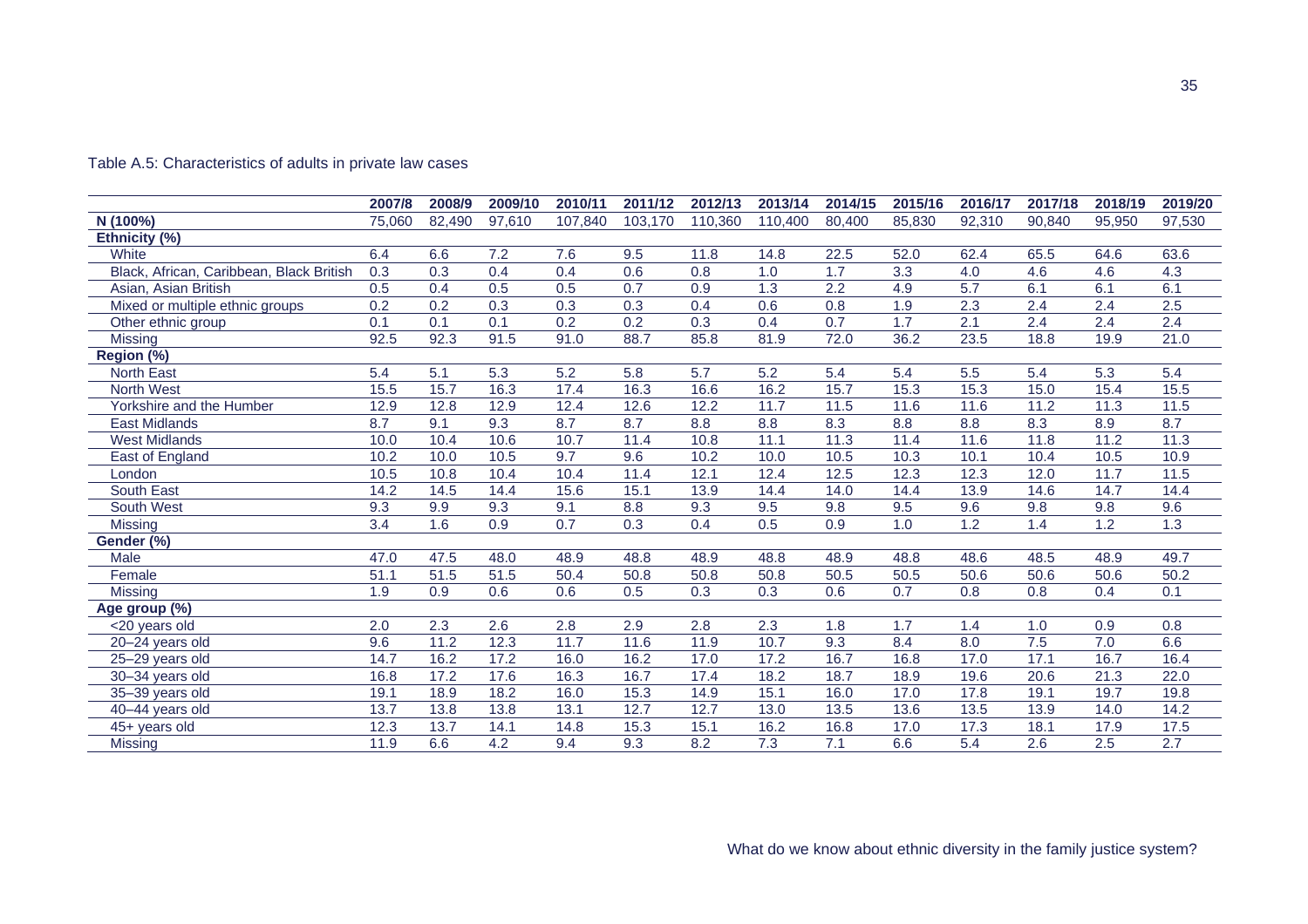Table A.5: Characteristics of adults in private law cases

| | 2007/8 | 2008/9 | 2009/10 | 2010/11 | 2011/12 | 2012/13 | 2013/14 | 2014/15 | 2015/16 | 2016/17 | 2017/18 | 2018/19 | 2019/20 |
|---|---|---|---|---|---|---|---|---|---|---|---|---|---|
| **N (100%)** | 75,060 | 82,490 | 97,610 | 107,840 | 103,170 | 110,360 | 110,400 | 80,400 | 85,830 | 92,310 | 90,840 | 95,950 | 97,530 |
| **Ethnicity (%)** | | | | | | | | | | | | | |
| White | 6.4 | 6.6 | 7.2 | 7.6 | 9.5 | 11.8 | 14.8 | 22.5 | 52.0 | 62.4 | 65.5 | 64.6 | 63.6 |
| Black, African, Caribbean, Black British | 0.3 | 0.3 | 0.4 | 0.4 | 0.6 | 0.8 | 1.0 | 1.7 | 3.3 | 4.0 | 4.6 | 4.6 | 4.3 |
| Asian, Asian British | 0.5 | 0.4 | 0.5 | 0.5 | 0.7 | 0.9 | 1.3 | 2.2 | 4.9 | 5.7 | 6.1 | 6.1 | 6.1 |
| Mixed or multiple ethnic groups | 0.2 | 0.2 | 0.3 | 0.3 | 0.3 | 0.4 | 0.6 | 0.8 | 1.9 | 2.3 | 2.4 | 2.4 | 2.5 |
| Other ethnic group | 0.1 | 0.1 | 0.1 | 0.2 | 0.2 | 0.3 | 0.4 | 0.7 | 1.7 | 2.1 | 2.4 | 2.4 | 2.4 |
| Missing | 92.5 | 92.3 | 91.5 | 91.0 | 88.7 | 85.8 | 81.9 | 72.0 | 36.2 | 23.5 | 18.8 | 19.9 | 21.0 |
| **Region (%)** | | | | | | | | | | | | | |
| North East | 5.4 | 5.1 | 5.3 | 5.2 | 5.8 | 5.7 | 5.2 | 5.4 | 5.4 | 5.5 | 5.4 | 5.3 | 5.4 |
| North West | 15.5 | 15.7 | 16.3 | 17.4 | 16.3 | 16.6 | 16.2 | 15.7 | 15.3 | 15.3 | 15.0 | 15.4 | 15.5 |
| Yorkshire and the Humber | 12.9 | 12.8 | 12.9 | 12.4 | 12.6 | 12.2 | 11.7 | 11.5 | 11.6 | 11.6 | 11.2 | 11.3 | 11.5 |
| East Midlands | 8.7 | 9.1 | 9.3 | 8.7 | 8.7 | 8.8 | 8.8 | 8.3 | 8.8 | 8.8 | 8.3 | 8.9 | 8.7 |
| West Midlands | 10.0 | 10.4 | 10.6 | 10.7 | 11.4 | 10.8 | 11.1 | 11.3 | 11.4 | 11.6 | 11.8 | 11.2 | 11.3 |
| East of England | 10.2 | 10.0 | 10.5 | 9.7 | 9.6 | 10.2 | 10.0 | 10.5 | 10.3 | 10.1 | 10.4 | 10.5 | 10.9 |
| London | 10.5 | 10.8 | 10.4 | 10.4 | 11.4 | 12.1 | 12.4 | 12.5 | 12.3 | 12.3 | 12.0 | 11.7 | 11.5 |
| South East | 14.2 | 14.5 | 14.4 | 15.6 | 15.1 | 13.9 | 14.4 | 14.0 | 14.4 | 13.9 | 14.6 | 14.7 | 14.4 |
| South West | 9.3 | 9.9 | 9.3 | 9.1 | 8.8 | 9.3 | 9.5 | 9.8 | 9.5 | 9.6 | 9.8 | 9.8 | 9.6 |
| Missing | 3.4 | 1.6 | 0.9 | 0.7 | 0.3 | 0.4 | 0.5 | 0.9 | 1.0 | 1.2 | 1.4 | 1.2 | 1.3 |
| **Gender (%)** | | | | | | | | | | | | | |
| Male | 47.0 | 47.5 | 48.0 | 48.9 | 48.8 | 48.9 | 48.8 | 48.9 | 48.8 | 48.6 | 48.5 | 48.9 | 49.7 |
| Female | 51.1 | 51.5 | 51.5 | 50.4 | 50.8 | 50.8 | 50.8 | 50.5 | 50.5 | 50.6 | 50.6 | 50.6 | 50.2 |
| Missing | 1.9 | 0.9 | 0.6 | 0.6 | 0.5 | 0.3 | 0.3 | 0.6 | 0.7 | 0.8 | 0.8 | 0.4 | 0.1 |
| **Age group (%)** | | | | | | | | | | | | | |
| <20 years old | 2.0 | 2.3 | 2.6 | 2.8 | 2.9 | 2.8 | 2.3 | 1.8 | 1.7 | 1.4 | 1.0 | 0.9 | 0.8 |
| 20–24 years old | 9.6 | 11.2 | 12.3 | 11.7 | 11.6 | 11.9 | 10.7 | 9.3 | 8.4 | 8.0 | 7.5 | 7.0 | 6.6 |
| 25–29 years old | 14.7 | 16.2 | 17.2 | 16.0 | 16.2 | 17.0 | 17.2 | 16.7 | 16.8 | 17.0 | 17.1 | 16.7 | 16.4 |
| 30–34 years old | 16.8 | 17.2 | 17.6 | 16.3 | 16.7 | 17.4 | 18.2 | 18.7 | 18.9 | 19.6 | 20.6 | 21.3 | 22.0 |
| 35–39 years old | 19.1 | 18.9 | 18.2 | 16.0 | 15.3 | 14.9 | 15.1 | 16.0 | 17.0 | 17.8 | 19.1 | 19.7 | 19.8 |
| 40–44 years old | 13.7 | 13.8 | 13.8 | 13.1 | 12.7 | 12.7 | 13.0 | 13.5 | 13.6 | 13.5 | 13.9 | 14.0 | 14.2 |
| 45+ years old | 12.3 | 13.7 | 14.1 | 14.8 | 15.3 | 15.1 | 16.2 | 16.8 | 17.0 | 17.3 | 18.1 | 17.9 | 17.5 |
| Missing | 11.9 | 6.6 | 4.2 | 9.4 | 9.3 | 8.2 | 7.3 | 7.1 | 6.6 | 5.4 | 2.6 | 2.5 | 2.7 |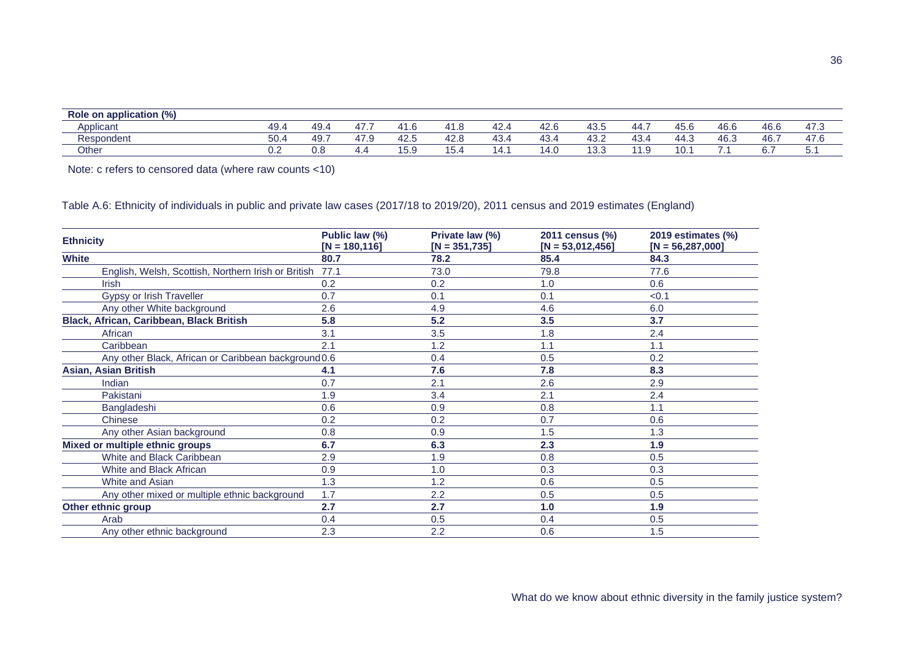| Role on application (%) | | | | | | | | | | | | | |
|---|---|---|---|---|---|---|---|---|---|---|---|---|---|
| Applicant | 49.4 | 49.4 | 47.7 | 41.6 | 41.8 | 42.4 | 42.6 | 43.5 | 44.7 | 45.6 | 46.6 | 46.6 | 47.3 |
| Respondent | 50.4 | 49.7 | 47.9 | 42.5 | 42.8 | 43.4 | 43.4 | 43.2 | 43.4 | 44.3 | 46.3 | 46.7 | 47.6 |
| Other | 0.2 | 0.8 | 4.4 | 15.9 | 15.4 | 14.1 | 14.0 | 13.3 | 11.9 | 10.1 | 7.1 | 6.7 | 5.1 |

Note: c refers to censored data (where raw counts <10)

Table A.6: Ethnicity of individuals in public and private law cases (2017/18 to 2019/20), 2011 census and 2019 estimates (England)

| Ethnicity | Public law (%) [N = 180,116] | Private law (%) [N = 351,735] | 2011 census (%) [N = 53,012,456] | 2019 estimates (%) [N = 56,287,000] |
|---|---|---|---|---|
| **White** | **80.7** | **78.2** | **85.4** | **84.3** |
| English, Welsh, Scottish, Northern Irish or British | 77.1 | 73.0 | 79.8 | 77.6 |
| Irish | 0.2 | 0.2 | 1.0 | 0.6 |
| Gypsy or Irish Traveller | 0.7 | 0.1 | 0.1 | <0.1 |
| Any other White background | 2.6 | 4.9 | 4.6 | 6.0 |
| **Black, African, Caribbean, Black British** | **5.8** | **5.2** | **3.5** | **3.7** |
| African | 3.1 | 3.5 | 1.8 | 2.4 |
| Caribbean | 2.1 | 1.2 | 1.1 | 1.1 |
| Any other Black, African or Caribbean background | 0.6 | 0.4 | 0.5 | 0.2 |
| **Asian, Asian British** | **4.1** | **7.6** | **7.8** | **8.3** |
| Indian | 0.7 | 2.1 | 2.6 | 2.9 |
| Pakistani | 1.9 | 3.4 | 2.1 | 2.4 |
| Bangladeshi | 0.6 | 0.9 | 0.8 | 1.1 |
| Chinese | 0.2 | 0.2 | 0.7 | 0.6 |
| Any other Asian background | 0.8 | 0.9 | 1.5 | 1.3 |
| **Mixed or multiple ethnic groups** | **6.7** | **6.3** | **2.3** | **1.9** |
| White and Black Caribbean | 2.9 | 1.9 | 0.8 | 0.5 |
| White and Black African | 0.9 | 1.0 | 0.3 | 0.3 |
| White and Asian | 1.3 | 1.2 | 0.6 | 0.5 |
| Any other mixed or multiple ethnic background | 1.7 | 2.2 | 0.5 | 0.5 |
| **Other ethnic group** | **2.7** | **2.7** | **1.0** | **1.9** |
| Arab | 0.4 | 0.5 | 0.4 | 0.5 |
| Any other ethnic background | 2.3 | 2.2 | 0.6 | 1.5 |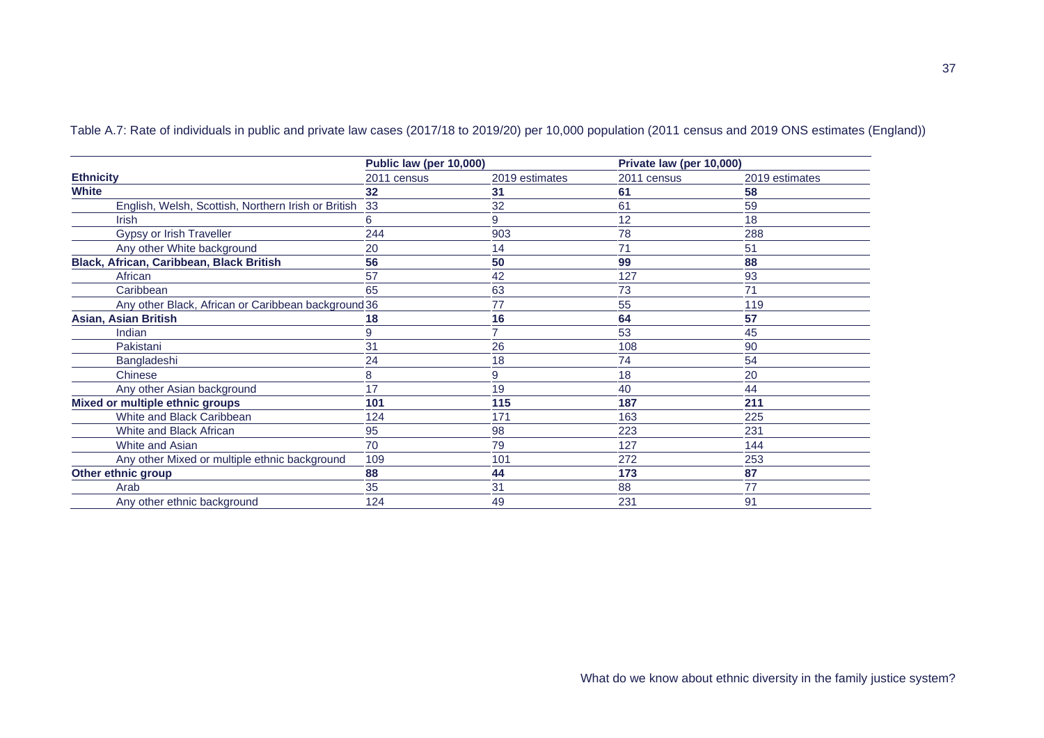Table A.7: Rate of individuals in public and private law cases (2017/18 to 2019/20) per 10,000 population (2011 census and 2019 ONS estimates (England))

| | Public law (per 10,000) | | Private law (per 10,000) | |
|---|---|---|---|---|
| **Ethnicity** | 2011 census | 2019 estimates | 2011 census | 2019 estimates |
| **White** | **32** | **31** | **61** | **58** |
| English, Welsh, Scottish, Northern Irish or British | 33 | 32 | 61 | 59 |
| Irish | 6 | 9 | 12 | 18 |
| Gypsy or Irish Traveller | 244 | 903 | 78 | 288 |
| Any other White background | 20 | 14 | 71 | 51 |
| **Black, African, Caribbean, Black British** | **56** | **50** | **99** | **88** |
| African | 57 | 42 | 127 | 93 |
| Caribbean | 65 | 63 | 73 | 71 |
| Any other Black, African or Caribbean background | 36 | 77 | 55 | 119 |
| **Asian, Asian British** | **18** | **16** | **64** | **57** |
| Indian | 9 | 7 | 53 | 45 |
| Pakistani | 31 | 26 | 108 | 90 |
| Bangladeshi | 24 | 18 | 74 | 54 |
| Chinese | 8 | 9 | 18 | 20 |
| Any other Asian background | 17 | 19 | 40 | 44 |
| **Mixed or multiple ethnic groups** | **101** | **115** | **187** | **211** |
| White and Black Caribbean | 124 | 171 | 163 | 225 |
| White and Black African | 95 | 98 | 223 | 231 |
| White and Asian | 70 | 79 | 127 | 144 |
| Any other Mixed or multiple ethnic background | 109 | 101 | 272 | 253 |
| **Other ethnic group** | **88** | **44** | **173** | **87** |
| Arab | 35 | 31 | 88 | 77 |
| Any other ethnic background | 124 | 49 | 231 | 91 |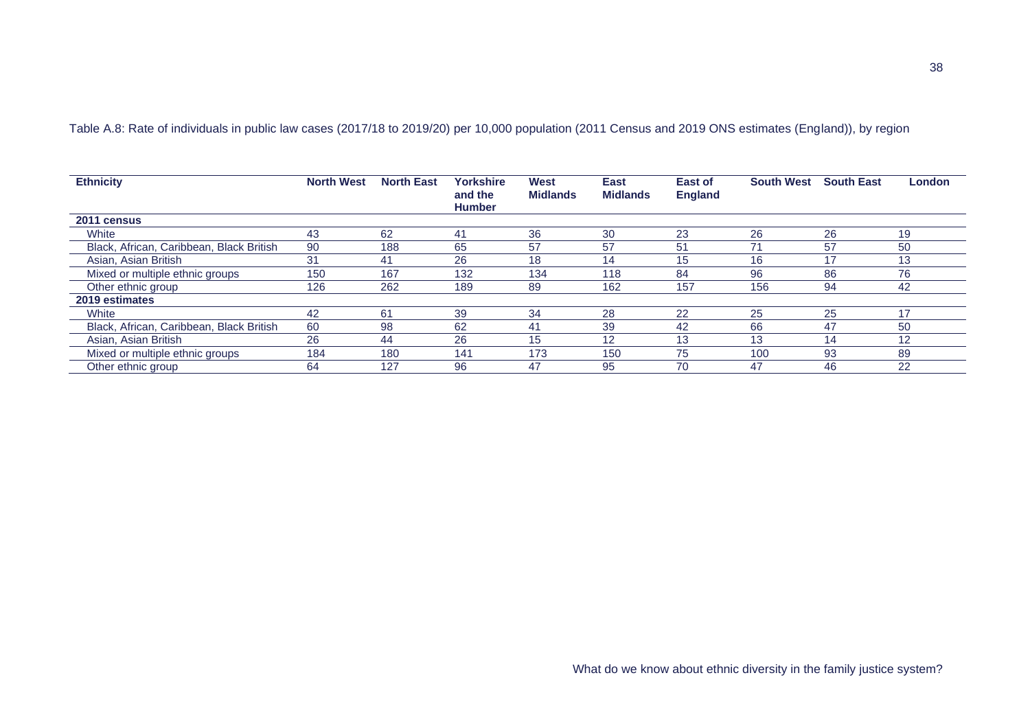Table A.8: Rate of individuals in public law cases (2017/18 to 2019/20) per 10,000 population (2011 Census and 2019 ONS estimates (England)), by region

| Ethnicity | North West | North East | Yorkshire and the Humber | West Midlands | East Midlands | East of England | South West | South East | London |
|---|---|---|---|---|---|---|---|---|---|
| **2011 census** | | | | | | | | | |
| White | 43 | 62 | 41 | 36 | 30 | 23 | 26 | 26 | 19 |
| Black, African, Caribbean, Black British | 90 | 188 | 65 | 57 | 57 | 51 | 71 | 57 | 50 |
| Asian, Asian British | 31 | 41 | 26 | 18 | 14 | 15 | 16 | 17 | 13 |
| Mixed or multiple ethnic groups | 150 | 167 | 132 | 134 | 118 | 84 | 96 | 86 | 76 |
| Other ethnic group | 126 | 262 | 189 | 89 | 162 | 157 | 156 | 94 | 42 |
| **2019 estimates** | | | | | | | | | |
| White | 42 | 61 | 39 | 34 | 28 | 22 | 25 | 25 | 17 |
| Black, African, Caribbean, Black British | 60 | 98 | 62 | 41 | 39 | 42 | 66 | 47 | 50 |
| Asian, Asian British | 26 | 44 | 26 | 15 | 12 | 13 | 13 | 14 | 12 |
| Mixed or multiple ethnic groups | 184 | 180 | 141 | 173 | 150 | 75 | 100 | 93 | 89 |
| Other ethnic group | 64 | 127 | 96 | 47 | 95 | 70 | 47 | 46 | 22 |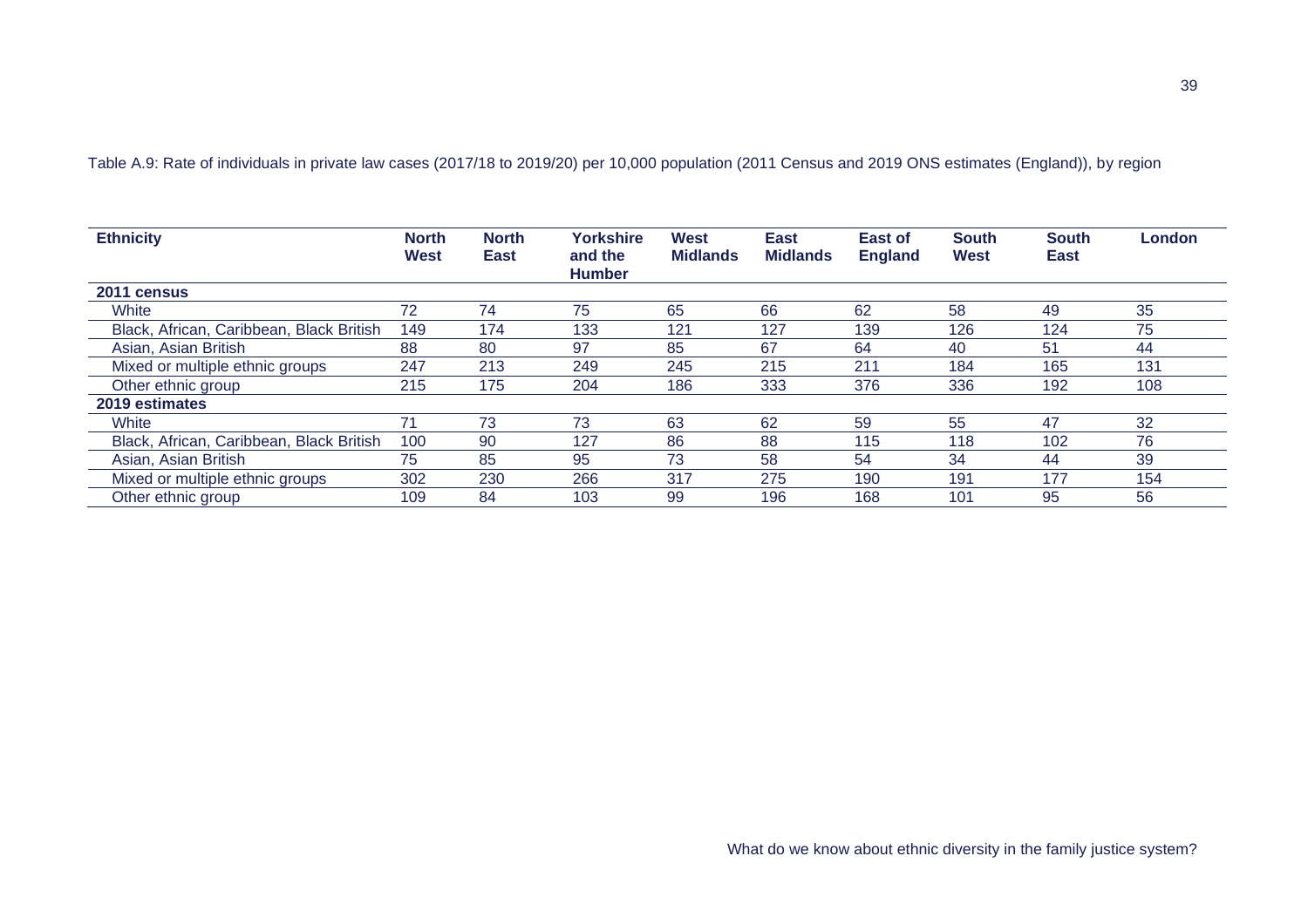Table A.9: Rate of individuals in private law cases (2017/18 to 2019/20) per 10,000 population (2011 Census and 2019 ONS estimates (England)), by region

| Ethnicity | North West | North East | Yorkshire and the Humber | West Midlands | East Midlands | East of England | South West | South East | London |
|---|---|---|---|---|---|---|---|---|---|
| **2011 census** | | | | | | | | | |
| White | 72 | 74 | 75 | 65 | 66 | 62 | 58 | 49 | 35 |
| Black, African, Caribbean, Black British | 149 | 174 | 133 | 121 | 127 | 139 | 126 | 124 | 75 |
| Asian, Asian British | 88 | 80 | 97 | 85 | 67 | 64 | 40 | 51 | 44 |
| Mixed or multiple ethnic groups | 247 | 213 | 249 | 245 | 215 | 211 | 184 | 165 | 131 |
| Other ethnic group | 215 | 175 | 204 | 186 | 333 | 376 | 336 | 192 | 108 |
| **2019 estimates** | | | | | | | | | |
| White | 71 | 73 | 73 | 63 | 62 | 59 | 55 | 47 | 32 |
| Black, African, Caribbean, Black British | 100 | 90 | 127 | 86 | 88 | 115 | 118 | 102 | 76 |
| Asian, Asian British | 75 | 85 | 95 | 73 | 58 | 54 | 34 | 44 | 39 |
| Mixed or multiple ethnic groups | 302 | 230 | 266 | 317 | 275 | 190 | 191 | 177 | 154 |
| Other ethnic group | 109 | 84 | 103 | 99 | 196 | 168 | 101 | 95 | 56 |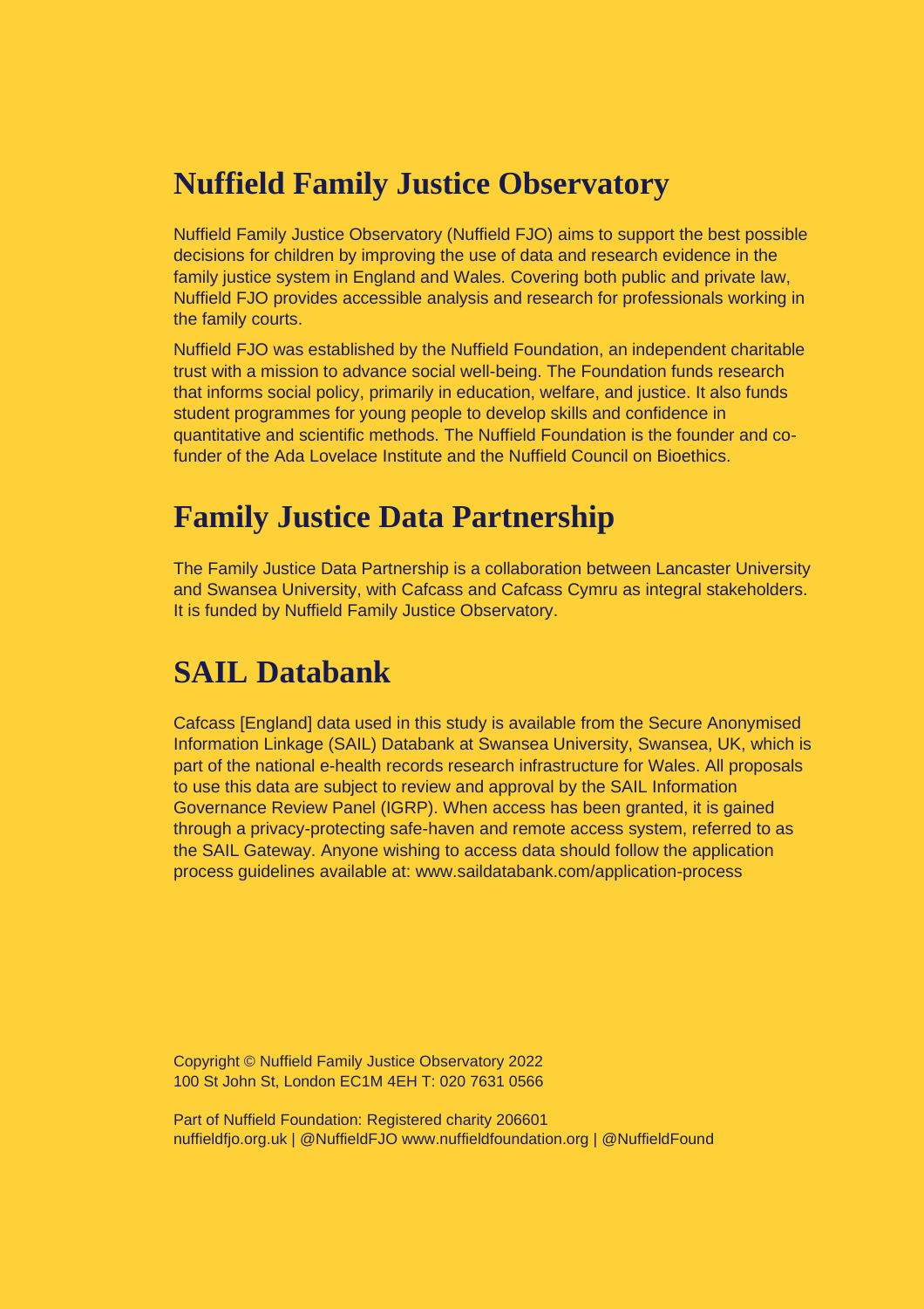## Nuffield Family Justice Observatory

Nuffield Family Justice Observatory (Nuffield FJO) aims to support the best possible decisions for children by improving the use of data and research evidence in the family justice system in England and Wales. Covering both public and private law, Nuffield FJO provides accessible analysis and research for professionals working in the family courts.

Nuffield FJO was established by the Nuffield Foundation, an independent charitable trust with a mission to advance social well-being. The Foundation funds research that informs social policy, primarily in education, welfare, and justice. It also funds student programmes for young people to develop skills and confidence in quantitative and scientific methods. The Nuffield Foundation is the founder and co-funder of the Ada Lovelace Institute and the Nuffield Council on Bioethics.

## Family Justice Data Partnership

The Family Justice Data Partnership is a collaboration between Lancaster University and Swansea University, with Cafcass and Cafcass Cymru as integral stakeholders. It is funded by Nuffield Family Justice Observatory.

## SAIL Databank

Cafcass [England] data used in this study is available from the Secure Anonymised Information Linkage (SAIL) Databank at Swansea University, Swansea, UK, which is part of the national e-health records research infrastructure for Wales. All proposals to use this data are subject to review and approval by the SAIL Information Governance Review Panel (IGRP). When access has been granted, it is gained through a privacy-protecting safe-haven and remote access system, referred to as the SAIL Gateway. Anyone wishing to access data should follow the application process guidelines available at: www.saildatabank.com/application-process

Copyright © Nuffield Family Justice Observatory 2022
100 St John St, London EC1M 4EH T: 020 7631 0566

Part of Nuffield Foundation: Registered charity 206601
nuffieldfjo.org.uk | @NuffieldFJO www.nuffieldfoundation.org | @NuffieldFound